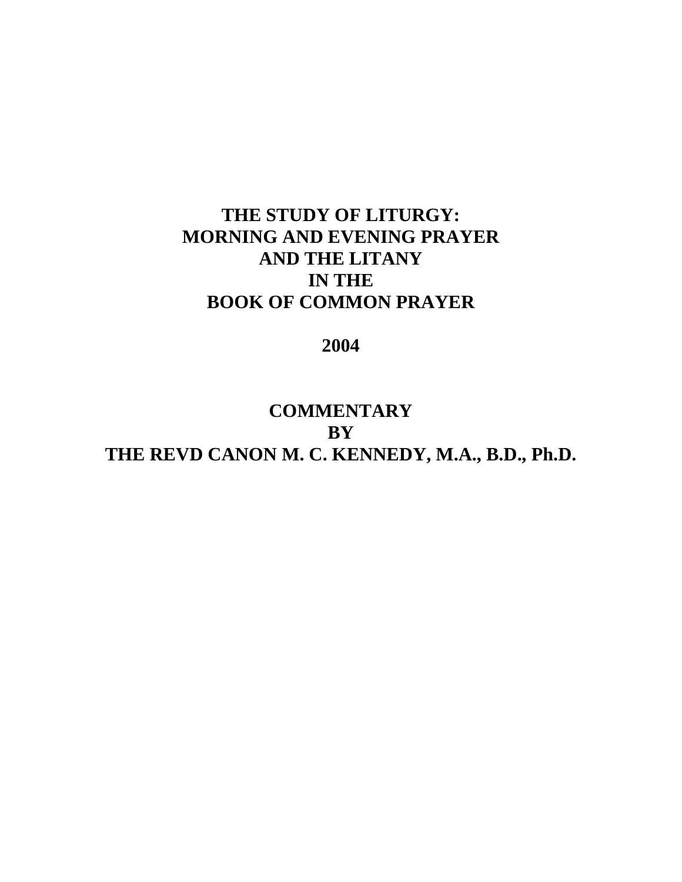# THE STUDY OF LITURGY: MORNING AND EVENING PRAYER AND THE LITANY IN THE BOOK OF COMMON PRAYER

**2004**

**COMMENTARY**
**BY**
**THE REVD CANON M. C. KENNEDY, M.A., B.D., Ph.D.**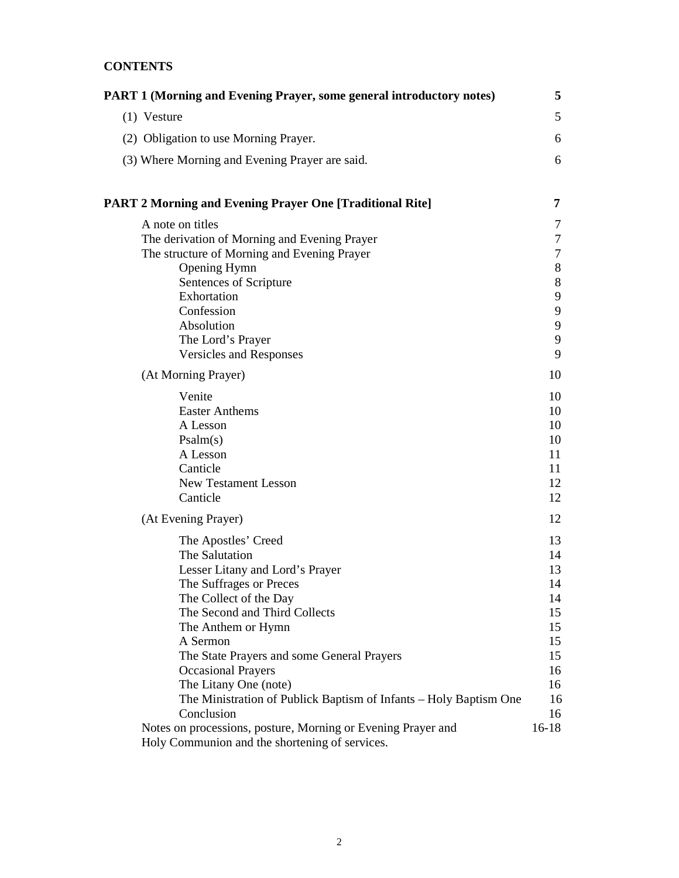**CONTENTS**

| | |
|---|---|
| **PART 1 (Morning and Evening Prayer, some general introductory notes)** | **5** |
| (1) Vesture | 5 |
| (2) Obligation to use Morning Prayer. | 6 |
| (3) Where Morning and Evening Prayer are said. | 6 |
| | |
| **PART 2 Morning and Evening Prayer One [Traditional Rite]** | **7** |
| A note on titles | 7 |
| The derivation of Morning and Evening Prayer | 7 |
| The structure of Morning and Evening Prayer | 7 |
| Opening Hymn | 8 |
| Sentences of Scripture | 8 |
| Exhortation | 9 |
| Confession | 9 |
| Absolution | 9 |
| The Lord's Prayer | 9 |
| Versicles and Responses | 9 |
| (At Morning Prayer) | 10 |
| Venite | 10 |
| Easter Anthems | 10 |
| A Lesson | 10 |
| Psalm(s) | 10 |
| A Lesson | 11 |
| Canticle | 11 |
| New Testament Lesson | 12 |
| Canticle | 12 |
| (At Evening Prayer) | 12 |
| The Apostles' Creed | 13 |
| The Salutation | 14 |
| Lesser Litany and Lord's Prayer | 13 |
| The Suffrages or Preces | 14 |
| The Collect of the Day | 14 |
| The Second and Third Collects | 15 |
| The Anthem or Hymn | 15 |
| A Sermon | 15 |
| The State Prayers and some General Prayers | 15 |
| Occasional Prayers | 16 |
| The Litany One (note) | 16 |
| The Ministration of Publick Baptism of Infants – Holy Baptism One | 16 |
| Conclusion | 16 |
| Notes on processions, posture, Morning or Evening Prayer and Holy Communion and the shortening of services. | 16-18 |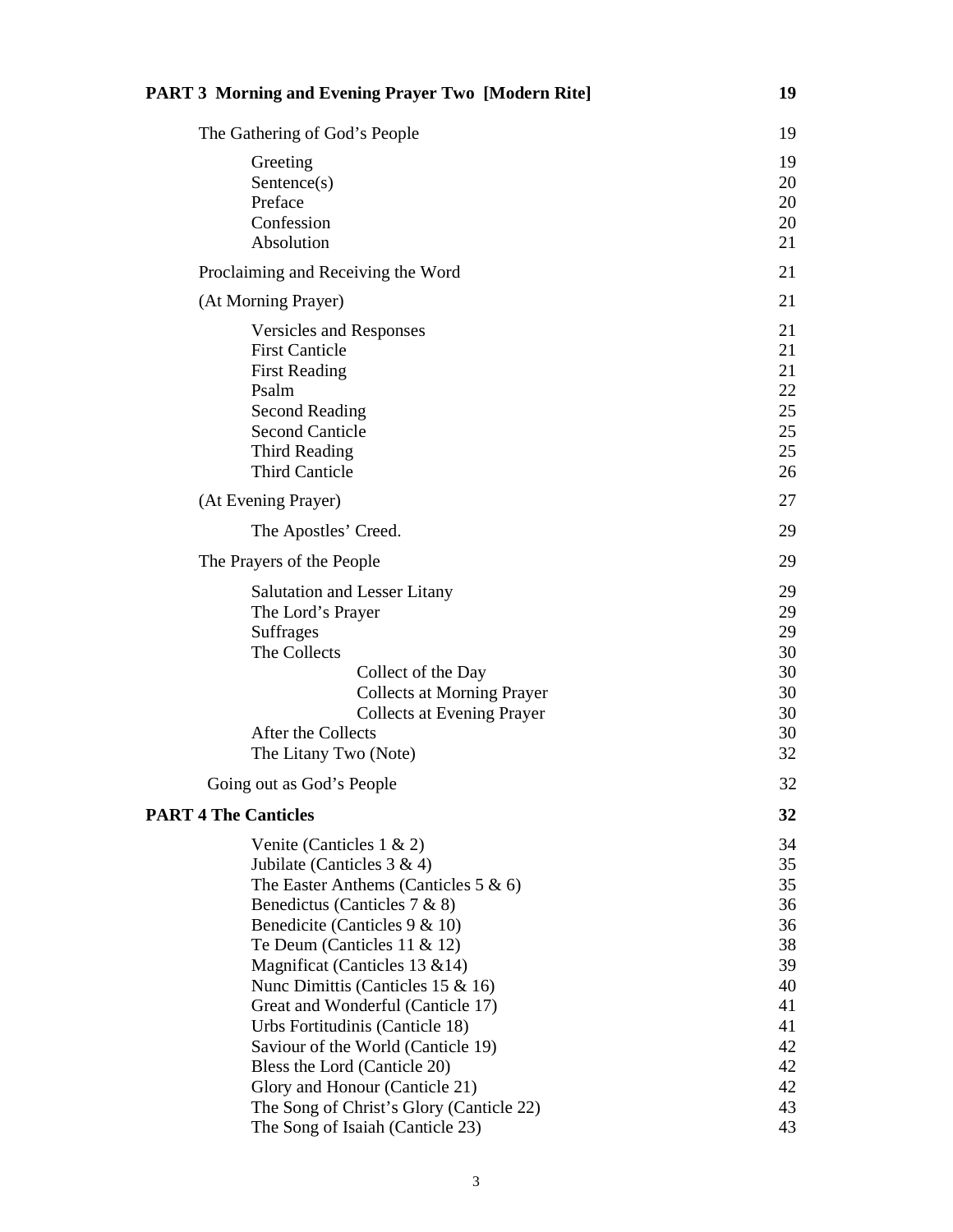| | |
|---|---|
| **PART 3 Morning and Evening Prayer Two [Modern Rite]** | **19** |
| The Gathering of God's People | 19 |
| Greeting | 19 |
| Sentence(s) | 20 |
| Preface | 20 |
| Confession | 20 |
| Absolution | 21 |
| Proclaiming and Receiving the Word | 21 |
| (At Morning Prayer) | 21 |
| Versicles and Responses | 21 |
| First Canticle | 21 |
| First Reading | 21 |
| Psalm | 22 |
| Second Reading | 25 |
| Second Canticle | 25 |
| Third Reading | 25 |
| Third Canticle | 26 |
| (At Evening Prayer) | 27 |
| The Apostles' Creed. | 29 |
| The Prayers of the People | 29 |
| Salutation and Lesser Litany | 29 |
| The Lord's Prayer | 29 |
| Suffrages | 29 |
| The Collects | 30 |
| Collect of the Day | 30 |
| Collects at Morning Prayer | 30 |
| Collects at Evening Prayer | 30 |
| After the Collects | 30 |
| The Litany Two (Note) | 32 |
| Going out as God's People | 32 |
| **PART 4 The Canticles** | **32** |
| Venite (Canticles 1 & 2) | 34 |
| Jubilate (Canticles 3 & 4) | 35 |
| The Easter Anthems (Canticles 5 & 6) | 35 |
| Benedictus (Canticles 7 & 8) | 36 |
| Benedicite (Canticles 9 & 10) | 36 |
| Te Deum (Canticles 11 & 12) | 38 |
| Magnificat (Canticles 13 &14) | 39 |
| Nunc Dimittis (Canticles 15 & 16) | 40 |
| Great and Wonderful (Canticle 17) | 41 |
| Urbs Fortitudinis (Canticle 18) | 41 |
| Saviour of the World (Canticle 19) | 42 |
| Bless the Lord (Canticle 20) | 42 |
| Glory and Honour (Canticle 21) | 42 |
| The Song of Christ's Glory (Canticle 22) | 43 |
| The Song of Isaiah (Canticle 23) | 43 |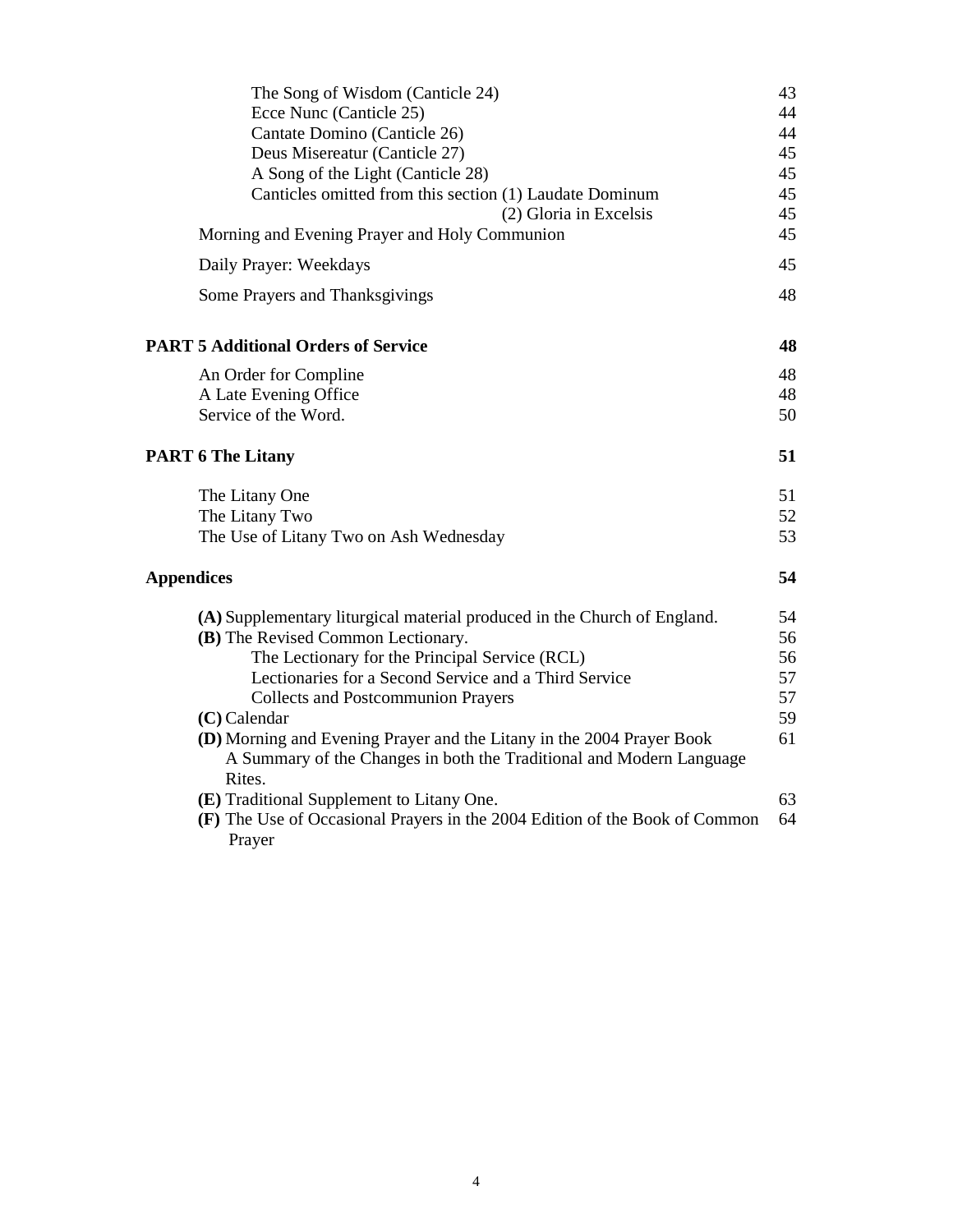| | |
|---|---|
| The Song of Wisdom (Canticle 24) | 43 |
| Ecce Nunc (Canticle 25) | 44 |
| Cantate Domino (Canticle 26) | 44 |
| Deus Misereatur (Canticle 27) | 45 |
| A Song of the Light (Canticle 28) | 45 |
| Canticles omitted from this section (1) Laudate Dominum | 45 |
| (2) Gloria in Excelsis | 45 |
| Morning and Evening Prayer and Holy Communion | 45 |
| Daily Prayer: Weekdays | 45 |
| Some Prayers and Thanksgivings | 48 |
| **PART 5 Additional Orders of Service** | **48** |
| An Order for Compline | 48 |
| A Late Evening Office | 48 |
| Service of the Word. | 50 |
| **PART 6 The Litany** | **51** |
| The Litany One | 51 |
| The Litany Two | 52 |
| The Use of Litany Two on Ash Wednesday | 53 |
| **Appendices** | **54** |
| **(A)** Supplementary liturgical material produced in the Church of England. | 54 |
| **(B)** The Revised Common Lectionary. | 56 |
| The Lectionary for the Principal Service (RCL) | 56 |
| Lectionaries for a Second Service and a Third Service | 57 |
| Collects and Postcommunion Prayers | 57 |
| **(C)** Calendar | 59 |
| **(D)** Morning and Evening Prayer and the Litany in the 2004 Prayer Book A Summary of the Changes in both the Traditional and Modern Language Rites. | 61 |
| **(E)** Traditional Supplement to Litany One. | 63 |
| **(F)** The Use of Occasional Prayers in the 2004 Edition of the Book of Common Prayer | 64 |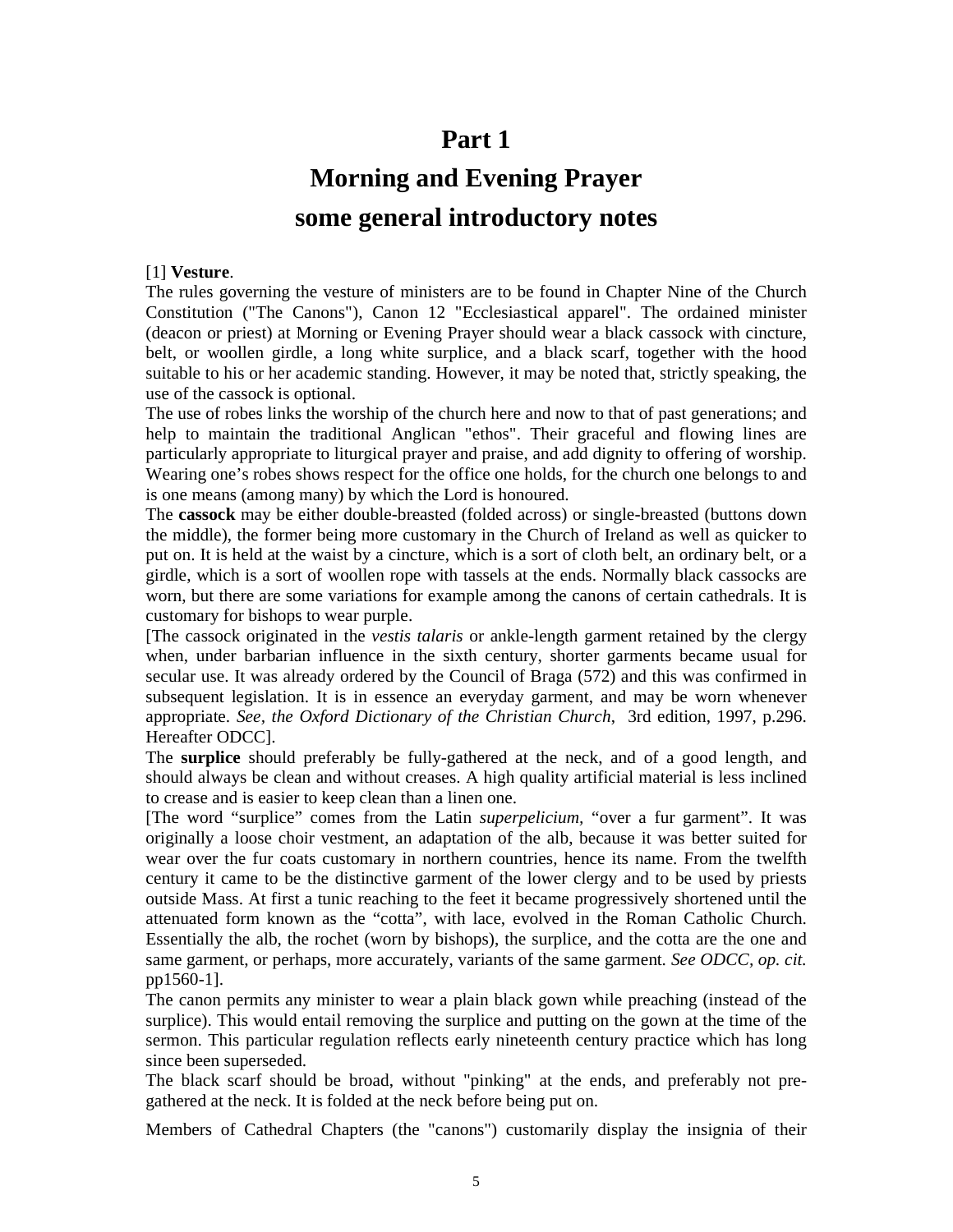# Part 1

# Morning and Evening Prayer

# some general introductory notes

[1] **Vesture**.

The rules governing the vesture of ministers are to be found in Chapter Nine of the Church Constitution ("The Canons"), Canon 12 "Ecclesiastical apparel". The ordained minister (deacon or priest) at Morning or Evening Prayer should wear a black cassock with cincture, belt, or woollen girdle, a long white surplice, and a black scarf, together with the hood suitable to his or her academic standing. However, it may be noted that, strictly speaking, the use of the cassock is optional.

The use of robes links the worship of the church here and now to that of past generations; and help to maintain the traditional Anglican "ethos". Their graceful and flowing lines are particularly appropriate to liturgical prayer and praise, and add dignity to offering of worship. Wearing one's robes shows respect for the office one holds, for the church one belongs to and is one means (among many) by which the Lord is honoured.

The **cassock** may be either double-breasted (folded across) or single-breasted (buttons down the middle), the former being more customary in the Church of Ireland as well as quicker to put on. It is held at the waist by a cincture, which is a sort of cloth belt, an ordinary belt, or a girdle, which is a sort of woollen rope with tassels at the ends. Normally black cassocks are worn, but there are some variations for example among the canons of certain cathedrals. It is customary for bishops to wear purple.

[The cassock originated in the *vestis talaris* or ankle-length garment retained by the clergy when, under barbarian influence in the sixth century, shorter garments became usual for secular use. It was already ordered by the Council of Braga (572) and this was confirmed in subsequent legislation. It is in essence an everyday garment, and may be worn whenever appropriate. *See, the Oxford Dictionary of the Christian Church*, 3rd edition, 1997, p.296. Hereafter ODCC].

The **surplice** should preferably be fully-gathered at the neck, and of a good length, and should always be clean and without creases. A high quality artificial material is less inclined to crease and is easier to keep clean than a linen one.

[The word "surplice" comes from the Latin *superpelicium,* "over a fur garment". It was originally a loose choir vestment, an adaptation of the alb, because it was better suited for wear over the fur coats customary in northern countries, hence its name. From the twelfth century it came to be the distinctive garment of the lower clergy and to be used by priests outside Mass. At first a tunic reaching to the feet it became progressively shortened until the attenuated form known as the "cotta", with lace, evolved in the Roman Catholic Church. Essentially the alb, the rochet (worn by bishops), the surplice, and the cotta are the one and same garment, or perhaps, more accurately, variants of the same garment. *See ODCC, op. cit.* pp1560-1].

The canon permits any minister to wear a plain black gown while preaching (instead of the surplice). This would entail removing the surplice and putting on the gown at the time of the sermon. This particular regulation reflects early nineteenth century practice which has long since been superseded.

The black scarf should be broad, without "pinking" at the ends, and preferably not pre-gathered at the neck. It is folded at the neck before being put on.

Members of Cathedral Chapters (the "canons") customarily display the insignia of their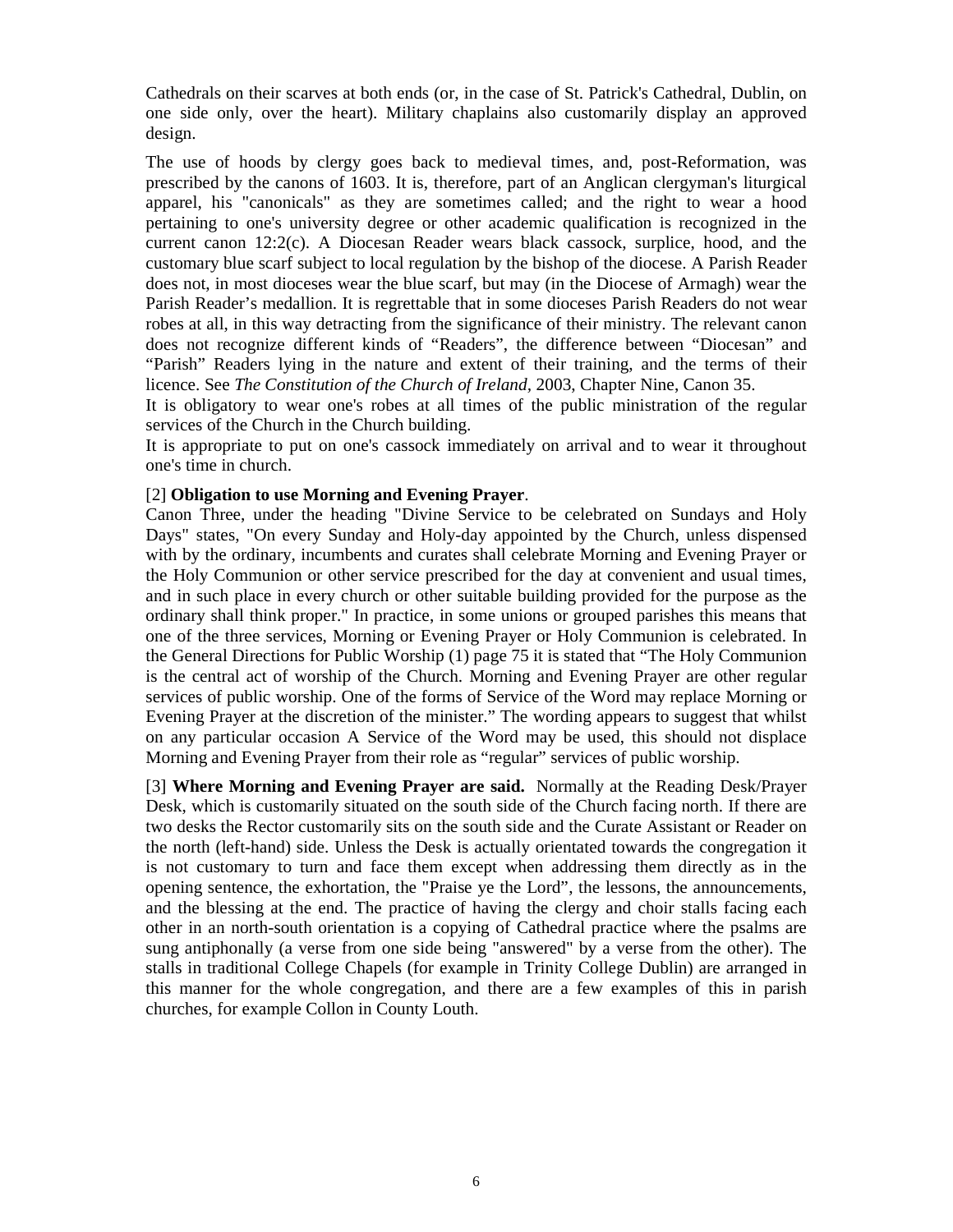Cathedrals on their scarves at both ends (or, in the case of St. Patrick's Cathedral, Dublin, on one side only, over the heart). Military chaplains also customarily display an approved design.

The use of hoods by clergy goes back to medieval times, and, post-Reformation, was prescribed by the canons of 1603. It is, therefore, part of an Anglican clergyman's liturgical apparel, his "canonicals" as they are sometimes called; and the right to wear a hood pertaining to one's university degree or other academic qualification is recognized in the current canon 12:2(c). A Diocesan Reader wears black cassock, surplice, hood, and the customary blue scarf subject to local regulation by the bishop of the diocese. A Parish Reader does not, in most dioceses wear the blue scarf, but may (in the Diocese of Armagh) wear the Parish Reader's medallion. It is regrettable that in some dioceses Parish Readers do not wear robes at all, in this way detracting from the significance of their ministry. The relevant canon does not recognize different kinds of "Readers", the difference between "Diocesan" and "Parish" Readers lying in the nature and extent of their training, and the terms of their licence. See *The Constitution of the Church of Ireland,* 2003, Chapter Nine, Canon 35.
It is obligatory to wear one's robes at all times of the public ministration of the regular services of the Church in the Church building.
It is appropriate to put on one's cassock immediately on arrival and to wear it throughout one's time in church.

[2] **Obligation to use Morning and Evening Prayer**.
Canon Three, under the heading "Divine Service to be celebrated on Sundays and Holy Days" states, "On every Sunday and Holy-day appointed by the Church, unless dispensed with by the ordinary, incumbents and curates shall celebrate Morning and Evening Prayer or the Holy Communion or other service prescribed for the day at convenient and usual times, and in such place in every church or other suitable building provided for the purpose as the ordinary shall think proper." In practice, in some unions or grouped parishes this means that one of the three services, Morning or Evening Prayer or Holy Communion is celebrated. In the General Directions for Public Worship (1) page 75 it is stated that "The Holy Communion is the central act of worship of the Church. Morning and Evening Prayer are other regular services of public worship. One of the forms of Service of the Word may replace Morning or Evening Prayer at the discretion of the minister." The wording appears to suggest that whilst on any particular occasion A Service of the Word may be used, this should not displace Morning and Evening Prayer from their role as "regular" services of public worship.

[3] **Where Morning and Evening Prayer are said.** Normally at the Reading Desk/Prayer Desk, which is customarily situated on the south side of the Church facing north. If there are two desks the Rector customarily sits on the south side and the Curate Assistant or Reader on the north (left-hand) side. Unless the Desk is actually orientated towards the congregation it is not customary to turn and face them except when addressing them directly as in the opening sentence, the exhortation, the "Praise ye the Lord", the lessons, the announcements, and the blessing at the end. The practice of having the clergy and choir stalls facing each other in an north-south orientation is a copying of Cathedral practice where the psalms are sung antiphonally (a verse from one side being "answered" by a verse from the other). The stalls in traditional College Chapels (for example in Trinity College Dublin) are arranged in this manner for the whole congregation, and there are a few examples of this in parish churches, for example Collon in County Louth.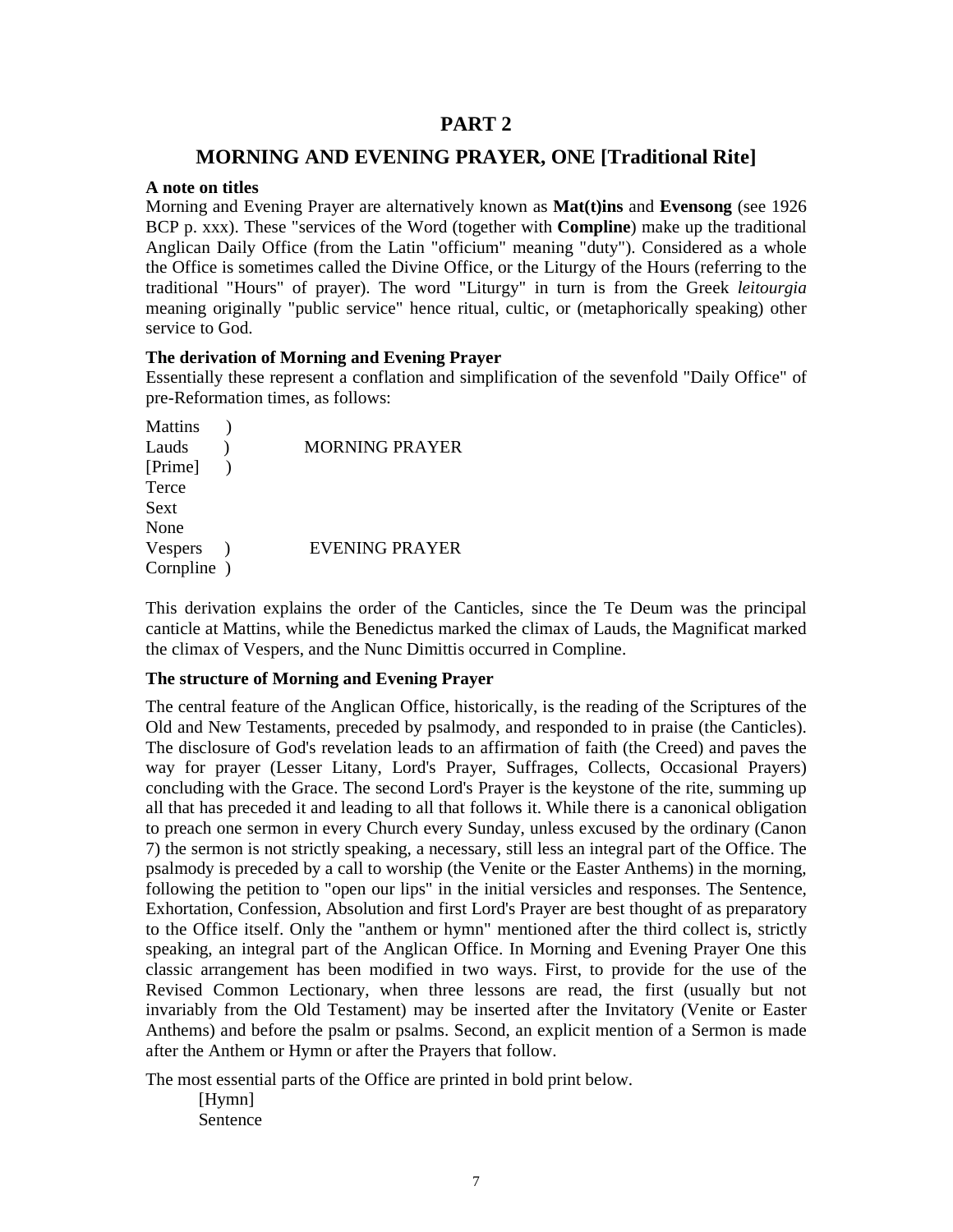# PART 2

## MORNING AND EVENING PRAYER, ONE [Traditional Rite]

**A note on titles**

Morning and Evening Prayer are alternatively known as **Mat(t)ins** and **Evensong** (see 1926 BCP p. xxx). These "services of the Word (together with **Compline**) make up the traditional Anglican Daily Office (from the Latin "officium" meaning "duty"). Considered as a whole the Office is sometimes called the Divine Office, or the Liturgy of the Hours (referring to the traditional "Hours" of prayer). The word "Liturgy" in turn is from the Greek *leitourgia* meaning originally "public service" hence ritual, cultic, or (metaphorically speaking) other service to God.

**The derivation of Morning and Evening Prayer**

Essentially these represent a conflation and simplification of the sevenfold "Daily Office" of pre-Reformation times, as follows:

```
Mattins    )
Lauds      )        MORNING PRAYER
[Prime]    )
Terce
Sext
None
Vespers    )         EVENING PRAYER
Cornpline  )
```

This derivation explains the order of the Canticles, since the Te Deum was the principal canticle at Mattins, while the Benedictus marked the climax of Lauds, the Magnificat marked the climax of Vespers, and the Nunc Dimittis occurred in Compline.

**The structure of Morning and Evening Prayer**

The central feature of the Anglican Office, historically, is the reading of the Scriptures of the Old and New Testaments, preceded by psalmody, and responded to in praise (the Canticles). The disclosure of God's revelation leads to an affirmation of faith (the Creed) and paves the way for prayer (Lesser Litany, Lord's Prayer, Suffrages, Collects, Occasional Prayers) concluding with the Grace. The second Lord's Prayer is the keystone of the rite, summing up all that has preceded it and leading to all that follows it. While there is a canonical obligation to preach one sermon in every Church every Sunday, unless excused by the ordinary (Canon 7) the sermon is not strictly speaking, a necessary, still less an integral part of the Office. The psalmody is preceded by a call to worship (the Venite or the Easter Anthems) in the morning, following the petition to "open our lips" in the initial versicles and responses. The Sentence, Exhortation, Confession, Absolution and first Lord's Prayer are best thought of as preparatory to the Office itself. Only the "anthem or hymn" mentioned after the third collect is, strictly speaking, an integral part of the Anglican Office. In Morning and Evening Prayer One this classic arrangement has been modified in two ways. First, to provide for the use of the Revised Common Lectionary, when three lessons are read, the first (usually but not invariably from the Old Testament) may be inserted after the Invitatory (Venite or Easter Anthems) and before the psalm or psalms. Second, an explicit mention of a Sermon is made after the Anthem or Hymn or after the Prayers that follow.

The most essential parts of the Office are printed in bold print below.

[Hymn]
Sentence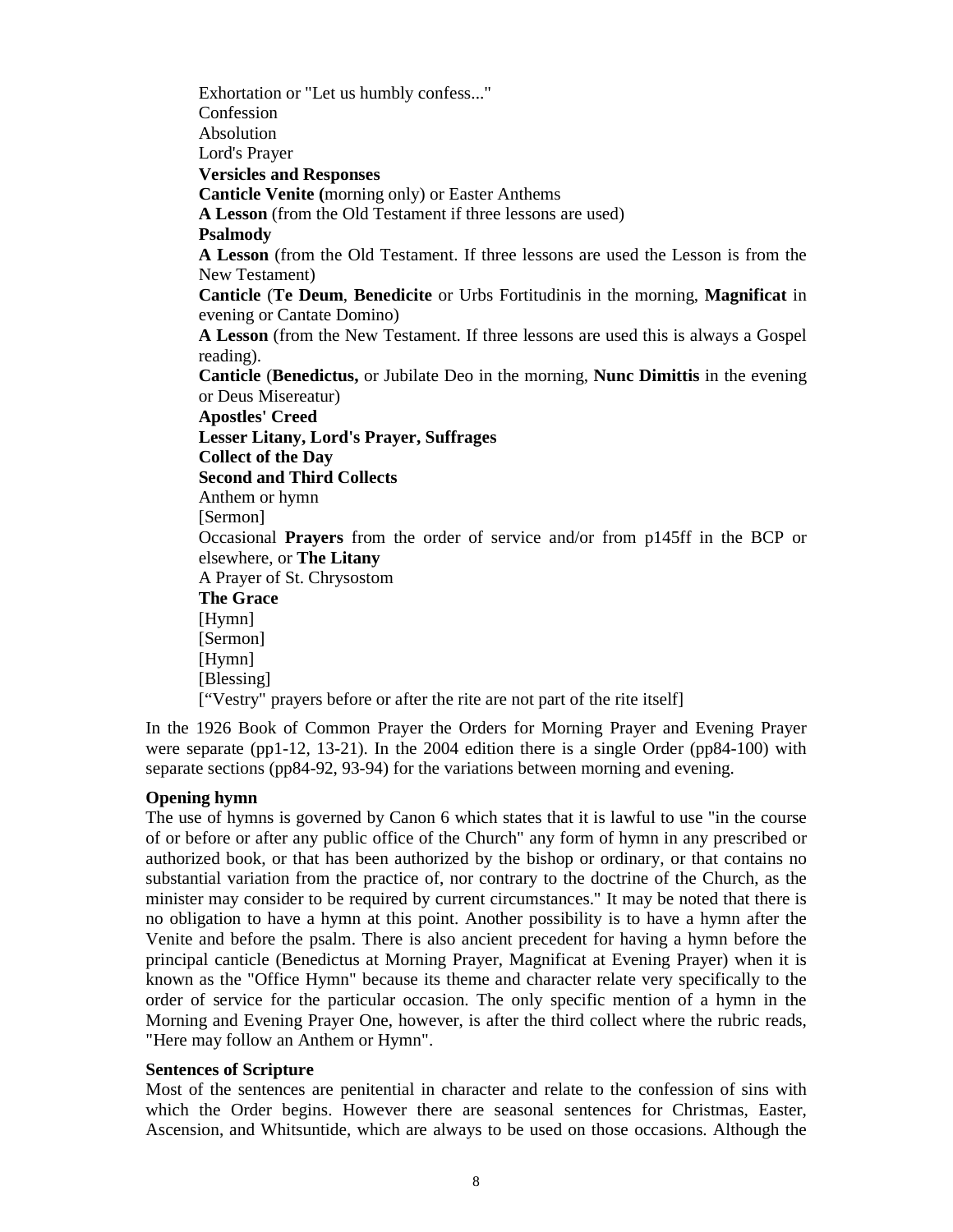Exhortation or "Let us humbly confess..."
Confession
Absolution
Lord's Prayer
**Versicles and Responses**
**Canticle Venite (**morning only) or Easter Anthems
**A Lesson** (from the Old Testament if three lessons are used)
**Psalmody**
**A Lesson** (from the Old Testament. If three lessons are used the Lesson is from the New Testament)
**Canticle** (**Te Deum**, **Benedicite** or Urbs Fortitudinis in the morning, **Magnificat** in evening or Cantate Domino)
**A Lesson** (from the New Testament. If three lessons are used this is always a Gospel reading).
**Canticle** (**Benedictus,** or Jubilate Deo in the morning, **Nunc Dimittis** in the evening or Deus Misereatur)
**Apostles' Creed**
**Lesser Litany, Lord's Prayer, Suffrages**
**Collect of the Day**
**Second and Third Collects**
Anthem or hymn
[Sermon]
Occasional **Prayers** from the order of service and/or from p145ff in the BCP or elsewhere, or **The Litany**
A Prayer of St. Chrysostom
**The Grace**
[Hymn]
[Sermon]
[Hymn]
[Blessing]
["Vestry" prayers before or after the rite are not part of the rite itself]

In the 1926 Book of Common Prayer the Orders for Morning Prayer and Evening Prayer were separate (pp1-12, 13-21). In the 2004 edition there is a single Order (pp84-100) with separate sections (pp84-92, 93-94) for the variations between morning and evening.

**Opening hymn**

The use of hymns is governed by Canon 6 which states that it is lawful to use "in the course of or before or after any public office of the Church" any form of hymn in any prescribed or authorized book, or that has been authorized by the bishop or ordinary, or that contains no substantial variation from the practice of, nor contrary to the doctrine of the Church, as the minister may consider to be required by current circumstances." It may be noted that there is no obligation to have a hymn at this point. Another possibility is to have a hymn after the Venite and before the psalm. There is also ancient precedent for having a hymn before the principal canticle (Benedictus at Morning Prayer, Magnificat at Evening Prayer) when it is known as the "Office Hymn" because its theme and character relate very specifically to the order of service for the particular occasion. The only specific mention of a hymn in the Morning and Evening Prayer One, however, is after the third collect where the rubric reads, "Here may follow an Anthem or Hymn".

**Sentences of Scripture**

Most of the sentences are penitential in character and relate to the confession of sins with which the Order begins. However there are seasonal sentences for Christmas, Easter, Ascension, and Whitsuntide, which are always to be used on those occasions. Although the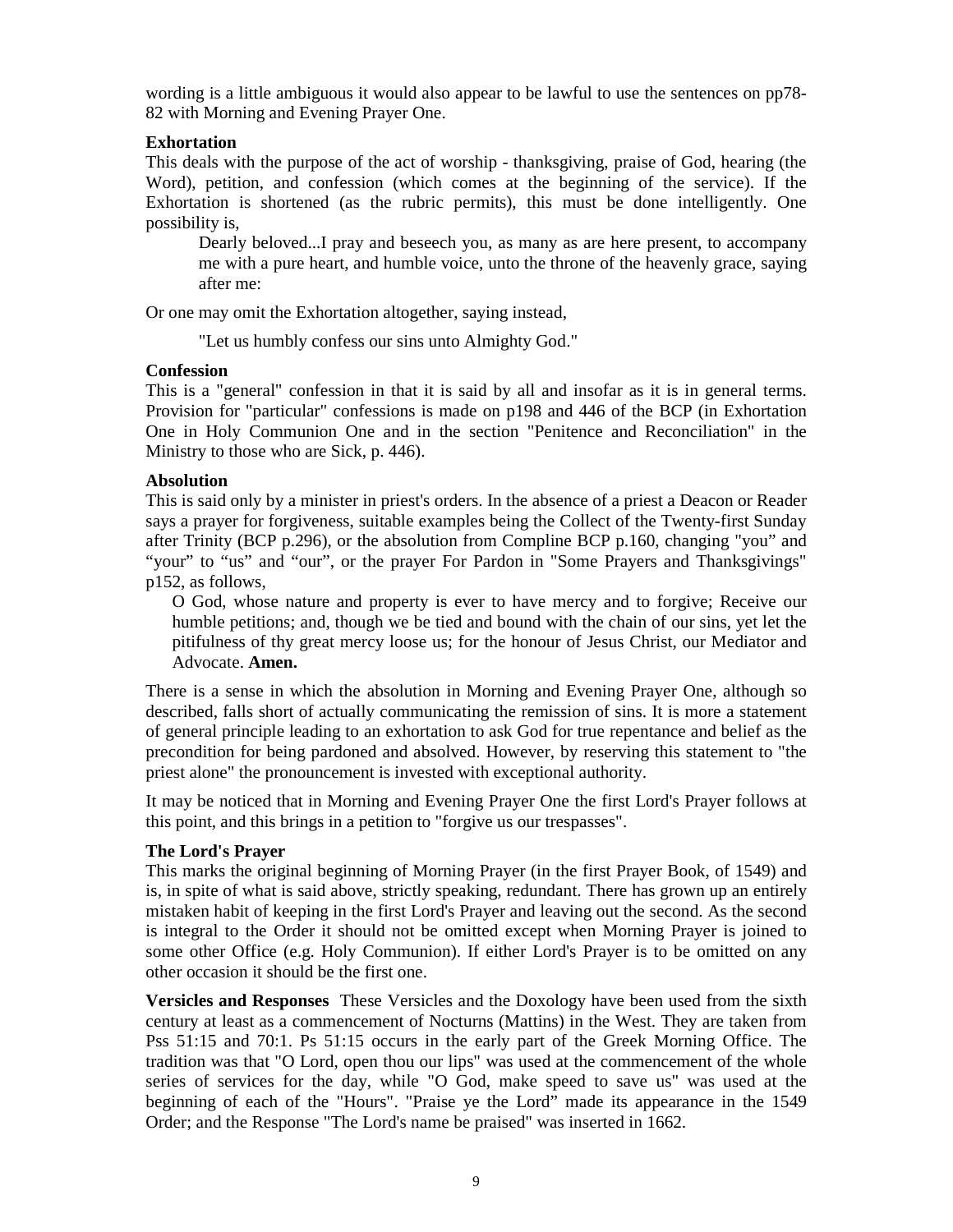wording is a little ambiguous it would also appear to be lawful to use the sentences on pp78-82 with Morning and Evening Prayer One.

**Exhortation**
This deals with the purpose of the act of worship - thanksgiving, praise of God, hearing (the Word), petition, and confession (which comes at the beginning of the service). If the Exhortation is shortened (as the rubric permits), this must be done intelligently. One possibility is,

> Dearly beloved...I pray and beseech you, as many as are here present, to accompany me with a pure heart, and humble voice, unto the throne of the heavenly grace, saying after me:

Or one may omit the Exhortation altogether, saying instead,

> "Let us humbly confess our sins unto Almighty God."

**Confession**
This is a "general" confession in that it is said by all and insofar as it is in general terms. Provision for "particular" confessions is made on p198 and 446 of the BCP (in Exhortation One in Holy Communion One and in the section "Penitence and Reconciliation" in the Ministry to those who are Sick, p. 446).

**Absolution**
This is said only by a minister in priest's orders. In the absence of a priest a Deacon or Reader says a prayer for forgiveness, suitable examples being the Collect of the Twenty-first Sunday after Trinity (BCP p.296), or the absolution from Compline BCP p.160, changing "you" and "your" to "us" and "our", or the prayer For Pardon in "Some Prayers and Thanksgivings" p152, as follows,

> O God, whose nature and property is ever to have mercy and to forgive; Receive our humble petitions; and, though we be tied and bound with the chain of our sins, yet let the pitifulness of thy great mercy loose us; for the honour of Jesus Christ, our Mediator and Advocate. **Amen.**

There is a sense in which the absolution in Morning and Evening Prayer One, although so described, falls short of actually communicating the remission of sins. It is more a statement of general principle leading to an exhortation to ask God for true repentance and belief as the precondition for being pardoned and absolved. However, by reserving this statement to "the priest alone" the pronouncement is invested with exceptional authority.

It may be noticed that in Morning and Evening Prayer One the first Lord's Prayer follows at this point, and this brings in a petition to "forgive us our trespasses".

**The Lord's Prayer**
This marks the original beginning of Morning Prayer (in the first Prayer Book, of 1549) and is, in spite of what is said above, strictly speaking, redundant. There has grown up an entirely mistaken habit of keeping in the first Lord's Prayer and leaving out the second. As the second is integral to the Order it should not be omitted except when Morning Prayer is joined to some other Office (e.g. Holy Communion). If either Lord's Prayer is to be omitted on any other occasion it should be the first one.

**Versicles and Responses** These Versicles and the Doxology have been used from the sixth century at least as a commencement of Nocturns (Mattins) in the West. They are taken from Pss 51:15 and 70:1. Ps 51:15 occurs in the early part of the Greek Morning Office. The tradition was that "O Lord, open thou our lips" was used at the commencement of the whole series of services for the day, while "O God, make speed to save us" was used at the beginning of each of the "Hours". "Praise ye the Lord" made its appearance in the 1549 Order; and the Response "The Lord's name be praised" was inserted in 1662.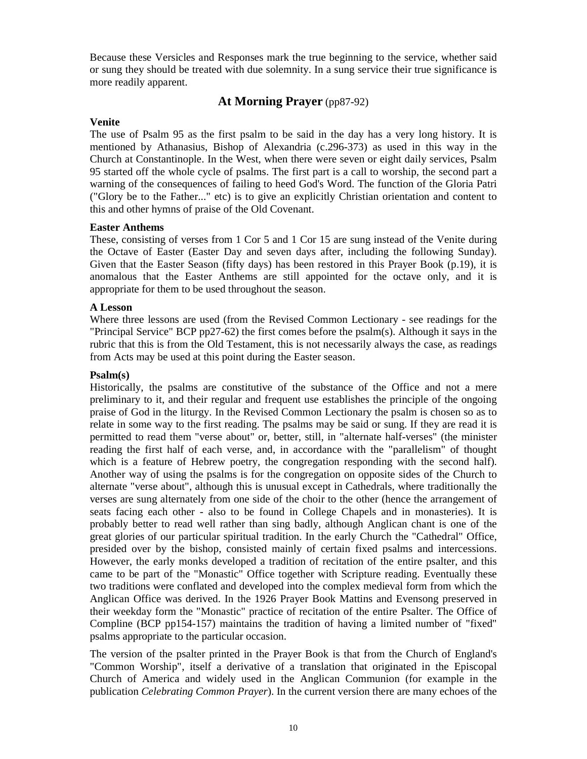Because these Versicles and Responses mark the true beginning to the service, whether said or sung they should be treated with due solemnity. In a sung service their true significance is more readily apparent.

## At Morning Prayer (pp87-92)

**Venite**

The use of Psalm 95 as the first psalm to be said in the day has a very long history. It is mentioned by Athanasius, Bishop of Alexandria (c.296-373) as used in this way in the Church at Constantinople. In the West, when there were seven or eight daily services, Psalm 95 started off the whole cycle of psalms. The first part is a call to worship, the second part a warning of the consequences of failing to heed God's Word. The function of the Gloria Patri ("Glory be to the Father..." etc) is to give an explicitly Christian orientation and content to this and other hymns of praise of the Old Covenant.

**Easter Anthems**

These, consisting of verses from 1 Cor 5 and 1 Cor 15 are sung instead of the Venite during the Octave of Easter (Easter Day and seven days after, including the following Sunday). Given that the Easter Season (fifty days) has been restored in this Prayer Book (p.19), it is anomalous that the Easter Anthems are still appointed for the octave only, and it is appropriate for them to be used throughout the season.

**A Lesson**

Where three lessons are used (from the Revised Common Lectionary - see readings for the "Principal Service" BCP pp27-62) the first comes before the psalm(s). Although it says in the rubric that this is from the Old Testament, this is not necessarily always the case, as readings from Acts may be used at this point during the Easter season.

**Psalm(s)**

Historically, the psalms are constitutive of the substance of the Office and not a mere preliminary to it, and their regular and frequent use establishes the principle of the ongoing praise of God in the liturgy. In the Revised Common Lectionary the psalm is chosen so as to relate in some way to the first reading. The psalms may be said or sung. If they are read it is permitted to read them "verse about" or, better, still, in "alternate half-verses" (the minister reading the first half of each verse, and, in accordance with the "parallelism" of thought which is a feature of Hebrew poetry, the congregation responding with the second half). Another way of using the psalms is for the congregation on opposite sides of the Church to alternate "verse about", although this is unusual except in Cathedrals, where traditionally the verses are sung alternately from one side of the choir to the other (hence the arrangement of seats facing each other - also to be found in College Chapels and in monasteries). It is probably better to read well rather than sing badly, although Anglican chant is one of the great glories of our particular spiritual tradition. In the early Church the "Cathedral" Office, presided over by the bishop, consisted mainly of certain fixed psalms and intercessions. However, the early monks developed a tradition of recitation of the entire psalter, and this came to be part of the "Monastic" Office together with Scripture reading. Eventually these two traditions were conflated and developed into the complex medieval form from which the Anglican Office was derived. In the 1926 Prayer Book Mattins and Evensong preserved in their weekday form the "Monastic" practice of recitation of the entire Psalter. The Office of Compline (BCP pp154-157) maintains the tradition of having a limited number of "fixed" psalms appropriate to the particular occasion.

The version of the psalter printed in the Prayer Book is that from the Church of England's "Common Worship", itself a derivative of a translation that originated in the Episcopal Church of America and widely used in the Anglican Communion (for example in the publication *Celebrating Common Prayer*). In the current version there are many echoes of the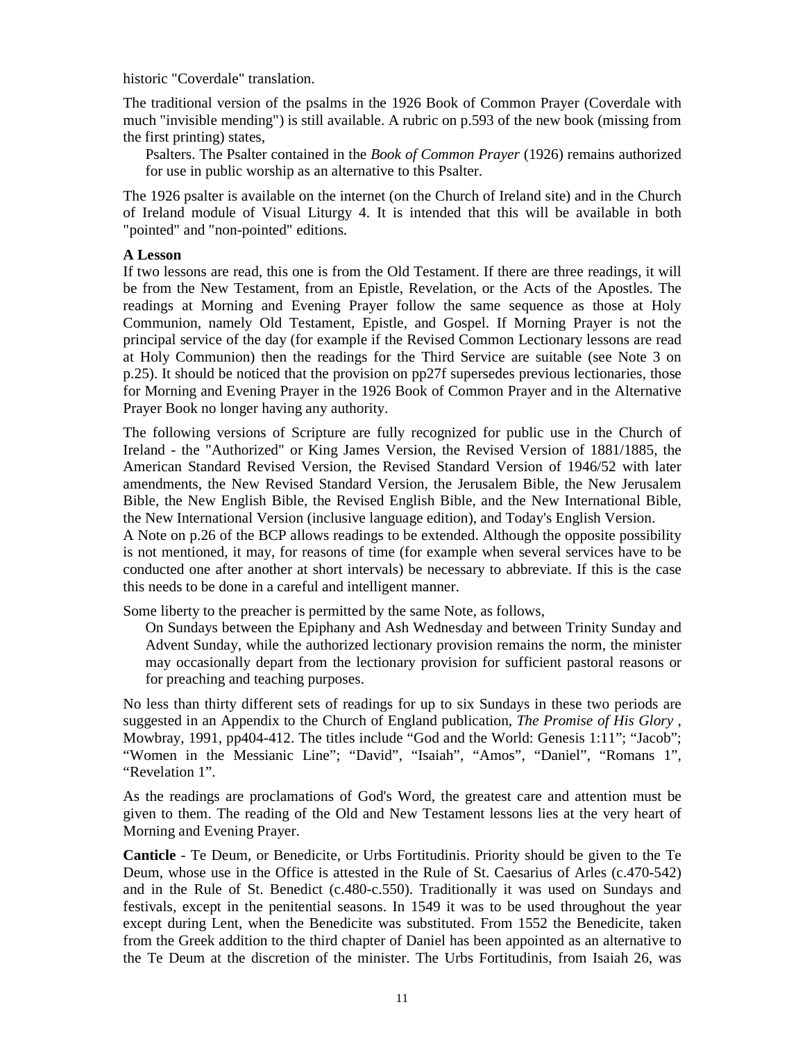historic "Coverdale" translation.

The traditional version of the psalms in the 1926 Book of Common Prayer (Coverdale with much "invisible mending") is still available. A rubric on p.593 of the new book (missing from the first printing) states,

> Psalters. The Psalter contained in the *Book of Common Prayer* (1926) remains authorized for use in public worship as an alternative to this Psalter.

The 1926 psalter is available on the internet (on the Church of Ireland site) and in the Church of Ireland module of Visual Liturgy 4. It is intended that this will be available in both "pointed" and "non-pointed" editions.

**A Lesson**

If two lessons are read, this one is from the Old Testament. If there are three readings, it will be from the New Testament, from an Epistle, Revelation, or the Acts of the Apostles. The readings at Morning and Evening Prayer follow the same sequence as those at Holy Communion, namely Old Testament, Epistle, and Gospel. If Morning Prayer is not the principal service of the day (for example if the Revised Common Lectionary lessons are read at Holy Communion) then the readings for the Third Service are suitable (see Note 3 on p.25). It should be noticed that the provision on pp27f supersedes previous lectionaries, those for Morning and Evening Prayer in the 1926 Book of Common Prayer and in the Alternative Prayer Book no longer having any authority.

The following versions of Scripture are fully recognized for public use in the Church of Ireland - the "Authorized" or King James Version, the Revised Version of 1881/1885, the American Standard Revised Version, the Revised Standard Version of 1946/52 with later amendments, the New Revised Standard Version, the Jerusalem Bible, the New Jerusalem Bible, the New English Bible, the Revised English Bible, and the New International Bible, the New International Version (inclusive language edition), and Today's English Version.

A Note on p.26 of the BCP allows readings to be extended. Although the opposite possibility is not mentioned, it may, for reasons of time (for example when several services have to be conducted one after another at short intervals) be necessary to abbreviate. If this is the case this needs to be done in a careful and intelligent manner.

Some liberty to the preacher is permitted by the same Note, as follows,

> On Sundays between the Epiphany and Ash Wednesday and between Trinity Sunday and Advent Sunday, while the authorized lectionary provision remains the norm, the minister may occasionally depart from the lectionary provision for sufficient pastoral reasons or for preaching and teaching purposes.

No less than thirty different sets of readings for up to six Sundays in these two periods are suggested in an Appendix to the Church of England publication, *The Promise of His Glory* , Mowbray, 1991, pp404-412. The titles include "God and the World: Genesis 1:11"; "Jacob"; "Women in the Messianic Line"; "David", "Isaiah", "Amos", "Daniel", "Romans 1", "Revelation 1".

As the readings are proclamations of God's Word, the greatest care and attention must be given to them. The reading of the Old and New Testament lessons lies at the very heart of Morning and Evening Prayer.

**Canticle** - Te Deum, or Benedicite, or Urbs Fortitudinis. Priority should be given to the Te Deum, whose use in the Office is attested in the Rule of St. Caesarius of Arles (c.470-542) and in the Rule of St. Benedict (c.480-c.550). Traditionally it was used on Sundays and festivals, except in the penitential seasons. In 1549 it was to be used throughout the year except during Lent, when the Benedicite was substituted. From 1552 the Benedicite, taken from the Greek addition to the third chapter of Daniel has been appointed as an alternative to the Te Deum at the discretion of the minister. The Urbs Fortitudinis, from Isaiah 26, was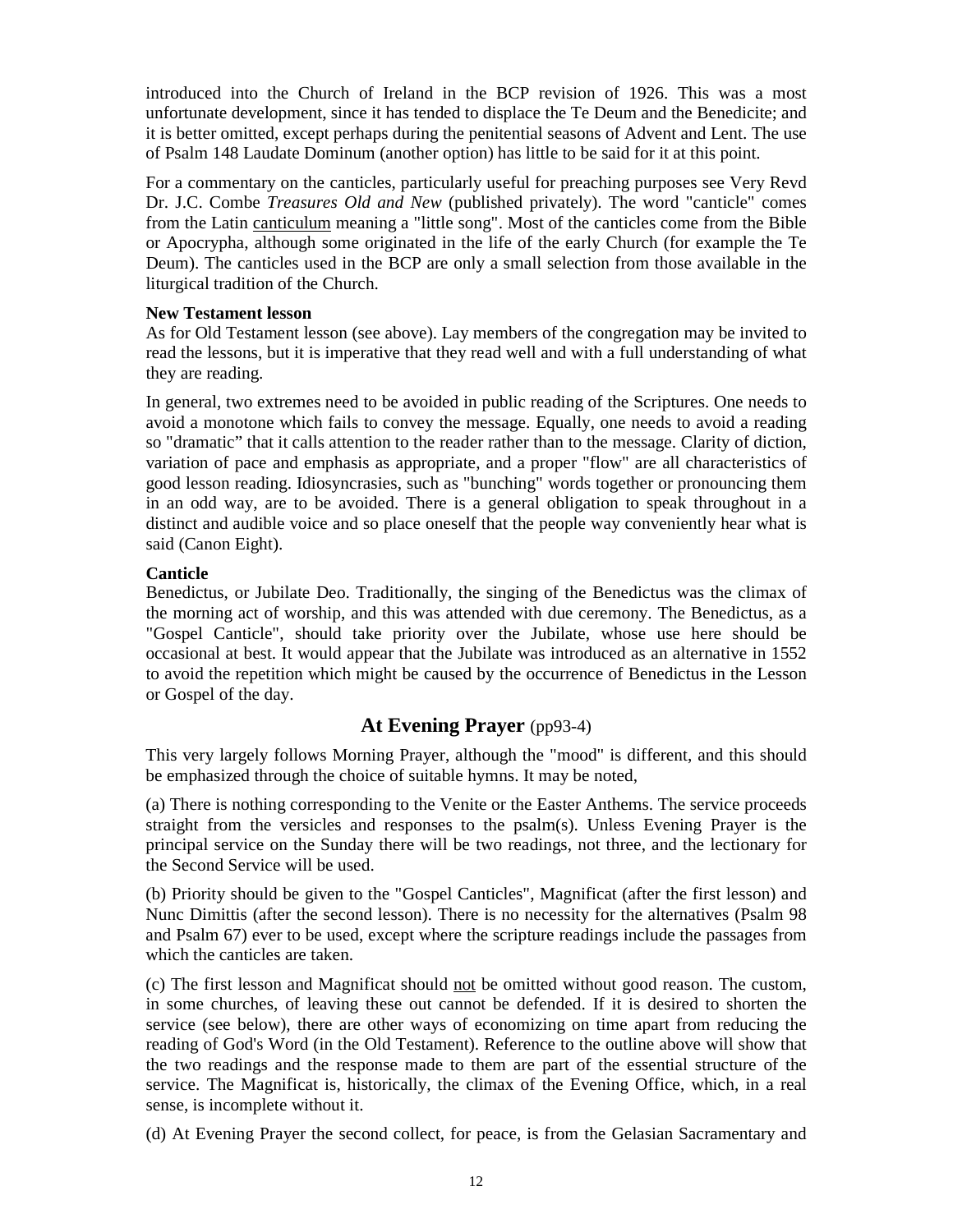introduced into the Church of Ireland in the BCP revision of 1926. This was a most unfortunate development, since it has tended to displace the Te Deum and the Benedicite; and it is better omitted, except perhaps during the penitential seasons of Advent and Lent. The use of Psalm 148 Laudate Dominum (another option) has little to be said for it at this point.

For a commentary on the canticles, particularly useful for preaching purposes see Very Revd Dr. J.C. Combe *Treasures Old and New* (published privately). The word "canticle" comes from the Latin canticulum meaning a "little song". Most of the canticles come from the Bible or Apocrypha, although some originated in the life of the early Church (for example the Te Deum). The canticles used in the BCP are only a small selection from those available in the liturgical tradition of the Church.

**New Testament lesson**

As for Old Testament lesson (see above). Lay members of the congregation may be invited to read the lessons, but it is imperative that they read well and with a full understanding of what they are reading.

In general, two extremes need to be avoided in public reading of the Scriptures. One needs to avoid a monotone which fails to convey the message. Equally, one needs to avoid a reading so "dramatic" that it calls attention to the reader rather than to the message. Clarity of diction, variation of pace and emphasis as appropriate, and a proper "flow" are all characteristics of good lesson reading. Idiosyncrasies, such as "bunching" words together or pronouncing them in an odd way, are to be avoided. There is a general obligation to speak throughout in a distinct and audible voice and so place oneself that the people way conveniently hear what is said (Canon Eight).

**Canticle**

Benedictus, or Jubilate Deo. Traditionally, the singing of the Benedictus was the climax of the morning act of worship, and this was attended with due ceremony. The Benedictus, as a "Gospel Canticle", should take priority over the Jubilate, whose use here should be occasional at best. It would appear that the Jubilate was introduced as an alternative in 1552 to avoid the repetition which might be caused by the occurrence of Benedictus in the Lesson or Gospel of the day.

## At Evening Prayer (pp93-4)

This very largely follows Morning Prayer, although the "mood" is different, and this should be emphasized through the choice of suitable hymns. It may be noted,

(a) There is nothing corresponding to the Venite or the Easter Anthems. The service proceeds straight from the versicles and responses to the psalm(s). Unless Evening Prayer is the principal service on the Sunday there will be two readings, not three, and the lectionary for the Second Service will be used.

(b) Priority should be given to the "Gospel Canticles", Magnificat (after the first lesson) and Nunc Dimittis (after the second lesson). There is no necessity for the alternatives (Psalm 98 and Psalm 67) ever to be used, except where the scripture readings include the passages from which the canticles are taken.

(c) The first lesson and Magnificat should not be omitted without good reason. The custom, in some churches, of leaving these out cannot be defended. If it is desired to shorten the service (see below), there are other ways of economizing on time apart from reducing the reading of God's Word (in the Old Testament). Reference to the outline above will show that the two readings and the response made to them are part of the essential structure of the service. The Magnificat is, historically, the climax of the Evening Office, which, in a real sense, is incomplete without it.

(d) At Evening Prayer the second collect, for peace, is from the Gelasian Sacramentary and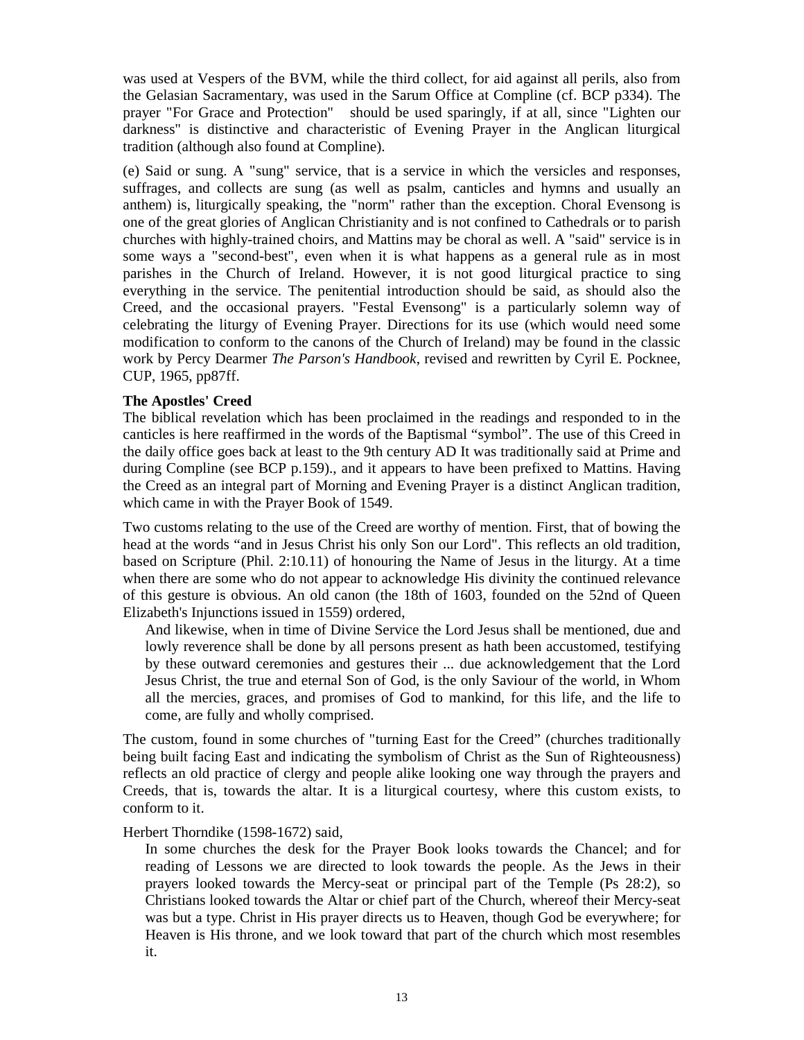was used at Vespers of the BVM, while the third collect, for aid against all perils, also from the Gelasian Sacramentary, was used in the Sarum Office at Compline (cf. BCP p334). The prayer "For Grace and Protection" should be used sparingly, if at all, since "Lighten our darkness" is distinctive and characteristic of Evening Prayer in the Anglican liturgical tradition (although also found at Compline).

(e) Said or sung. A "sung" service, that is a service in which the versicles and responses, suffrages, and collects are sung (as well as psalm, canticles and hymns and usually an anthem) is, liturgically speaking, the "norm" rather than the exception. Choral Evensong is one of the great glories of Anglican Christianity and is not confined to Cathedrals or to parish churches with highly-trained choirs, and Mattins may be choral as well. A "said" service is in some ways a "second-best", even when it is what happens as a general rule as in most parishes in the Church of Ireland. However, it is not good liturgical practice to sing everything in the service. The penitential introduction should be said, as should also the Creed, and the occasional prayers. "Festal Evensong" is a particularly solemn way of celebrating the liturgy of Evening Prayer. Directions for its use (which would need some modification to conform to the canons of the Church of Ireland) may be found in the classic work by Percy Dearmer *The Parson's Handbook*, revised and rewritten by Cyril E. Pocknee, CUP, 1965, pp87ff.

**The Apostles' Creed**

The biblical revelation which has been proclaimed in the readings and responded to in the canticles is here reaffirmed in the words of the Baptismal "symbol". The use of this Creed in the daily office goes back at least to the 9th century AD It was traditionally said at Prime and during Compline (see BCP p.159)., and it appears to have been prefixed to Mattins. Having the Creed as an integral part of Morning and Evening Prayer is a distinct Anglican tradition, which came in with the Prayer Book of 1549.

Two customs relating to the use of the Creed are worthy of mention. First, that of bowing the head at the words "and in Jesus Christ his only Son our Lord". This reflects an old tradition, based on Scripture (Phil. 2:10.11) of honouring the Name of Jesus in the liturgy. At a time when there are some who do not appear to acknowledge His divinity the continued relevance of this gesture is obvious. An old canon (the 18th of 1603, founded on the 52nd of Queen Elizabeth's Injunctions issued in 1559) ordered,

> And likewise, when in time of Divine Service the Lord Jesus shall be mentioned, due and lowly reverence shall be done by all persons present as hath been accustomed, testifying by these outward ceremonies and gestures their ... due acknowledgement that the Lord Jesus Christ, the true and eternal Son of God, is the only Saviour of the world, in Whom all the mercies, graces, and promises of God to mankind, for this life, and the life to come, are fully and wholly comprised.

The custom, found in some churches of "turning East for the Creed" (churches traditionally being built facing East and indicating the symbolism of Christ as the Sun of Righteousness) reflects an old practice of clergy and people alike looking one way through the prayers and Creeds, that is, towards the altar. It is a liturgical courtesy, where this custom exists, to conform to it.

Herbert Thorndike (1598-1672) said,

> In some churches the desk for the Prayer Book looks towards the Chancel; and for reading of Lessons we are directed to look towards the people. As the Jews in their prayers looked towards the Mercy-seat or principal part of the Temple (Ps 28:2), so Christians looked towards the Altar or chief part of the Church, whereof their Mercy-seat was but a type. Christ in His prayer directs us to Heaven, though God be everywhere; for Heaven is His throne, and we look toward that part of the church which most resembles it.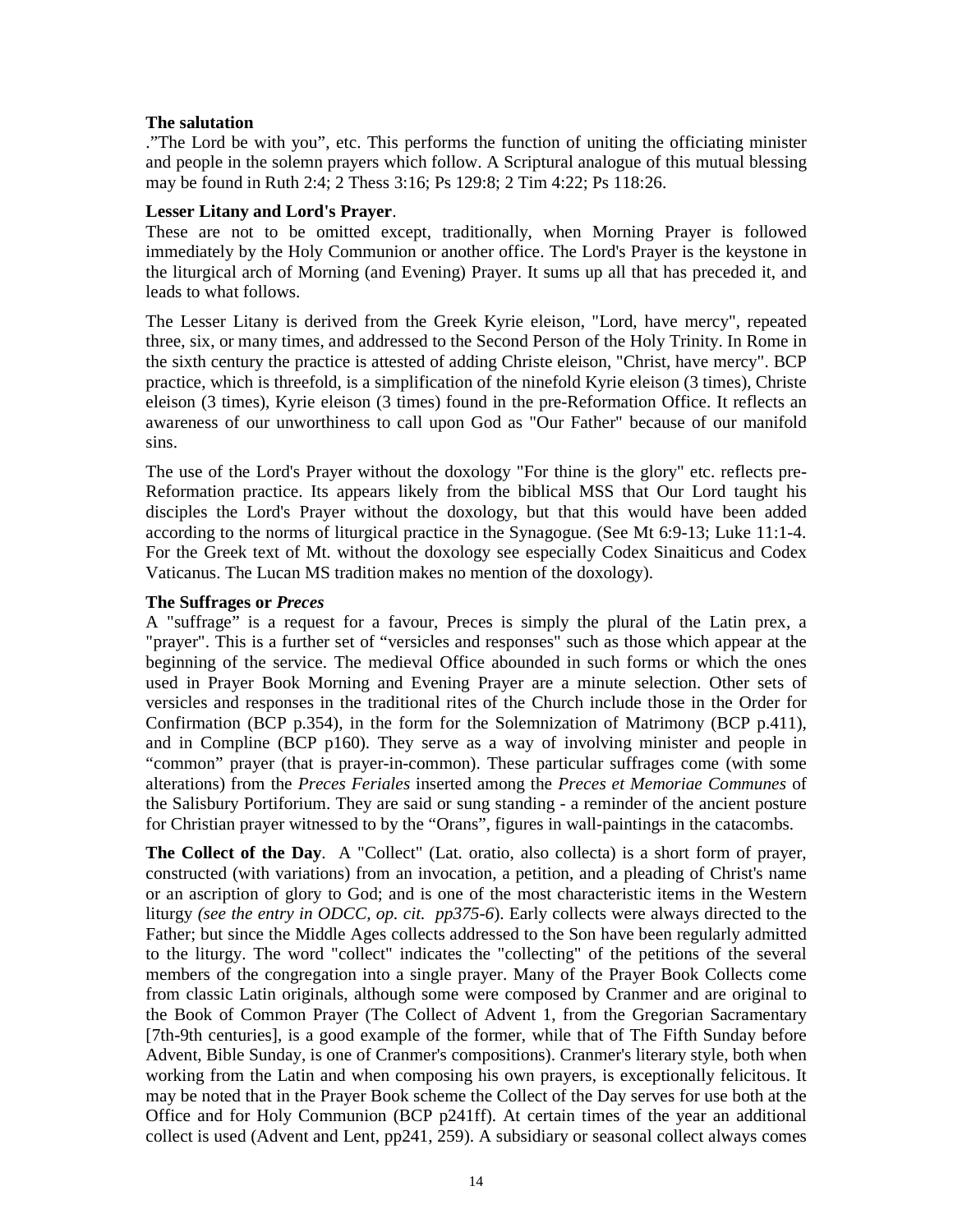**The salutation**

.”The Lord be with you”, etc. This performs the function of uniting the officiating minister and people in the solemn prayers which follow. A Scriptural analogue of this mutual blessing may be found in Ruth 2:4; 2 Thess 3:16; Ps 129:8; 2 Tim 4:22; Ps 118:26.

**Lesser Litany and Lord's Prayer**.

These are not to be omitted except, traditionally, when Morning Prayer is followed immediately by the Holy Communion or another office. The Lord's Prayer is the keystone in the liturgical arch of Morning (and Evening) Prayer. It sums up all that has preceded it, and leads to what follows.

The Lesser Litany is derived from the Greek Kyrie eleison, "Lord, have mercy", repeated three, six, or many times, and addressed to the Second Person of the Holy Trinity. In Rome in the sixth century the practice is attested of adding Christe eleison, "Christ, have mercy". BCP practice, which is threefold, is a simplification of the ninefold Kyrie eleison (3 times), Christe eleison (3 times), Kyrie eleison (3 times) found in the pre-Reformation Office. It reflects an awareness of our unworthiness to call upon God as "Our Father" because of our manifold sins.

The use of the Lord's Prayer without the doxology "For thine is the glory" etc. reflects pre-Reformation practice. Its appears likely from the biblical MSS that Our Lord taught his disciples the Lord's Prayer without the doxology, but that this would have been added according to the norms of liturgical practice in the Synagogue. (See Mt 6:9-13; Luke 11:1-4. For the Greek text of Mt. without the doxology see especially Codex Sinaiticus and Codex Vaticanus. The Lucan MS tradition makes no mention of the doxology).

**The Suffrages or *Preces***

A "suffrage” is a request for a favour, Preces is simply the plural of the Latin prex, a "prayer". This is a further set of “versicles and responses" such as those which appear at the beginning of the service. The medieval Office abounded in such forms or which the ones used in Prayer Book Morning and Evening Prayer are a minute selection. Other sets of versicles and responses in the traditional rites of the Church include those in the Order for Confirmation (BCP p.354), in the form for the Solemnization of Matrimony (BCP p.411), and in Compline (BCP p160). They serve as a way of involving minister and people in “common” prayer (that is prayer-in-common). These particular suffrages come (with some alterations) from the *Preces Feriales* inserted among the *Preces et Memoriae Communes* of the Salisbury Portiforium. They are said or sung standing - a reminder of the ancient posture for Christian prayer witnessed to by the “Orans”, figures in wall-paintings in the catacombs.

**The Collect of the Day**. A "Collect" (Lat. oratio, also collecta) is a short form of prayer, constructed (with variations) from an invocation, a petition, and a pleading of Christ's name or an ascription of glory to God; and is one of the most characteristic items in the Western liturgy *(see the entry in ODCC, op. cit. pp375-6*). Early collects were always directed to the Father; but since the Middle Ages collects addressed to the Son have been regularly admitted to the liturgy. The word "collect" indicates the "collecting" of the petitions of the several members of the congregation into a single prayer. Many of the Prayer Book Collects come from classic Latin originals, although some were composed by Cranmer and are original to the Book of Common Prayer (The Collect of Advent 1, from the Gregorian Sacramentary [7th-9th centuries], is a good example of the former, while that of The Fifth Sunday before Advent, Bible Sunday, is one of Cranmer's compositions). Cranmer's literary style, both when working from the Latin and when composing his own prayers, is exceptionally felicitous. It may be noted that in the Prayer Book scheme the Collect of the Day serves for use both at the Office and for Holy Communion (BCP p241ff). At certain times of the year an additional collect is used (Advent and Lent, pp241, 259). A subsidiary or seasonal collect always comes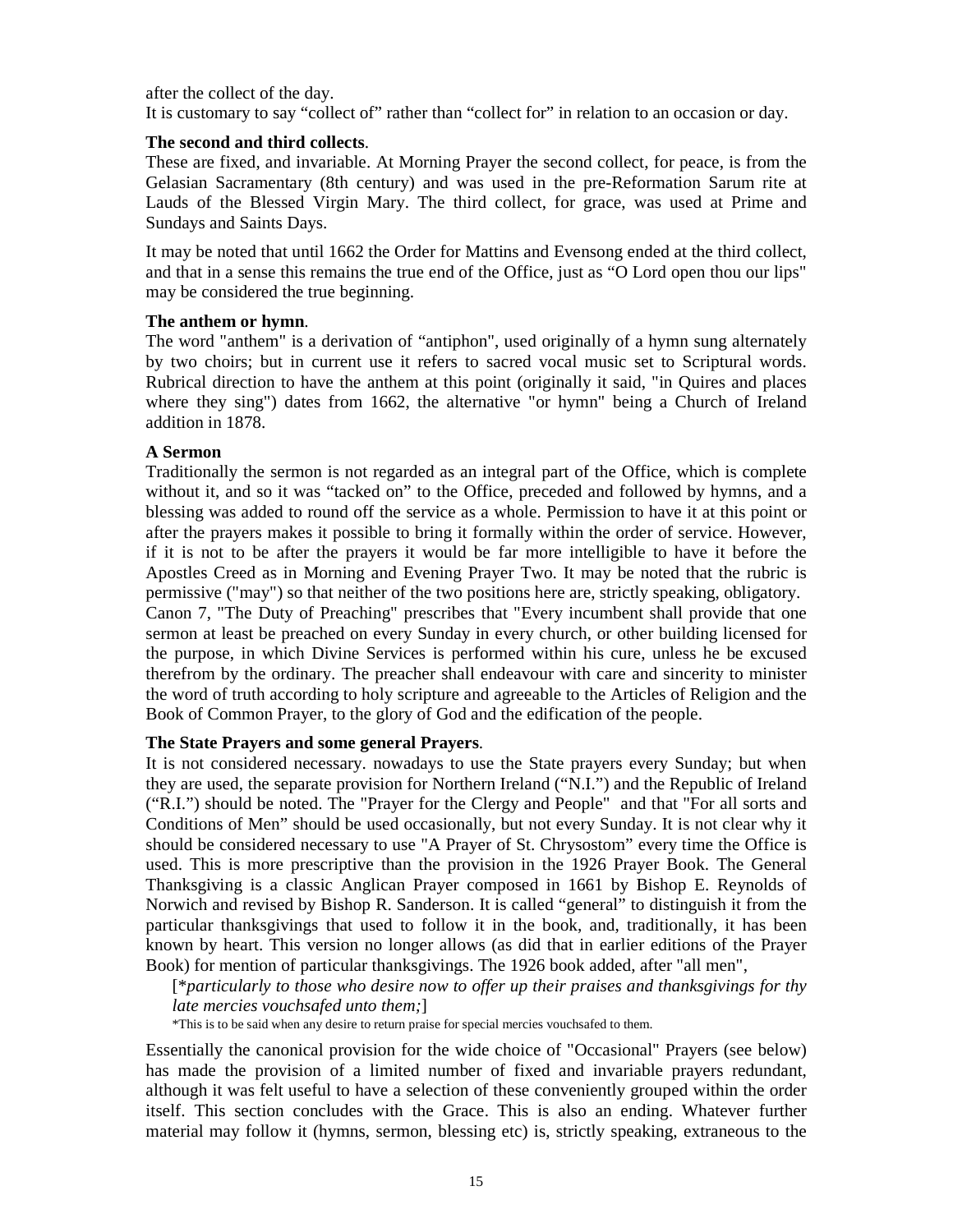after the collect of the day.
It is customary to say “collect of” rather than “collect for” in relation to an occasion or day.

**The second and third collects**.
These are fixed, and invariable. At Morning Prayer the second collect, for peace, is from the Gelasian Sacramentary (8th century) and was used in the pre-Reformation Sarum rite at Lauds of the Blessed Virgin Mary. The third collect, for grace, was used at Prime and Sundays and Saints Days.

It may be noted that until 1662 the Order for Mattins and Evensong ended at the third collect, and that in a sense this remains the true end of the Office, just as “O Lord open thou our lips" may be considered the true beginning.

**The anthem or hymn**.
The word "anthem" is a derivation of “antiphon", used originally of a hymn sung alternately by two choirs; but in current use it refers to sacred vocal music set to Scriptural words. Rubrical direction to have the anthem at this point (originally it said, "in Quires and places where they sing") dates from 1662, the alternative "or hymn" being a Church of Ireland addition in 1878.

**A Sermon**
Traditionally the sermon is not regarded as an integral part of the Office, which is complete without it, and so it was “tacked on” to the Office, preceded and followed by hymns, and a blessing was added to round off the service as a whole. Permission to have it at this point or after the prayers makes it possible to bring it formally within the order of service. However, if it is not to be after the prayers it would be far more intelligible to have it before the Apostles Creed as in Morning and Evening Prayer Two. It may be noted that the rubric is permissive ("may") so that neither of the two positions here are, strictly speaking, obligatory.
Canon 7, "The Duty of Preaching" prescribes that "Every incumbent shall provide that one sermon at least be preached on every Sunday in every church, or other building licensed for the purpose, in which Divine Services is performed within his cure, unless he be excused therefrom by the ordinary. The preacher shall endeavour with care and sincerity to minister the word of truth according to holy scripture and agreeable to the Articles of Religion and the Book of Common Prayer, to the glory of God and the edification of the people.

**The State Prayers and some general Prayers**.
It is not considered necessary. nowadays to use the State prayers every Sunday; but when they are used, the separate provision for Northern Ireland (“N.I.”) and the Republic of Ireland (“R.I.”) should be noted. The "Prayer for the Clergy and People" and that "For all sorts and Conditions of Men” should be used occasionally, but not every Sunday. It is not clear why it should be considered necessary to use "A Prayer of St. Chrysostom” every time the Office is used. This is more prescriptive than the provision in the 1926 Prayer Book. The General Thanksgiving is a classic Anglican Prayer composed in 1661 by Bishop E. Reynolds of Norwich and revised by Bishop R. Sanderson. It is called “general” to distinguish it from the particular thanksgivings that used to follow it in the book, and, traditionally, it has been known by heart. This version no longer allows (as did that in earlier editions of the Prayer Book) for mention of particular thanksgivings. The 1926 book added, after "all men",

> [**particularly to those who desire now to offer up their praises and thanksgivings for thy late mercies vouchsafed unto them;*]
>
> *This is to be said when any desire to return praise for special mercies vouchsafed to them.

Essentially the canonical provision for the wide choice of "Occasional" Prayers (see below) has made the provision of a limited number of fixed and invariable prayers redundant, although it was felt useful to have a selection of these conveniently grouped within the order itself. This section concludes with the Grace. This is also an ending. Whatever further material may follow it (hymns, sermon, blessing etc) is, strictly speaking, extraneous to the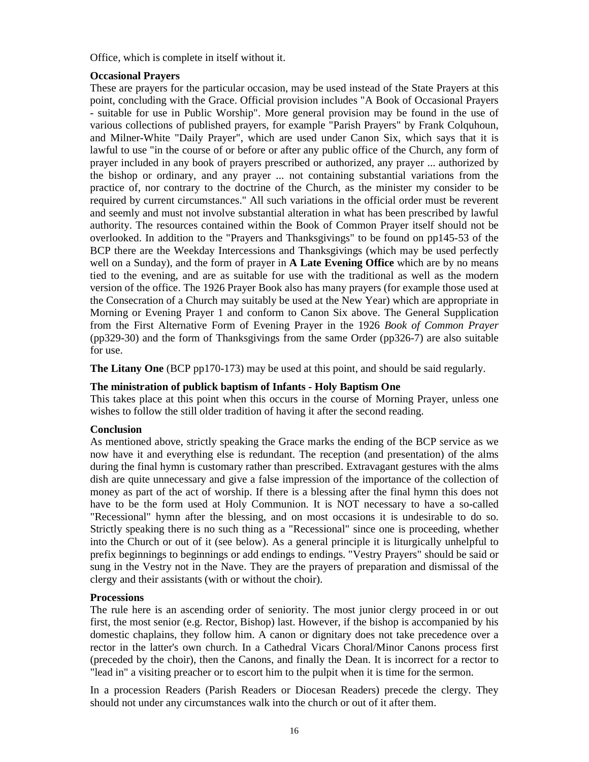Office, which is complete in itself without it.

**Occasional Prayers**
These are prayers for the particular occasion, may be used instead of the State Prayers at this point, concluding with the Grace. Official provision includes "A Book of Occasional Prayers - suitable for use in Public Worship". More general provision may be found in the use of various collections of published prayers, for example "Parish Prayers" by Frank Colquhoun, and Milner-White "Daily Prayer", which are used under Canon Six, which says that it is lawful to use "in the course of or before or after any public office of the Church, any form of prayer included in any book of prayers prescribed or authorized, any prayer ... authorized by the bishop or ordinary, and any prayer ... not containing substantial variations from the practice of, nor contrary to the doctrine of the Church, as the minister my consider to be required by current circumstances." All such variations in the official order must be reverent and seemly and must not involve substantial alteration in what has been prescribed by lawful authority. The resources contained within the Book of Common Prayer itself should not be overlooked. In addition to the "Prayers and Thanksgivings" to be found on pp145-53 of the BCP there are the Weekday Intercessions and Thanksgivings (which may be used perfectly well on a Sunday), and the form of prayer in **A Late Evening Office** which are by no means tied to the evening, and are as suitable for use with the traditional as well as the modern version of the office. The 1926 Prayer Book also has many prayers (for example those used at the Consecration of a Church may suitably be used at the New Year) which are appropriate in Morning or Evening Prayer 1 and conform to Canon Six above. The General Supplication from the First Alternative Form of Evening Prayer in the 1926 *Book of Common Prayer* (pp329-30) and the form of Thanksgivings from the same Order (pp326-7) are also suitable for use.

**The Litany One** (BCP pp170-173) may be used at this point, and should be said regularly.

**The ministration of publick baptism of Infants - Holy Baptism One**
This takes place at this point when this occurs in the course of Morning Prayer, unless one wishes to follow the still older tradition of having it after the second reading.

**Conclusion**
As mentioned above, strictly speaking the Grace marks the ending of the BCP service as we now have it and everything else is redundant. The reception (and presentation) of the alms during the final hymn is customary rather than prescribed. Extravagant gestures with the alms dish are quite unnecessary and give a false impression of the importance of the collection of money as part of the act of worship. If there is a blessing after the final hymn this does not have to be the form used at Holy Communion. It is NOT necessary to have a so-called "Recessional" hymn after the blessing, and on most occasions it is undesirable to do so. Strictly speaking there is no such thing as a "Recessional" since one is proceeding, whether into the Church or out of it (see below). As a general principle it is liturgically unhelpful to prefix beginnings to beginnings or add endings to endings. "Vestry Prayers" should be said or sung in the Vestry not in the Nave. They are the prayers of preparation and dismissal of the clergy and their assistants (with or without the choir).

**Processions**
The rule here is an ascending order of seniority. The most junior clergy proceed in or out first, the most senior (e.g. Rector, Bishop) last. However, if the bishop is accompanied by his domestic chaplains, they follow him. A canon or dignitary does not take precedence over a rector in the latter's own church. In a Cathedral Vicars Choral/Minor Canons process first (preceded by the choir), then the Canons, and finally the Dean. It is incorrect for a rector to "lead in" a visiting preacher or to escort him to the pulpit when it is time for the sermon.

In a procession Readers (Parish Readers or Diocesan Readers) precede the clergy. They should not under any circumstances walk into the church or out of it after them.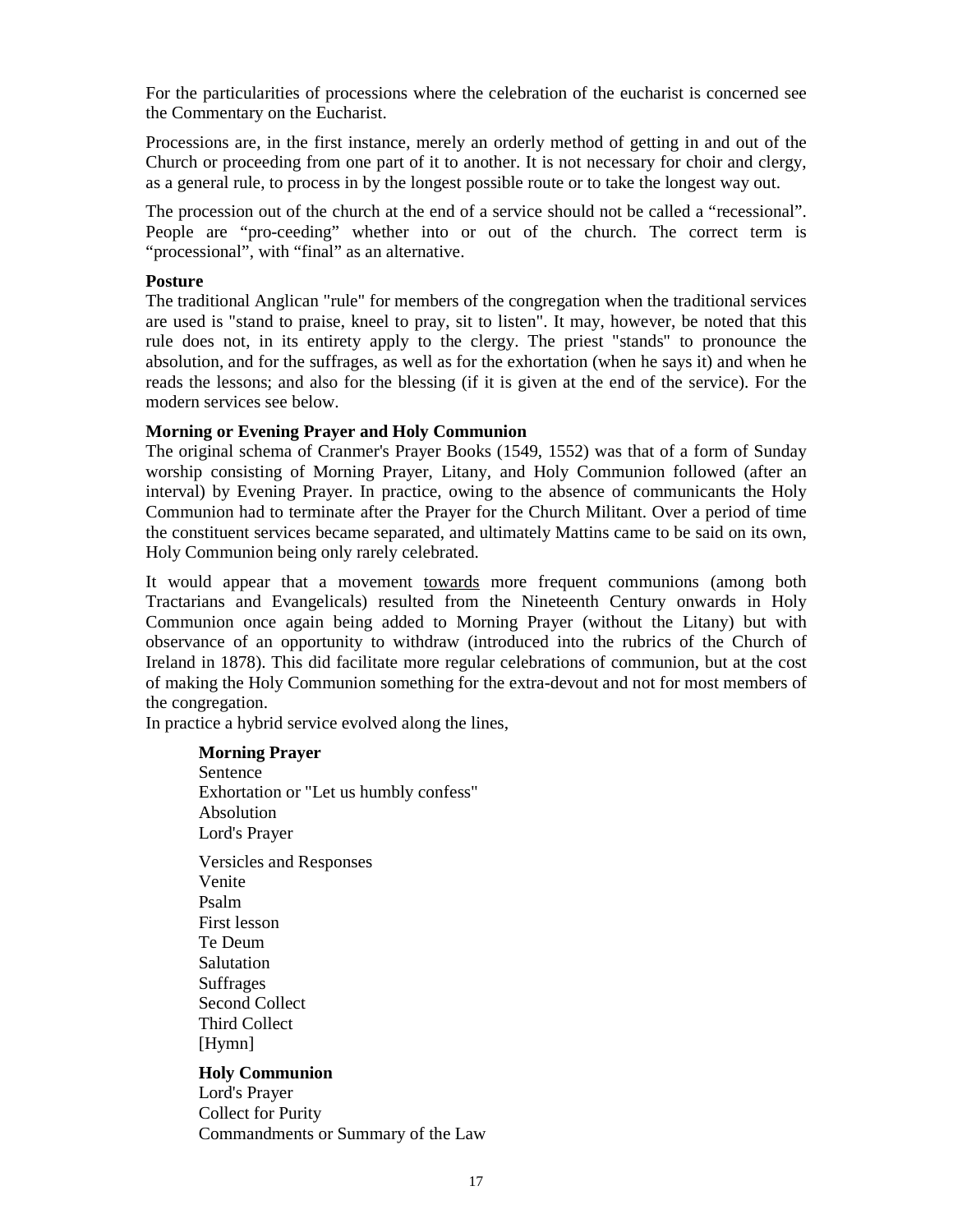For the particularities of processions where the celebration of the eucharist is concerned see the Commentary on the Eucharist.

Processions are, in the first instance, merely an orderly method of getting in and out of the Church or proceeding from one part of it to another. It is not necessary for choir and clergy, as a general rule, to process in by the longest possible route or to take the longest way out.

The procession out of the church at the end of a service should not be called a “recessional”. People are “pro-ceeding” whether into or out of the church. The correct term is “processional”, with “final” as an alternative.

**Posture**

The traditional Anglican "rule" for members of the congregation when the traditional services are used is "stand to praise, kneel to pray, sit to listen". It may, however, be noted that this rule does not, in its entirety apply to the clergy. The priest "stands" to pronounce the absolution, and for the suffrages, as well as for the exhortation (when he says it) and when he reads the lessons; and also for the blessing (if it is given at the end of the service). For the modern services see below.

**Morning or Evening Prayer and Holy Communion**

The original schema of Cranmer's Prayer Books (1549, 1552) was that of a form of Sunday worship consisting of Morning Prayer, Litany, and Holy Communion followed (after an interval) by Evening Prayer. In practice, owing to the absence of communicants the Holy Communion had to terminate after the Prayer for the Church Militant. Over a period of time the constituent services became separated, and ultimately Mattins came to be said on its own, Holy Communion being only rarely celebrated.

It would appear that a movement towards more frequent communions (among both Tractarians and Evangelicals) resulted from the Nineteenth Century onwards in Holy Communion once again being added to Morning Prayer (without the Litany) but with observance of an opportunity to withdraw (introduced into the rubrics of the Church of Ireland in 1878). This did facilitate more regular celebrations of communion, but at the cost of making the Holy Communion something for the extra-devout and not for most members of the congregation.

In practice a hybrid service evolved along the lines,

**Morning Prayer**
Sentence
Exhortation or "Let us humbly confess"
Absolution
Lord's Prayer

Versicles and Responses
Venite
Psalm
First lesson
Te Deum
Salutation
Suffrages
Second Collect
Third Collect
[Hymn]

**Holy Communion**
Lord's Prayer
Collect for Purity
Commandments or Summary of the Law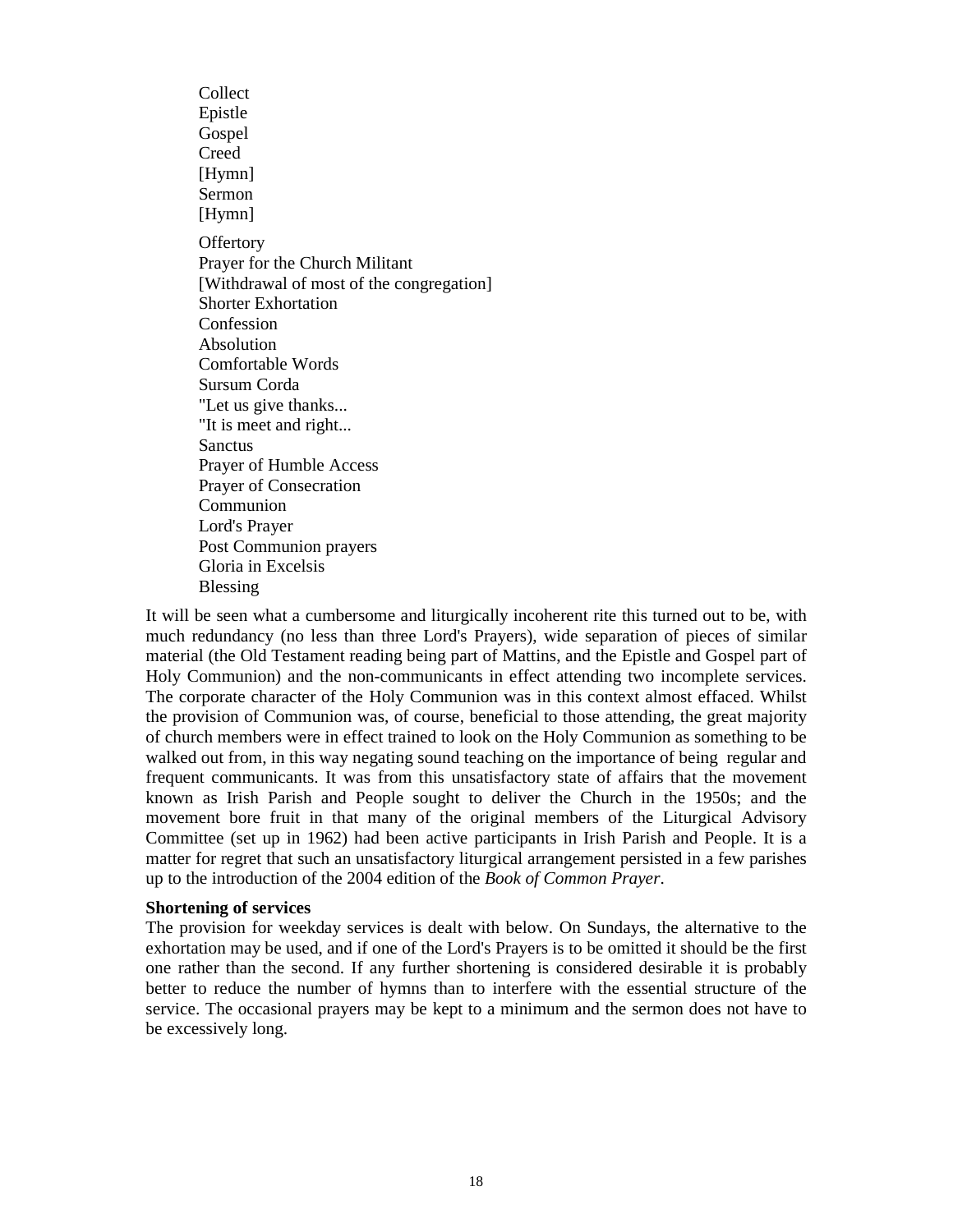Collect
Epistle
Gospel
Creed
[Hymn]
Sermon
[Hymn]

Offertory
Prayer for the Church Militant
[Withdrawal of most of the congregation]
Shorter Exhortation
Confession
Absolution
Comfortable Words
Sursum Corda
"Let us give thanks...
"It is meet and right...
Sanctus
Prayer of Humble Access
Prayer of Consecration
Communion
Lord's Prayer
Post Communion prayers
Gloria in Excelsis
Blessing

It will be seen what a cumbersome and liturgically incoherent rite this turned out to be, with much redundancy (no less than three Lord's Prayers), wide separation of pieces of similar material (the Old Testament reading being part of Mattins, and the Epistle and Gospel part of Holy Communion) and the non-communicants in effect attending two incomplete services. The corporate character of the Holy Communion was in this context almost effaced. Whilst the provision of Communion was, of course, beneficial to those attending, the great majority of church members were in effect trained to look on the Holy Communion as something to be walked out from, in this way negating sound teaching on the importance of being regular and frequent communicants. It was from this unsatisfactory state of affairs that the movement known as Irish Parish and People sought to deliver the Church in the 1950s; and the movement bore fruit in that many of the original members of the Liturgical Advisory Committee (set up in 1962) had been active participants in Irish Parish and People. It is a matter for regret that such an unsatisfactory liturgical arrangement persisted in a few parishes up to the introduction of the 2004 edition of the *Book of Common Prayer*.

**Shortening of services**

The provision for weekday services is dealt with below. On Sundays, the alternative to the exhortation may be used, and if one of the Lord's Prayers is to be omitted it should be the first one rather than the second. If any further shortening is considered desirable it is probably better to reduce the number of hymns than to interfere with the essential structure of the service. The occasional prayers may be kept to a minimum and the sermon does not have to be excessively long.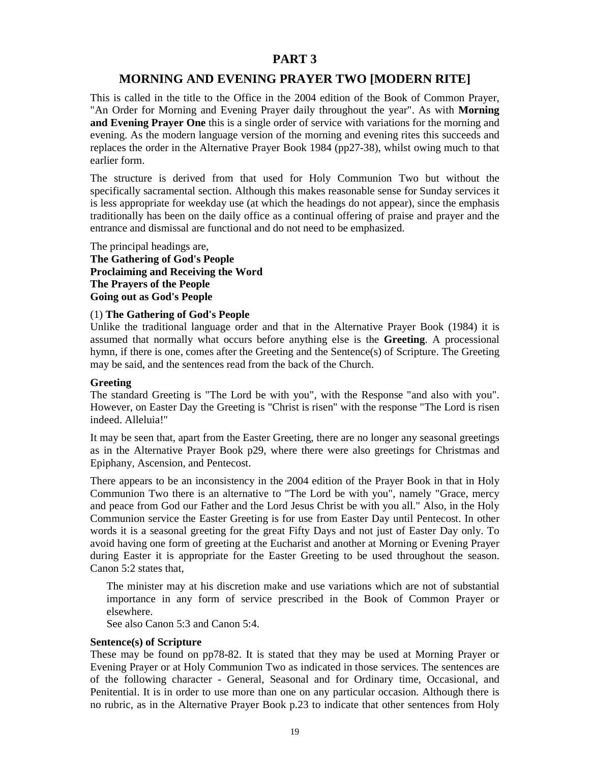# PART 3

## MORNING AND EVENING PRAYER TWO [MODERN RITE]

This is called in the title to the Office in the 2004 edition of the Book of Common Prayer, "An Order for Morning and Evening Prayer daily throughout the year". As with **Morning and Evening Prayer One** this is a single order of service with variations for the morning and evening. As the modern language version of the morning and evening rites this succeeds and replaces the order in the Alternative Prayer Book 1984 (pp27-38), whilst owing much to that earlier form.

The structure is derived from that used for Holy Communion Two but without the specifically sacramental section. Although this makes reasonable sense for Sunday services it is less appropriate for weekday use (at which the headings do not appear), since the emphasis traditionally has been on the daily office as a continual offering of praise and prayer and the entrance and dismissal are functional and do not need to be emphasized.

The principal headings are,
**The Gathering of God's People**
**Proclaiming and Receiving the Word**
**The Prayers of the People**
**Going out as God's People**

(1) **The Gathering of God's People**
Unlike the traditional language order and that in the Alternative Prayer Book (1984) it is assumed that normally what occurs before anything else is the **Greeting**. A processional hymn, if there is one, comes after the Greeting and the Sentence(s) of Scripture. The Greeting may be said, and the sentences read from the back of the Church.

**Greeting**
The standard Greeting is "The Lord be with you", with the Response "and also with you". However, on Easter Day the Greeting is "Christ is risen" with the response "The Lord is risen indeed. Alleluia!"

It may be seen that, apart from the Easter Greeting, there are no longer any seasonal greetings as in the Alternative Prayer Book p29, where there were also greetings for Christmas and Epiphany, Ascension, and Pentecost.

There appears to be an inconsistency in the 2004 edition of the Prayer Book in that in Holy Communion Two there is an alternative to "The Lord be with you", namely "Grace, mercy and peace from God our Father and the Lord Jesus Christ be with you all." Also, in the Holy Communion service the Easter Greeting is for use from Easter Day until Pentecost. In other words it is a seasonal greeting for the great Fifty Days and not just of Easter Day only. To avoid having one form of greeting at the Eucharist and another at Morning or Evening Prayer during Easter it is appropriate for the Easter Greeting to be used throughout the season. Canon 5:2 states that,

> The minister may at his discretion make and use variations which are not of substantial importance in any form of service prescribed in the Book of Common Prayer or elsewhere.
> See also Canon 5:3 and Canon 5:4.

**Sentence(s) of Scripture**
These may be found on pp78-82. It is stated that they may be used at Morning Prayer or Evening Prayer or at Holy Communion Two as indicated in those services. The sentences are of the following character - General, Seasonal and for Ordinary time, Occasional, and Penitential. It is in order to use more than one on any particular occasion. Although there is no rubric, as in the Alternative Prayer Book p.23 to indicate that other sentences from Holy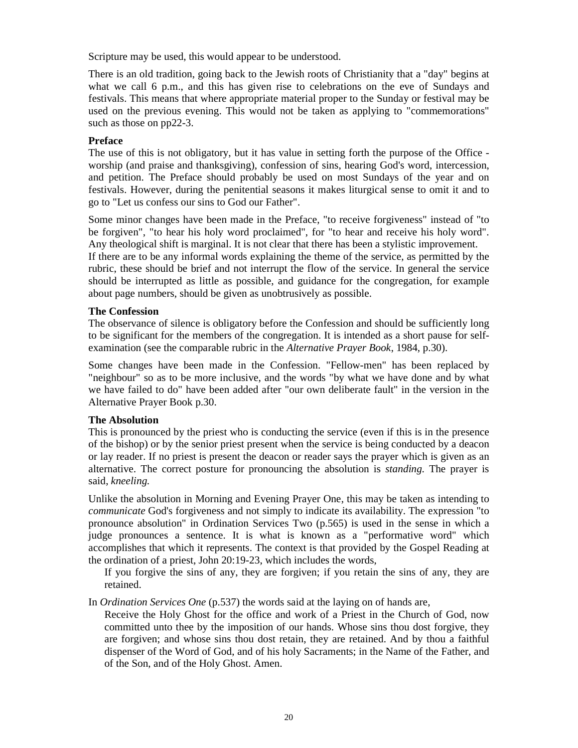Scripture may be used, this would appear to be understood.

There is an old tradition, going back to the Jewish roots of Christianity that a "day" begins at what we call 6 p.m., and this has given rise to celebrations on the eve of Sundays and festivals. This means that where appropriate material proper to the Sunday or festival may be used on the previous evening. This would not be taken as applying to "commemorations" such as those on pp22-3.

**Preface**

The use of this is not obligatory, but it has value in setting forth the purpose of the Office - worship (and praise and thanksgiving), confession of sins, hearing God's word, intercession, and petition. The Preface should probably be used on most Sundays of the year and on festivals. However, during the penitential seasons it makes liturgical sense to omit it and to go to "Let us confess our sins to God our Father".

Some minor changes have been made in the Preface, "to receive forgiveness" instead of "to be forgiven", "to hear his holy word proclaimed", for "to hear and receive his holy word". Any theological shift is marginal. It is not clear that there has been a stylistic improvement.
If there are to be any informal words explaining the theme of the service, as permitted by the rubric, these should be brief and not interrupt the flow of the service. In general the service should be interrupted as little as possible, and guidance for the congregation, for example about page numbers, should be given as unobtrusively as possible.

**The Confession**

The observance of silence is obligatory before the Confession and should be sufficiently long to be significant for the members of the congregation. It is intended as a short pause for self-examination (see the comparable rubric in the *Alternative Prayer Book*, 1984, p.30).

Some changes have been made in the Confession. "Fellow-men" has been replaced by "neighbour" so as to be more inclusive, and the words "by what we have done and by what we have failed to do" have been added after "our own deliberate fault" in the version in the Alternative Prayer Book p.30.

**The Absolution**

This is pronounced by the priest who is conducting the service (even if this is in the presence of the bishop) or by the senior priest present when the service is being conducted by a deacon or lay reader. If no priest is present the deacon or reader says the prayer which is given as an alternative. The correct posture for pronouncing the absolution is *standing.* The prayer is said, *kneeling.*

Unlike the absolution in Morning and Evening Prayer One, this may be taken as intending to *communicate* God's forgiveness and not simply to indicate its availability. The expression "to pronounce absolution" in Ordination Services Two (p.565) is used in the sense in which a judge pronounces a sentence. It is what is known as a "performative word" which accomplishes that which it represents. The context is that provided by the Gospel Reading at the ordination of a priest, John 20:19-23, which includes the words,

> If you forgive the sins of any, they are forgiven; if you retain the sins of any, they are retained.

In *Ordination Services One* (p.537) the words said at the laying on of hands are,

> Receive the Holy Ghost for the office and work of a Priest in the Church of God, now committed unto thee by the imposition of our hands. Whose sins thou dost forgive, they are forgiven; and whose sins thou dost retain, they are retained. And by thou a faithful dispenser of the Word of God, and of his holy Sacraments; in the Name of the Father, and of the Son, and of the Holy Ghost. Amen.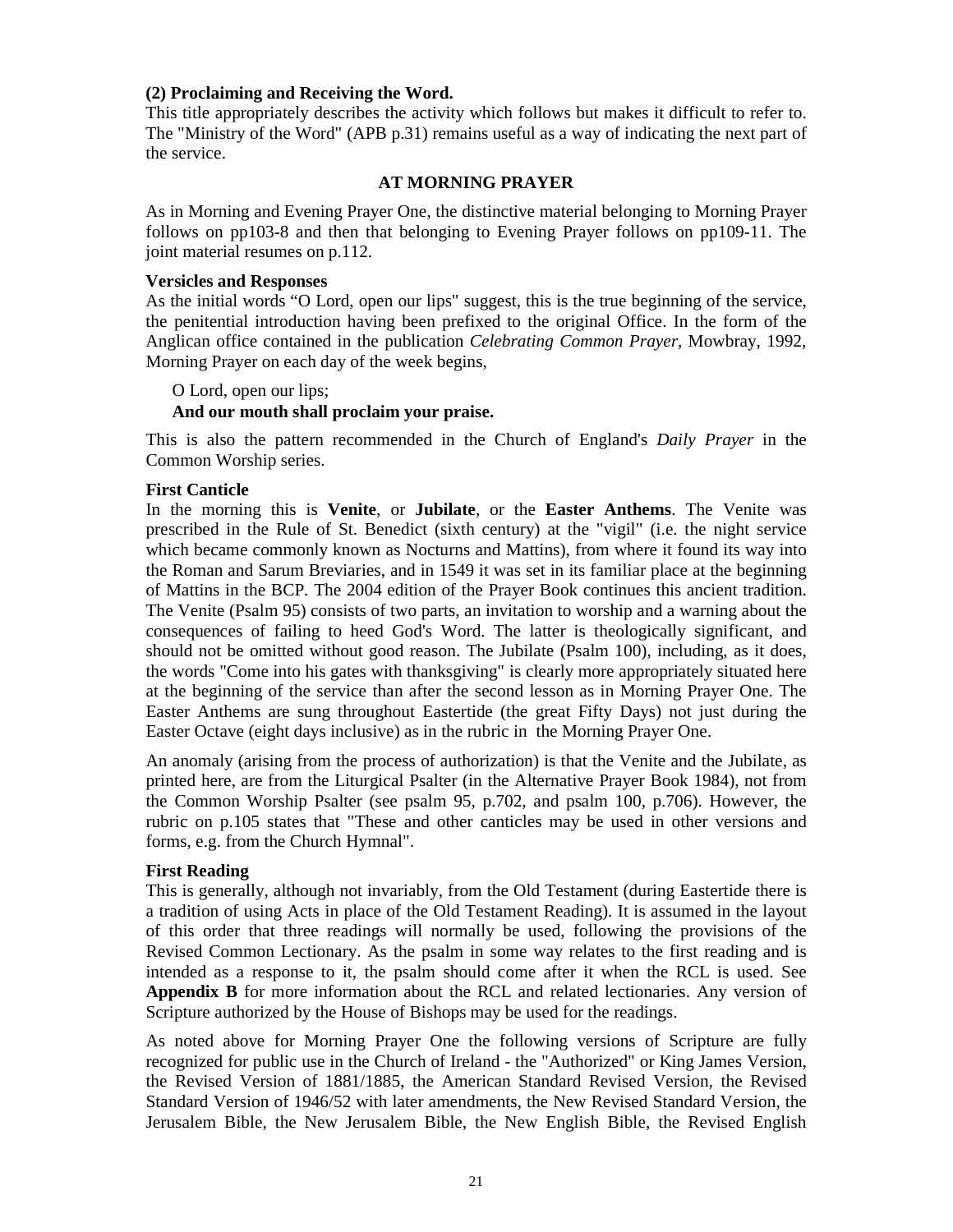**(2) Proclaiming and Receiving the Word.**
This title appropriately describes the activity which follows but makes it difficult to refer to. The "Ministry of the Word" (APB p.31) remains useful as a way of indicating the next part of the service.

## AT MORNING PRAYER

As in Morning and Evening Prayer One, the distinctive material belonging to Morning Prayer follows on pp103-8 and then that belonging to Evening Prayer follows on pp109-11. The joint material resumes on p.112.

**Versicles and Responses**
As the initial words "O Lord, open our lips" suggest, this is the true beginning of the service, the penitential introduction having been prefixed to the original Office. In the form of the Anglican office contained in the publication *Celebrating Common Prayer*, Mowbray, 1992, Morning Prayer on each day of the week begins,

O Lord, open our lips;
**And our mouth shall proclaim your praise.**

This is also the pattern recommended in the Church of England's *Daily Prayer* in the Common Worship series.

**First Canticle**
In the morning this is **Venite**, or **Jubilate**, or the **Easter Anthems**. The Venite was prescribed in the Rule of St. Benedict (sixth century) at the "vigil" (i.e. the night service which became commonly known as Nocturns and Mattins), from where it found its way into the Roman and Sarum Breviaries, and in 1549 it was set in its familiar place at the beginning of Mattins in the BCP. The 2004 edition of the Prayer Book continues this ancient tradition. The Venite (Psalm 95) consists of two parts, an invitation to worship and a warning about the consequences of failing to heed God's Word. The latter is theologically significant, and should not be omitted without good reason. The Jubilate (Psalm 100), including, as it does, the words "Come into his gates with thanksgiving" is clearly more appropriately situated here at the beginning of the service than after the second lesson as in Morning Prayer One. The Easter Anthems are sung throughout Eastertide (the great Fifty Days) not just during the Easter Octave (eight days inclusive) as in the rubric in the Morning Prayer One.

An anomaly (arising from the process of authorization) is that the Venite and the Jubilate, as printed here, are from the Liturgical Psalter (in the Alternative Prayer Book 1984), not from the Common Worship Psalter (see psalm 95, p.702, and psalm 100, p.706). However, the rubric on p.105 states that "These and other canticles may be used in other versions and forms, e.g. from the Church Hymnal".

**First Reading**
This is generally, although not invariably, from the Old Testament (during Eastertide there is a tradition of using Acts in place of the Old Testament Reading). It is assumed in the layout of this order that three readings will normally be used, following the provisions of the Revised Common Lectionary. As the psalm in some way relates to the first reading and is intended as a response to it, the psalm should come after it when the RCL is used. See **Appendix B** for more information about the RCL and related lectionaries. Any version of Scripture authorized by the House of Bishops may be used for the readings.

As noted above for Morning Prayer One the following versions of Scripture are fully recognized for public use in the Church of Ireland - the "Authorized" or King James Version, the Revised Version of 1881/1885, the American Standard Revised Version, the Revised Standard Version of 1946/52 with later amendments, the New Revised Standard Version, the Jerusalem Bible, the New Jerusalem Bible, the New English Bible, the Revised English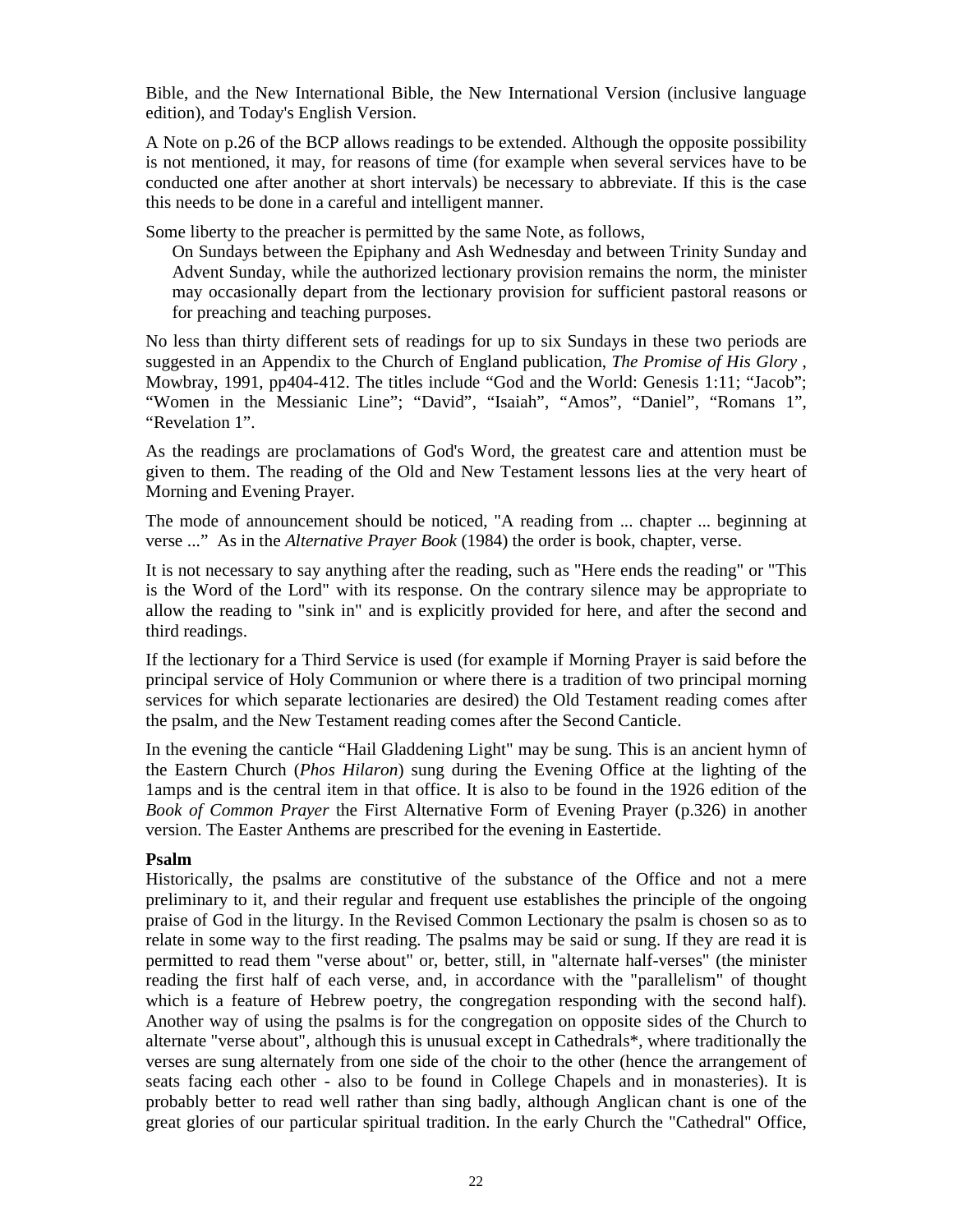Bible, and the New International Bible, the New International Version (inclusive language edition), and Today's English Version.

A Note on p.26 of the BCP allows readings to be extended. Although the opposite possibility is not mentioned, it may, for reasons of time (for example when several services have to be conducted one after another at short intervals) be necessary to abbreviate. If this is the case this needs to be done in a careful and intelligent manner.

Some liberty to the preacher is permitted by the same Note, as follows,

> On Sundays between the Epiphany and Ash Wednesday and between Trinity Sunday and Advent Sunday, while the authorized lectionary provision remains the norm, the minister may occasionally depart from the lectionary provision for sufficient pastoral reasons or for preaching and teaching purposes.

No less than thirty different sets of readings for up to six Sundays in these two periods are suggested in an Appendix to the Church of England publication, *The Promise of His Glory* , Mowbray, 1991, pp404-412. The titles include "God and the World: Genesis 1:11; "Jacob"; "Women in the Messianic Line"; "David", "Isaiah", "Amos", "Daniel", "Romans 1", "Revelation 1".

As the readings are proclamations of God's Word, the greatest care and attention must be given to them. The reading of the Old and New Testament lessons lies at the very heart of Morning and Evening Prayer.

The mode of announcement should be noticed, "A reading from ... chapter ... beginning at verse ..." As in the *Alternative Prayer Book* (1984) the order is book, chapter, verse.

It is not necessary to say anything after the reading, such as "Here ends the reading" or "This is the Word of the Lord" with its response. On the contrary silence may be appropriate to allow the reading to "sink in" and is explicitly provided for here, and after the second and third readings.

If the lectionary for a Third Service is used (for example if Morning Prayer is said before the principal service of Holy Communion or where there is a tradition of two principal morning services for which separate lectionaries are desired) the Old Testament reading comes after the psalm, and the New Testament reading comes after the Second Canticle.

In the evening the canticle "Hail Gladdening Light" may be sung. This is an ancient hymn of the Eastern Church (*Phos Hilaron*) sung during the Evening Office at the lighting of the 1amps and is the central item in that office. It is also to be found in the 1926 edition of the *Book of Common Prayer* the First Alternative Form of Evening Prayer (p.326) in another version. The Easter Anthems are prescribed for the evening in Eastertide.

**Psalm**

Historically, the psalms are constitutive of the substance of the Office and not a mere preliminary to it, and their regular and frequent use establishes the principle of the ongoing praise of God in the liturgy. In the Revised Common Lectionary the psalm is chosen so as to relate in some way to the first reading. The psalms may be said or sung. If they are read it is permitted to read them "verse about" or, better, still, in "alternate half-verses" (the minister reading the first half of each verse, and, in accordance with the "parallelism" of thought which is a feature of Hebrew poetry, the congregation responding with the second half). Another way of using the psalms is for the congregation on opposite sides of the Church to alternate "verse about", although this is unusual except in Cathedrals*, where traditionally the verses are sung alternately from one side of the choir to the other (hence the arrangement of seats facing each other - also to be found in College Chapels and in monasteries). It is probably better to read well rather than sing badly, although Anglican chant is one of the great glories of our particular spiritual tradition. In the early Church the "Cathedral" Office,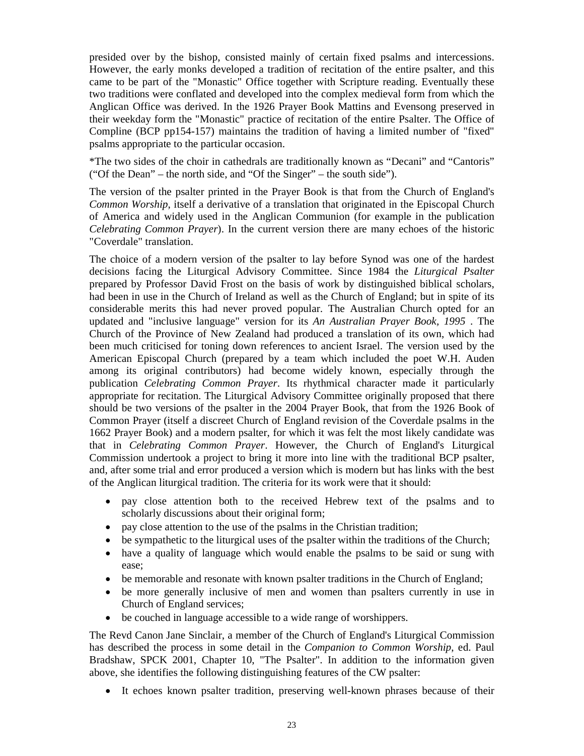presided over by the bishop, consisted mainly of certain fixed psalms and intercessions. However, the early monks developed a tradition of recitation of the entire psalter, and this came to be part of the "Monastic" Office together with Scripture reading. Eventually these two traditions were conflated and developed into the complex medieval form from which the Anglican Office was derived. In the 1926 Prayer Book Mattins and Evensong preserved in their weekday form the "Monastic" practice of recitation of the entire Psalter. The Office of Compline (BCP pp154-157) maintains the tradition of having a limited number of "fixed" psalms appropriate to the particular occasion.

*The two sides of the choir in cathedrals are traditionally known as “Decani” and “Cantoris” (“Of the Dean” – the north side, and “Of the Singer” – the south side”).

The version of the psalter printed in the Prayer Book is that from the Church of England's *Common Worship*, itself a derivative of a translation that originated in the Episcopal Church of America and widely used in the Anglican Communion (for example in the publication *Celebrating Common Prayer*). In the current version there are many echoes of the historic "Coverdale" translation.

The choice of a modern version of the psalter to lay before Synod was one of the hardest decisions facing the Liturgical Advisory Committee. Since 1984 the *Liturgical Psalter* prepared by Professor David Frost on the basis of work by distinguished biblical scholars, had been in use in the Church of Ireland as well as the Church of England; but in spite of its considerable merits this had never proved popular. The Australian Church opted for an updated and "inclusive language" version for its *An Australian Prayer Book, 1995* . The Church of the Province of New Zealand had produced a translation of its own, which had been much criticised for toning down references to ancient Israel. The version used by the American Episcopal Church (prepared by a team which included the poet W.H. Auden among its original contributors) had become widely known, especially through the publication *Celebrating Common Prayer*. Its rhythmical character made it particularly appropriate for recitation. The Liturgical Advisory Committee originally proposed that there should be two versions of the psalter in the 2004 Prayer Book, that from the 1926 Book of Common Prayer (itself a discreet Church of England revision of the Coverdale psalms in the 1662 Prayer Book) and a modern psalter, for which it was felt the most likely candidate was that in *Celebrating Common Prayer*. However, the Church of England's Liturgical Commission undertook a project to bring it more into line with the traditional BCP psalter, and, after some trial and error produced a version which is modern but has links with the best of the Anglican liturgical tradition. The criteria for its work were that it should:

- pay close attention both to the received Hebrew text of the psalms and to scholarly discussions about their original form;
- pay close attention to the use of the psalms in the Christian tradition;
- be sympathetic to the liturgical uses of the psalter within the traditions of the Church;
- have a quality of language which would enable the psalms to be said or sung with ease;
- be memorable and resonate with known psalter traditions in the Church of England;
- be more generally inclusive of men and women than psalters currently in use in Church of England services;
- be couched in language accessible to a wide range of worshippers.

The Revd Canon Jane Sinclair, a member of the Church of England's Liturgical Commission has described the process in some detail in the *Companion to Common Worship*, ed. Paul Bradshaw, SPCK 2001, Chapter 10, "The Psalter". In addition to the information given above, she identifies the following distinguishing features of the CW psalter:

- It echoes known psalter tradition, preserving well-known phrases because of their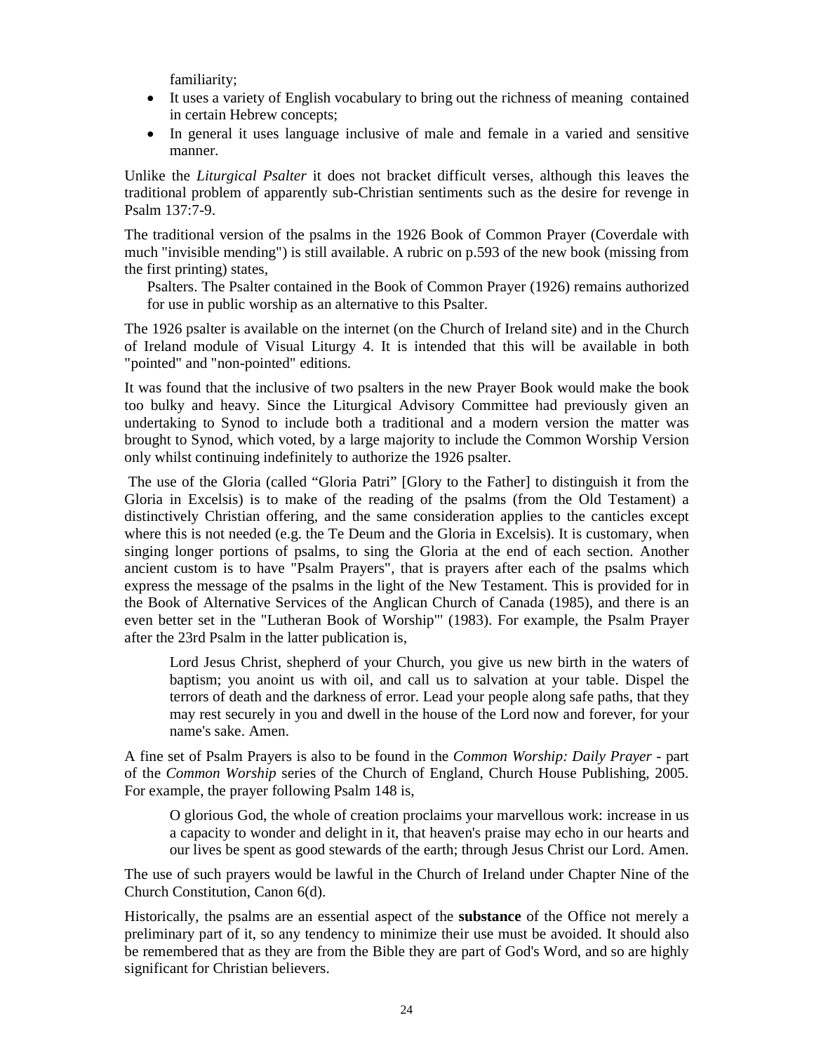familiarity;

- It uses a variety of English vocabulary to bring out the richness of meaning contained in certain Hebrew concepts;
- In general it uses language inclusive of male and female in a varied and sensitive manner.

Unlike the *Liturgical Psalter* it does not bracket difficult verses, although this leaves the traditional problem of apparently sub-Christian sentiments such as the desire for revenge in Psalm 137:7-9.

The traditional version of the psalms in the 1926 Book of Common Prayer (Coverdale with much "invisible mending") is still available. A rubric on p.593 of the new book (missing from the first printing) states,

> Psalters. The Psalter contained in the Book of Common Prayer (1926) remains authorized for use in public worship as an alternative to this Psalter.

The 1926 psalter is available on the internet (on the Church of Ireland site) and in the Church of Ireland module of Visual Liturgy 4. It is intended that this will be available in both "pointed" and "non-pointed" editions.

It was found that the inclusive of two psalters in the new Prayer Book would make the book too bulky and heavy. Since the Liturgical Advisory Committee had previously given an undertaking to Synod to include both a traditional and a modern version the matter was brought to Synod, which voted, by a large majority to include the Common Worship Version only whilst continuing indefinitely to authorize the 1926 psalter.

The use of the Gloria (called "Gloria Patri" [Glory to the Father] to distinguish it from the Gloria in Excelsis) is to make of the reading of the psalms (from the Old Testament) a distinctively Christian offering, and the same consideration applies to the canticles except where this is not needed (e.g. the Te Deum and the Gloria in Excelsis). It is customary, when singing longer portions of psalms, to sing the Gloria at the end of each section. Another ancient custom is to have "Psalm Prayers", that is prayers after each of the psalms which express the message of the psalms in the light of the New Testament. This is provided for in the Book of Alternative Services of the Anglican Church of Canada (1985), and there is an even better set in the "Lutheran Book of Worship'" (1983). For example, the Psalm Prayer after the 23rd Psalm in the latter publication is,

> Lord Jesus Christ, shepherd of your Church, you give us new birth in the waters of baptism; you anoint us with oil, and call us to salvation at your table. Dispel the terrors of death and the darkness of error. Lead your people along safe paths, that they may rest securely in you and dwell in the house of the Lord now and forever, for your name's sake. Amen.

A fine set of Psalm Prayers is also to be found in the *Common Worship: Daily Prayer* - part of the *Common Worship* series of the Church of England, Church House Publishing, 2005. For example, the prayer following Psalm 148 is,

> O glorious God, the whole of creation proclaims your marvellous work: increase in us a capacity to wonder and delight in it, that heaven's praise may echo in our hearts and our lives be spent as good stewards of the earth; through Jesus Christ our Lord. Amen.

The use of such prayers would be lawful in the Church of Ireland under Chapter Nine of the Church Constitution, Canon 6(d).

Historically, the psalms are an essential aspect of the **substance** of the Office not merely a preliminary part of it, so any tendency to minimize their use must be avoided. It should also be remembered that as they are from the Bible they are part of God's Word, and so are highly significant for Christian believers.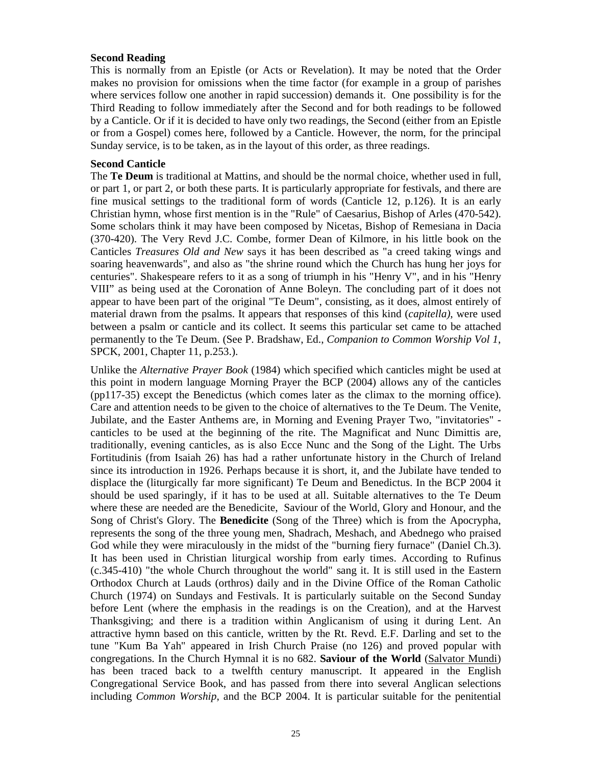**Second Reading**

This is normally from an Epistle (or Acts or Revelation). It may be noted that the Order makes no provision for omissions when the time factor (for example in a group of parishes where services follow one another in rapid succession) demands it. One possibility is for the Third Reading to follow immediately after the Second and for both readings to be followed by a Canticle. Or if it is decided to have only two readings, the Second (either from an Epistle or from a Gospel) comes here, followed by a Canticle. However, the norm, for the principal Sunday service, is to be taken, as in the layout of this order, as three readings.

**Second Canticle**

The **Te Deum** is traditional at Mattins, and should be the normal choice, whether used in full, or part 1, or part 2, or both these parts. It is particularly appropriate for festivals, and there are fine musical settings to the traditional form of words (Canticle 12, p.126). It is an early Christian hymn, whose first mention is in the "Rule" of Caesarius, Bishop of Arles (470-542). Some scholars think it may have been composed by Nicetas, Bishop of Remesiana in Dacia (370-420). The Very Revd J.C. Combe, former Dean of Kilmore, in his little book on the Canticles *Treasures Old and New* says it has been described as "a creed taking wings and soaring heavenwards", and also as "the shrine round which the Church has hung her joys for centuries". Shakespeare refers to it as a song of triumph in his "Henry V", and in his "Henry VIII" as being used at the Coronation of Anne Boleyn. The concluding part of it does not appear to have been part of the original "Te Deum", consisting, as it does, almost entirely of material drawn from the psalms. It appears that responses of this kind (*capitella)*, were used between a psalm or canticle and its collect. It seems this particular set came to be attached permanently to the Te Deum. (See P. Bradshaw, Ed., *Companion to Common Worship Vol 1*, SPCK, 2001, Chapter 11, p.253.).

Unlike the *Alternative Prayer Book* (1984) which specified which canticles might be used at this point in modern language Morning Prayer the BCP (2004) allows any of the canticles (pp117-35) except the Benedictus (which comes later as the climax to the morning office). Care and attention needs to be given to the choice of alternatives to the Te Deum. The Venite, Jubilate, and the Easter Anthems are, in Morning and Evening Prayer Two, "invitatories" - canticles to be used at the beginning of the rite. The Magnificat and Nunc Dimittis are, traditionally, evening canticles, as is also Ecce Nunc and the Song of the Light. The Urbs Fortitudinis (from Isaiah 26) has had a rather unfortunate history in the Church of Ireland since its introduction in 1926. Perhaps because it is short, it, and the Jubilate have tended to displace the (liturgically far more significant) Te Deum and Benedictus. In the BCP 2004 it should be used sparingly, if it has to be used at all. Suitable alternatives to the Te Deum where these are needed are the Benedicite, Saviour of the World, Glory and Honour, and the Song of Christ's Glory. The **Benedicite** (Song of the Three) which is from the Apocrypha, represents the song of the three young men, Shadrach, Meshach, and Abednego who praised God while they were miraculously in the midst of the "burning fiery furnace" (Daniel Ch.3). It has been used in Christian liturgical worship from early times. According to Rufinus (c.345-410) "the whole Church throughout the world" sang it. It is still used in the Eastern Orthodox Church at Lauds (orthros) daily and in the Divine Office of the Roman Catholic Church (1974) on Sundays and Festivals. It is particularly suitable on the Second Sunday before Lent (where the emphasis in the readings is on the Creation), and at the Harvest Thanksgiving; and there is a tradition within Anglicanism of using it during Lent. An attractive hymn based on this canticle, written by the Rt. Revd. E.F. Darling and set to the tune "Kum Ba Yah" appeared in Irish Church Praise (no 126) and proved popular with congregations. In the Church Hymnal it is no 682. **Saviour of the World** (Salvator Mundi) has been traced back to a twelfth century manuscript. It appeared in the English Congregational Service Book, and has passed from there into several Anglican selections including *Common Worship*, and the BCP 2004. It is particular suitable for the penitential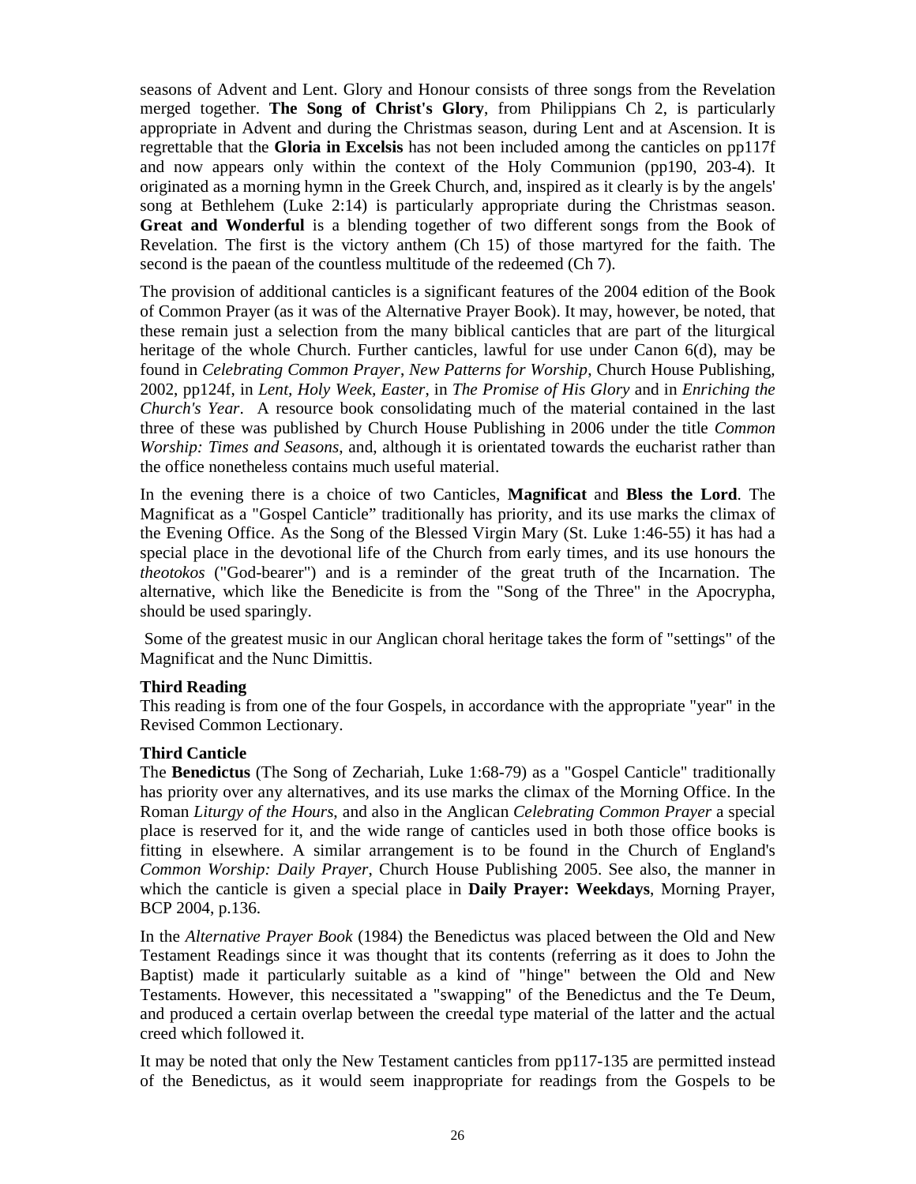seasons of Advent and Lent. Glory and Honour consists of three songs from the Revelation merged together. **The Song of Christ's Glory**, from Philippians Ch 2, is particularly appropriate in Advent and during the Christmas season, during Lent and at Ascension. It is regrettable that the **Gloria in Excelsis** has not been included among the canticles on pp117f and now appears only within the context of the Holy Communion (pp190, 203-4). It originated as a morning hymn in the Greek Church, and, inspired as it clearly is by the angels' song at Bethlehem (Luke 2:14) is particularly appropriate during the Christmas season. **Great and Wonderful** is a blending together of two different songs from the Book of Revelation. The first is the victory anthem (Ch 15) of those martyred for the faith. The second is the paean of the countless multitude of the redeemed (Ch 7).

The provision of additional canticles is a significant features of the 2004 edition of the Book of Common Prayer (as it was of the Alternative Prayer Book). It may, however, be noted, that these remain just a selection from the many biblical canticles that are part of the liturgical heritage of the whole Church. Further canticles, lawful for use under Canon 6(d), may be found in *Celebrating Common Prayer*, *New Patterns for Worship*, Church House Publishing, 2002, pp124f, in *Lent, Holy Week, Easter*, in *The Promise of His Glory* and in *Enriching the Church's Year*. A resource book consolidating much of the material contained in the last three of these was published by Church House Publishing in 2006 under the title *Common Worship: Times and Seasons*, and, although it is orientated towards the eucharist rather than the office nonetheless contains much useful material.

In the evening there is a choice of two Canticles, **Magnificat** and **Bless the Lord**. The Magnificat as a "Gospel Canticle" traditionally has priority, and its use marks the climax of the Evening Office. As the Song of the Blessed Virgin Mary (St. Luke 1:46-55) it has had a special place in the devotional life of the Church from early times, and its use honours the *theotokos* ("God-bearer") and is a reminder of the great truth of the Incarnation. The alternative, which like the Benedicite is from the "Song of the Three" in the Apocrypha, should be used sparingly.

Some of the greatest music in our Anglican choral heritage takes the form of "settings" of the Magnificat and the Nunc Dimittis.

**Third Reading**
This reading is from one of the four Gospels, in accordance with the appropriate "year" in the Revised Common Lectionary.

**Third Canticle**
The **Benedictus** (The Song of Zechariah, Luke 1:68-79) as a "Gospel Canticle" traditionally has priority over any alternatives, and its use marks the climax of the Morning Office. In the Roman *Liturgy of the Hours*, and also in the Anglican *Celebrating Common Prayer* a special place is reserved for it, and the wide range of canticles used in both those office books is fitting in elsewhere. A similar arrangement is to be found in the Church of England's *Common Worship: Daily Prayer*, Church House Publishing 2005. See also, the manner in which the canticle is given a special place in **Daily Prayer: Weekdays**, Morning Prayer, BCP 2004, p.136.

In the *Alternative Prayer Book* (1984) the Benedictus was placed between the Old and New Testament Readings since it was thought that its contents (referring as it does to John the Baptist) made it particularly suitable as a kind of "hinge" between the Old and New Testaments. However, this necessitated a "swapping" of the Benedictus and the Te Deum, and produced a certain overlap between the creedal type material of the latter and the actual creed which followed it.

It may be noted that only the New Testament canticles from pp117-135 are permitted instead of the Benedictus, as it would seem inappropriate for readings from the Gospels to be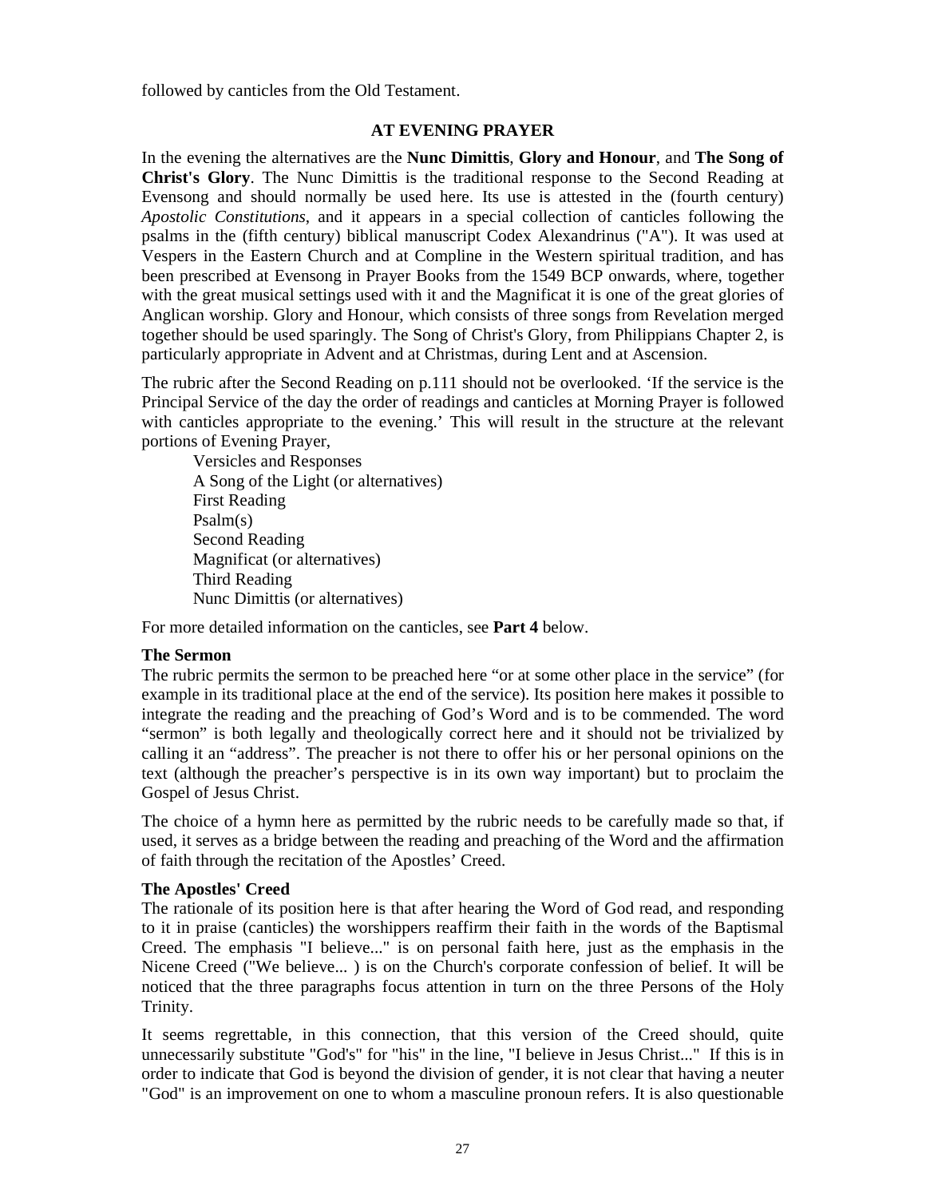followed by canticles from the Old Testament.

## AT EVENING PRAYER

In the evening the alternatives are the **Nunc Dimittis**, **Glory and Honour**, and **The Song of Christ's Glory**. The Nunc Dimittis is the traditional response to the Second Reading at Evensong and should normally be used here. Its use is attested in the (fourth century) *Apostolic Constitutions*, and it appears in a special collection of canticles following the psalms in the (fifth century) biblical manuscript Codex Alexandrinus ("A"). It was used at Vespers in the Eastern Church and at Compline in the Western spiritual tradition, and has been prescribed at Evensong in Prayer Books from the 1549 BCP onwards, where, together with the great musical settings used with it and the Magnificat it is one of the great glories of Anglican worship. Glory and Honour, which consists of three songs from Revelation merged together should be used sparingly. The Song of Christ's Glory, from Philippians Chapter 2, is particularly appropriate in Advent and at Christmas, during Lent and at Ascension.

The rubric after the Second Reading on p.111 should not be overlooked. 'If the service is the Principal Service of the day the order of readings and canticles at Morning Prayer is followed with canticles appropriate to the evening.' This will result in the structure at the relevant portions of Evening Prayer,

Versicles and Responses  
A Song of the Light (or alternatives)  
First Reading  
Psalm(s)  
Second Reading  
Magnificat (or alternatives)  
Third Reading  
Nunc Dimittis (or alternatives)

For more detailed information on the canticles, see **Part 4** below.

### The Sermon

The rubric permits the sermon to be preached here "or at some other place in the service" (for example in its traditional place at the end of the service). Its position here makes it possible to integrate the reading and the preaching of God's Word and is to be commended. The word "sermon" is both legally and theologically correct here and it should not be trivialized by calling it an "address". The preacher is not there to offer his or her personal opinions on the text (although the preacher's perspective is in its own way important) but to proclaim the Gospel of Jesus Christ.

The choice of a hymn here as permitted by the rubric needs to be carefully made so that, if used, it serves as a bridge between the reading and preaching of the Word and the affirmation of faith through the recitation of the Apostles' Creed.

### The Apostles' Creed

The rationale of its position here is that after hearing the Word of God read, and responding to it in praise (canticles) the worshippers reaffirm their faith in the words of the Baptismal Creed. The emphasis "I believe..." is on personal faith here, just as the emphasis in the Nicene Creed ("We believe... ) is on the Church's corporate confession of belief. It will be noticed that the three paragraphs focus attention in turn on the three Persons of the Holy Trinity.

It seems regrettable, in this connection, that this version of the Creed should, quite unnecessarily substitute "God's" for "his" in the line, "I believe in Jesus Christ..." If this is in order to indicate that God is beyond the division of gender, it is not clear that having a neuter "God" is an improvement on one to whom a masculine pronoun refers. It is also questionable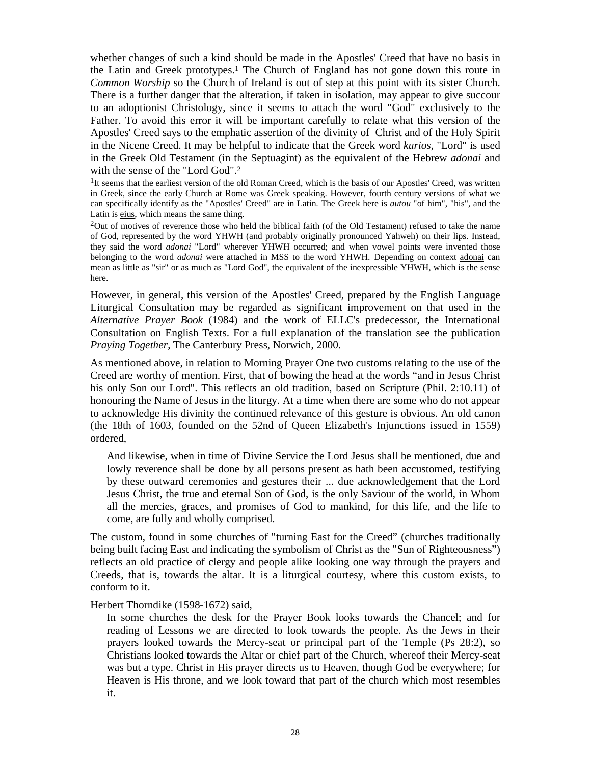whether changes of such a kind should be made in the Apostles' Creed that have no basis in the Latin and Greek prototypes.[1] The Church of England has not gone down this route in *Common Worship* so the Church of Ireland is out of step at this point with its sister Church. There is a further danger that the alteration, if taken in isolation, may appear to give succour to an adoptionist Christology, since it seems to attach the word "God" exclusively to the Father. To avoid this error it will be important carefully to relate what this version of the Apostles' Creed says to the emphatic assertion of the divinity of Christ and of the Holy Spirit in the Nicene Creed. It may be helpful to indicate that the Greek word *kurios*, "Lord" is used in the Greek Old Testament (in the Septuagint) as the equivalent of the Hebrew *adonai* and with the sense of the "Lord God".[2]

[1] It seems that the earliest version of the old Roman Creed, which is the basis of our Apostles' Creed, was written in Greek, since the early Church at Rome was Greek speaking. However, fourth century versions of what we can specifically identify as the "Apostles' Creed" are in Latin. The Greek here is *autou* "of him", "his", and the Latin is <u>eius</u>, which means the same thing.

[2] Out of motives of reverence those who held the biblical faith (of the Old Testament) refused to take the name of God, represented by the word YHWH (and probably originally pronounced Yahweh) on their lips. Instead, they said the word *adonai* "Lord" wherever YHWH occurred; and when vowel points were invented those belonging to the word *adonai* were attached in MSS to the word YHWH. Depending on context <u>adonai</u> can mean as little as "sir" or as much as "Lord God", the equivalent of the inexpressible YHWH, which is the sense here.

However, in general, this version of the Apostles' Creed, prepared by the English Language Liturgical Consultation may be regarded as significant improvement on that used in the *Alternative Prayer Book* (1984) and the work of ELLC's predecessor, the International Consultation on English Texts. For a full explanation of the translation see the publication *Praying Together*, The Canterbury Press, Norwich, 2000.

As mentioned above, in relation to Morning Prayer One two customs relating to the use of the Creed are worthy of mention. First, that of bowing the head at the words "and in Jesus Christ his only Son our Lord". This reflects an old tradition, based on Scripture (Phil. 2:10.11) of honouring the Name of Jesus in the liturgy. At a time when there are some who do not appear to acknowledge His divinity the continued relevance of this gesture is obvious. An old canon (the 18th of 1603, founded on the 52nd of Queen Elizabeth's Injunctions issued in 1559) ordered,

> And likewise, when in time of Divine Service the Lord Jesus shall be mentioned, due and lowly reverence shall be done by all persons present as hath been accustomed, testifying by these outward ceremonies and gestures their ... due acknowledgement that the Lord Jesus Christ, the true and eternal Son of God, is the only Saviour of the world, in Whom all the mercies, graces, and promises of God to mankind, for this life, and the life to come, are fully and wholly comprised.

The custom, found in some churches of "turning East for the Creed" (churches traditionally being built facing East and indicating the symbolism of Christ as the "Sun of Righteousness") reflects an old practice of clergy and people alike looking one way through the prayers and Creeds, that is, towards the altar. It is a liturgical courtesy, where this custom exists, to conform to it.

Herbert Thorndike (1598-1672) said,

> In some churches the desk for the Prayer Book looks towards the Chancel; and for reading of Lessons we are directed to look towards the people. As the Jews in their prayers looked towards the Mercy-seat or principal part of the Temple (Ps 28:2), so Christians looked towards the Altar or chief part of the Church, whereof their Mercy-seat was but a type. Christ in His prayer directs us to Heaven, though God be everywhere; for Heaven is His throne, and we look toward that part of the church which most resembles it.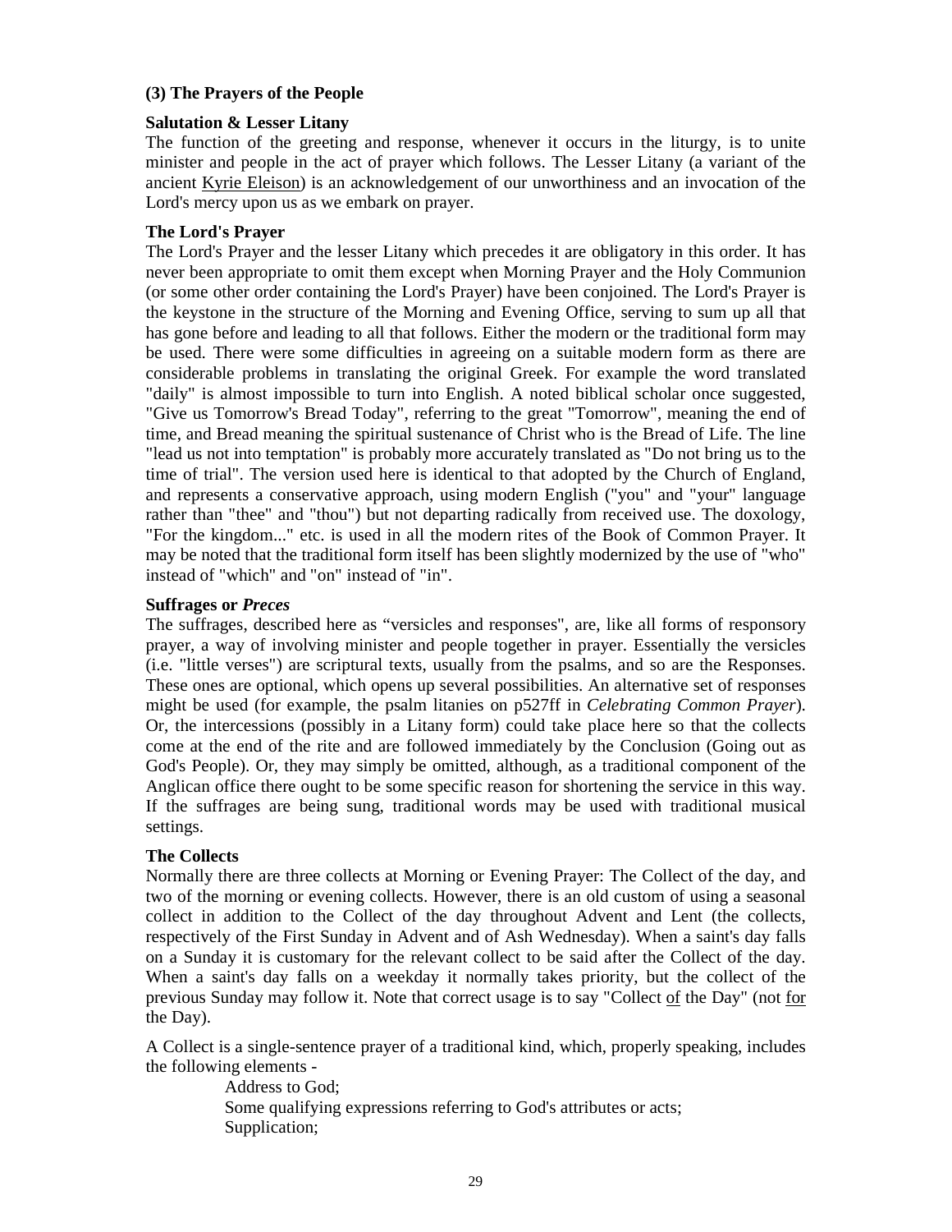### (3) The Prayers of the People

**Salutation & Lesser Litany**

The function of the greeting and response, whenever it occurs in the liturgy, is to unite minister and people in the act of prayer which follows. The Lesser Litany (a variant of the ancient Kyrie Eleison) is an acknowledgement of our unworthiness and an invocation of the Lord's mercy upon us as we embark on prayer.

**The Lord's Prayer**

The Lord's Prayer and the lesser Litany which precedes it are obligatory in this order. It has never been appropriate to omit them except when Morning Prayer and the Holy Communion (or some other order containing the Lord's Prayer) have been conjoined. The Lord's Prayer is the keystone in the structure of the Morning and Evening Office, serving to sum up all that has gone before and leading to all that follows. Either the modern or the traditional form may be used. There were some difficulties in agreeing on a suitable modern form as there are considerable problems in translating the original Greek. For example the word translated "daily" is almost impossible to turn into English. A noted biblical scholar once suggested, "Give us Tomorrow's Bread Today", referring to the great "Tomorrow", meaning the end of time, and Bread meaning the spiritual sustenance of Christ who is the Bread of Life. The line "lead us not into temptation" is probably more accurately translated as "Do not bring us to the time of trial". The version used here is identical to that adopted by the Church of England, and represents a conservative approach, using modern English ("you" and "your" language rather than "thee" and "thou") but not departing radically from received use. The doxology, "For the kingdom..." etc. is used in all the modern rites of the Book of Common Prayer. It may be noted that the traditional form itself has been slightly modernized by the use of "who" instead of "which" and "on" instead of "in".

**Suffrages or *Preces***

The suffrages, described here as "versicles and responses", are, like all forms of responsory prayer, a way of involving minister and people together in prayer. Essentially the versicles (i.e. "little verses") are scriptural texts, usually from the psalms, and so are the Responses. These ones are optional, which opens up several possibilities. An alternative set of responses might be used (for example, the psalm litanies on p527ff in *Celebrating Common Prayer*). Or, the intercessions (possibly in a Litany form) could take place here so that the collects come at the end of the rite and are followed immediately by the Conclusion (Going out as God's People). Or, they may simply be omitted, although, as a traditional component of the Anglican office there ought to be some specific reason for shortening the service in this way. If the suffrages are being sung, traditional words may be used with traditional musical settings.

**The Collects**

Normally there are three collects at Morning or Evening Prayer: The Collect of the day, and two of the morning or evening collects. However, there is an old custom of using a seasonal collect in addition to the Collect of the day throughout Advent and Lent (the collects, respectively of the First Sunday in Advent and of Ash Wednesday). When a saint's day falls on a Sunday it is customary for the relevant collect to be said after the Collect of the day. When a saint's day falls on a weekday it normally takes priority, but the collect of the previous Sunday may follow it. Note that correct usage is to say "Collect of the Day" (not for the Day).

A Collect is a single-sentence prayer of a traditional kind, which, properly speaking, includes the following elements -

Address to God;
Some qualifying expressions referring to God's attributes or acts;
Supplication;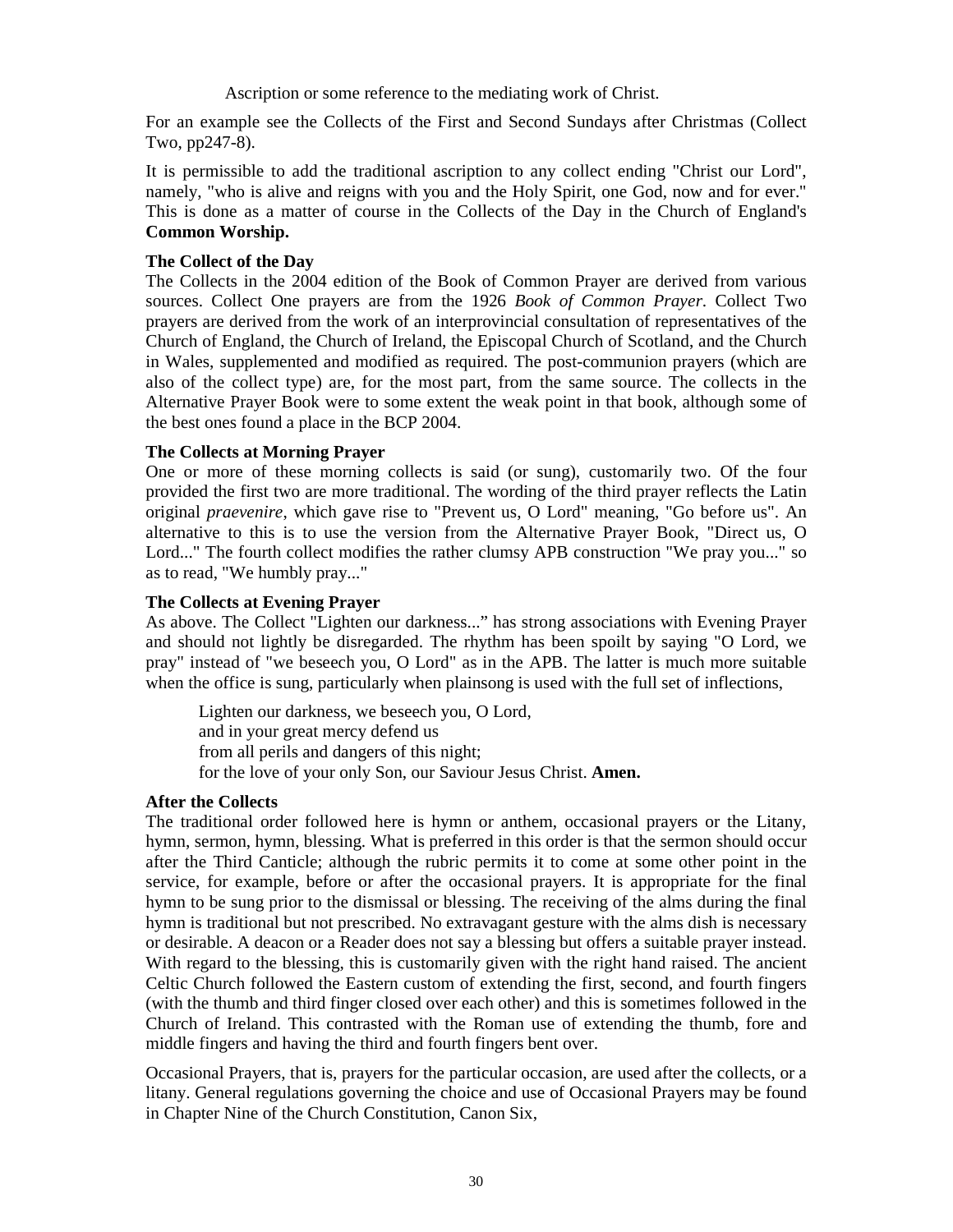Ascription or some reference to the mediating work of Christ.

For an example see the Collects of the First and Second Sundays after Christmas (Collect Two, pp247-8).

It is permissible to add the traditional ascription to any collect ending "Christ our Lord", namely, "who is alive and reigns with you and the Holy Spirit, one God, now and for ever." This is done as a matter of course in the Collects of the Day in the Church of England's **Common Worship.**

**The Collect of the Day**

The Collects in the 2004 edition of the Book of Common Prayer are derived from various sources. Collect One prayers are from the 1926 *Book of Common Prayer*. Collect Two prayers are derived from the work of an interprovincial consultation of representatives of the Church of England, the Church of Ireland, the Episcopal Church of Scotland, and the Church in Wales, supplemented and modified as required. The post-communion prayers (which are also of the collect type) are, for the most part, from the same source. The collects in the Alternative Prayer Book were to some extent the weak point in that book, although some of the best ones found a place in the BCP 2004.

**The Collects at Morning Prayer**

One or more of these morning collects is said (or sung), customarily two. Of the four provided the first two are more traditional. The wording of the third prayer reflects the Latin original *praevenire*, which gave rise to "Prevent us, O Lord" meaning, "Go before us". An alternative to this is to use the version from the Alternative Prayer Book, "Direct us, O Lord..." The fourth collect modifies the rather clumsy APB construction "We pray you..." so as to read, "We humbly pray..."

**The Collects at Evening Prayer**

As above. The Collect "Lighten our darkness..." has strong associations with Evening Prayer and should not lightly be disregarded. The rhythm has been spoilt by saying "O Lord, we pray" instead of "we beseech you, O Lord" as in the APB. The latter is much more suitable when the office is sung, particularly when plainsong is used with the full set of inflections,

> Lighten our darkness, we beseech you, O Lord,
> and in your great mercy defend us
> from all perils and dangers of this night;
> for the love of your only Son, our Saviour Jesus Christ. **Amen.**

**After the Collects**

The traditional order followed here is hymn or anthem, occasional prayers or the Litany, hymn, sermon, hymn, blessing. What is preferred in this order is that the sermon should occur after the Third Canticle; although the rubric permits it to come at some other point in the service, for example, before or after the occasional prayers. It is appropriate for the final hymn to be sung prior to the dismissal or blessing. The receiving of the alms during the final hymn is traditional but not prescribed. No extravagant gesture with the alms dish is necessary or desirable. A deacon or a Reader does not say a blessing but offers a suitable prayer instead. With regard to the blessing, this is customarily given with the right hand raised. The ancient Celtic Church followed the Eastern custom of extending the first, second, and fourth fingers (with the thumb and third finger closed over each other) and this is sometimes followed in the Church of Ireland. This contrasted with the Roman use of extending the thumb, fore and middle fingers and having the third and fourth fingers bent over.

Occasional Prayers, that is, prayers for the particular occasion, are used after the collects, or a litany. General regulations governing the choice and use of Occasional Prayers may be found in Chapter Nine of the Church Constitution, Canon Six,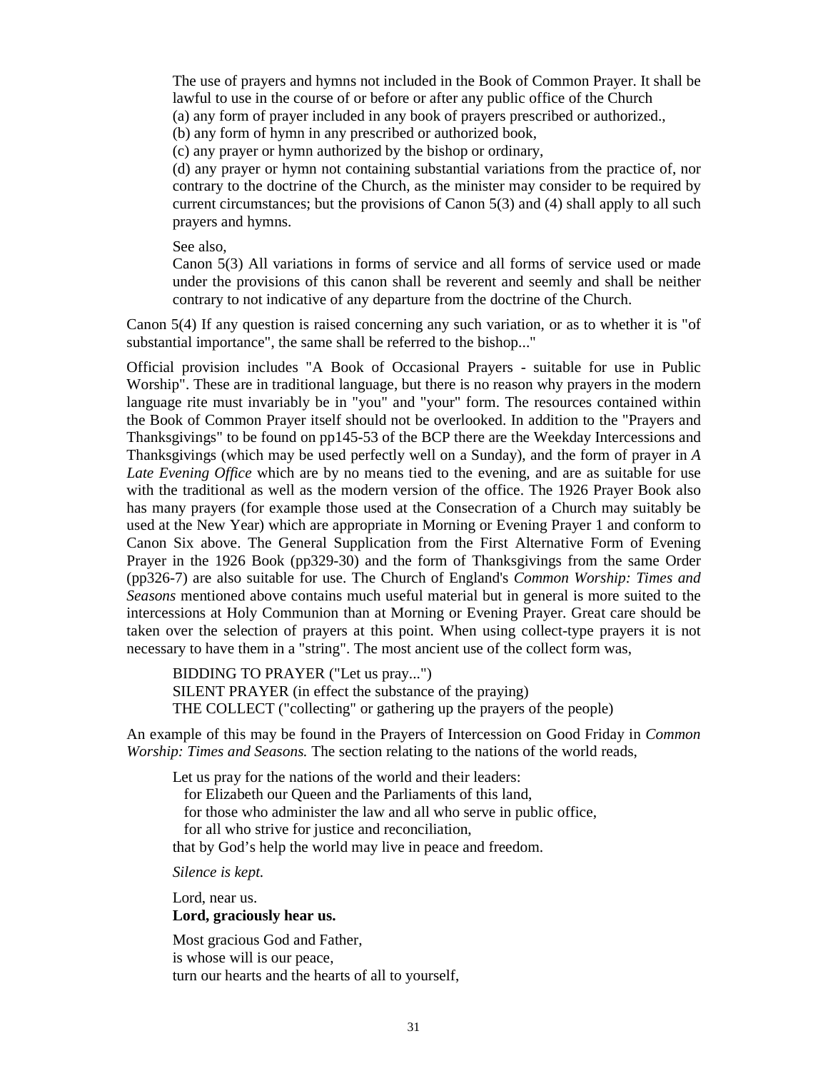The use of prayers and hymns not included in the Book of Common Prayer. It shall be lawful to use in the course of or before or after any public office of the Church
(a) any form of prayer included in any book of prayers prescribed or authorized.,
(b) any form of hymn in any prescribed or authorized book,
(c) any prayer or hymn authorized by the bishop or ordinary,
(d) any prayer or hymn not containing substantial variations from the practice of, nor contrary to the doctrine of the Church, as the minister may consider to be required by current circumstances; but the provisions of Canon 5(3) and (4) shall apply to all such prayers and hymns.

See also,
Canon 5(3) All variations in forms of service and all forms of service used or made under the provisions of this canon shall be reverent and seemly and shall be neither contrary to not indicative of any departure from the doctrine of the Church.

Canon 5(4) If any question is raised concerning any such variation, or as to whether it is "of substantial importance", the same shall be referred to the bishop..."

Official provision includes "A Book of Occasional Prayers - suitable for use in Public Worship". These are in traditional language, but there is no reason why prayers in the modern language rite must invariably be in "you" and "your" form. The resources contained within the Book of Common Prayer itself should not be overlooked. In addition to the "Prayers and Thanksgivings" to be found on pp145-53 of the BCP there are the Weekday Intercessions and Thanksgivings (which may be used perfectly well on a Sunday), and the form of prayer in *A Late Evening Office* which are by no means tied to the evening, and are as suitable for use with the traditional as well as the modern version of the office. The 1926 Prayer Book also has many prayers (for example those used at the Consecration of a Church may suitably be used at the New Year) which are appropriate in Morning or Evening Prayer 1 and conform to Canon Six above. The General Supplication from the First Alternative Form of Evening Prayer in the 1926 Book (pp329-30) and the form of Thanksgivings from the same Order (pp326-7) are also suitable for use. The Church of England's *Common Worship: Times and Seasons* mentioned above contains much useful material but in general is more suited to the intercessions at Holy Communion than at Morning or Evening Prayer. Great care should be taken over the selection of prayers at this point. When using collect-type prayers it is not necessary to have them in a "string". The most ancient use of the collect form was,

BIDDING TO PRAYER ("Let us pray...")
SILENT PRAYER (in effect the substance of the praying)
THE COLLECT ("collecting" or gathering up the prayers of the people)

An example of this may be found in the Prayers of Intercession on Good Friday in *Common Worship: Times and Seasons.* The section relating to the nations of the world reads,

Let us pray for the nations of the world and their leaders:
  for Elizabeth our Queen and the Parliaments of this land,
  for those who administer the law and all who serve in public office,
  for all who strive for justice and reconciliation,
that by God's help the world may live in peace and freedom.

*Silence is kept.*

Lord, near us.
**Lord, graciously hear us.**

Most gracious God and Father,
is whose will is our peace,
turn our hearts and the hearts of all to yourself,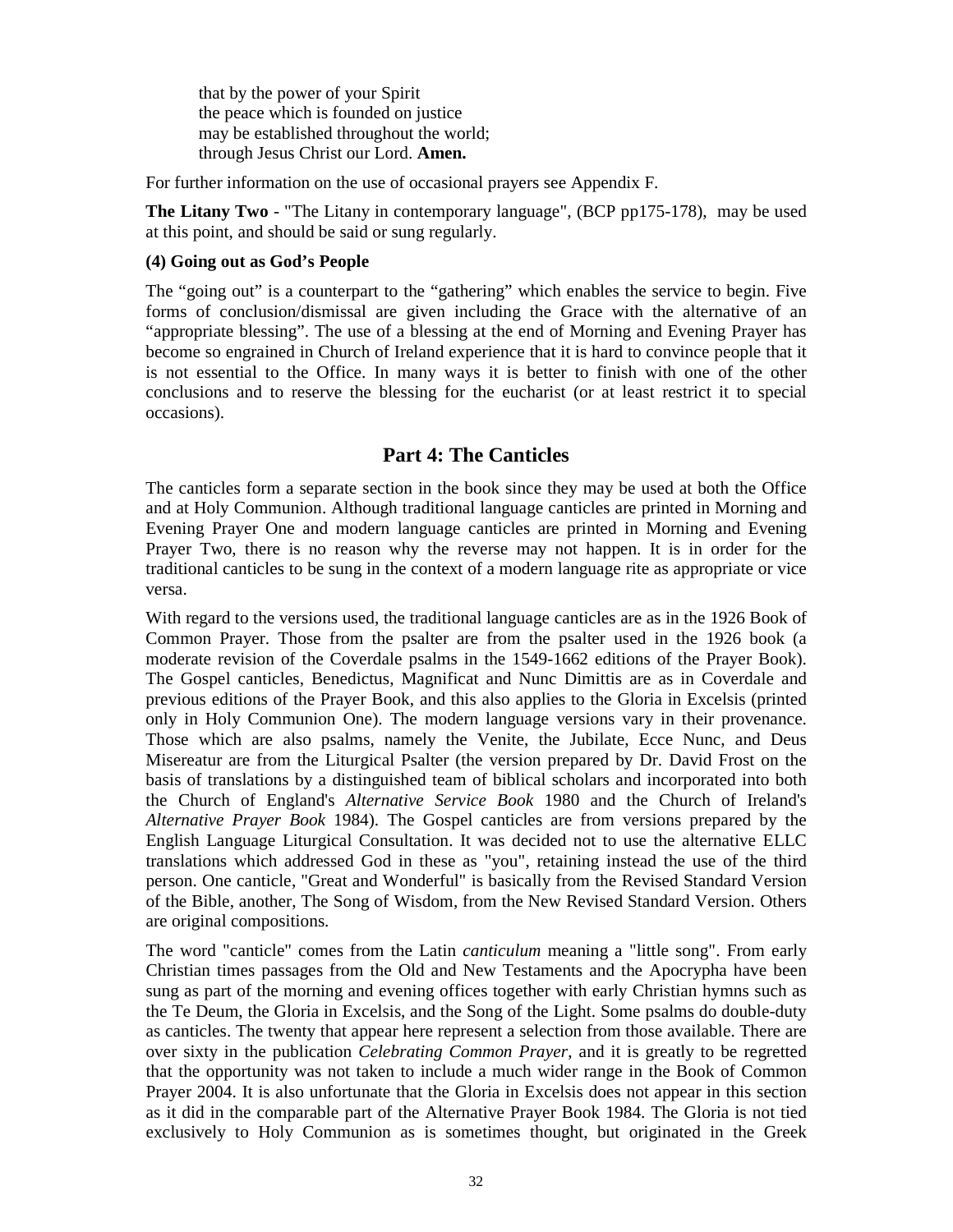that by the power of your Spirit
the peace which is founded on justice
may be established throughout the world;
through Jesus Christ our Lord. **Amen.**

For further information on the use of occasional prayers see Appendix F.

**The Litany Two** - "The Litany in contemporary language", (BCP pp175-178), may be used at this point, and should be said or sung regularly.

**(4) Going out as God's People**

The "going out" is a counterpart to the "gathering" which enables the service to begin. Five forms of conclusion/dismissal are given including the Grace with the alternative of an "appropriate blessing". The use of a blessing at the end of Morning and Evening Prayer has become so engrained in Church of Ireland experience that it is hard to convince people that it is not essential to the Office. In many ways it is better to finish with one of the other conclusions and to reserve the blessing for the eucharist (or at least restrict it to special occasions).

## Part 4: The Canticles

The canticles form a separate section in the book since they may be used at both the Office and at Holy Communion. Although traditional language canticles are printed in Morning and Evening Prayer One and modern language canticles are printed in Morning and Evening Prayer Two, there is no reason why the reverse may not happen. It is in order for the traditional canticles to be sung in the context of a modern language rite as appropriate or vice versa.

With regard to the versions used, the traditional language canticles are as in the 1926 Book of Common Prayer. Those from the psalter are from the psalter used in the 1926 book (a moderate revision of the Coverdale psalms in the 1549-1662 editions of the Prayer Book). The Gospel canticles, Benedictus, Magnificat and Nunc Dimittis are as in Coverdale and previous editions of the Prayer Book, and this also applies to the Gloria in Excelsis (printed only in Holy Communion One). The modern language versions vary in their provenance. Those which are also psalms, namely the Venite, the Jubilate, Ecce Nunc, and Deus Misereatur are from the Liturgical Psalter (the version prepared by Dr. David Frost on the basis of translations by a distinguished team of biblical scholars and incorporated into both the Church of England's *Alternative Service Book* 1980 and the Church of Ireland's *Alternative Prayer Book* 1984). The Gospel canticles are from versions prepared by the English Language Liturgical Consultation. It was decided not to use the alternative ELLC translations which addressed God in these as "you", retaining instead the use of the third person. One canticle, "Great and Wonderful" is basically from the Revised Standard Version of the Bible, another, The Song of Wisdom, from the New Revised Standard Version. Others are original compositions.

The word "canticle" comes from the Latin *canticulum* meaning a "little song". From early Christian times passages from the Old and New Testaments and the Apocrypha have been sung as part of the morning and evening offices together with early Christian hymns such as the Te Deum, the Gloria in Excelsis, and the Song of the Light. Some psalms do double-duty as canticles. The twenty that appear here represent a selection from those available. There are over sixty in the publication *Celebrating Common Prayer*, and it is greatly to be regretted that the opportunity was not taken to include a much wider range in the Book of Common Prayer 2004. It is also unfortunate that the Gloria in Excelsis does not appear in this section as it did in the comparable part of the Alternative Prayer Book 1984. The Gloria is not tied exclusively to Holy Communion as is sometimes thought, but originated in the Greek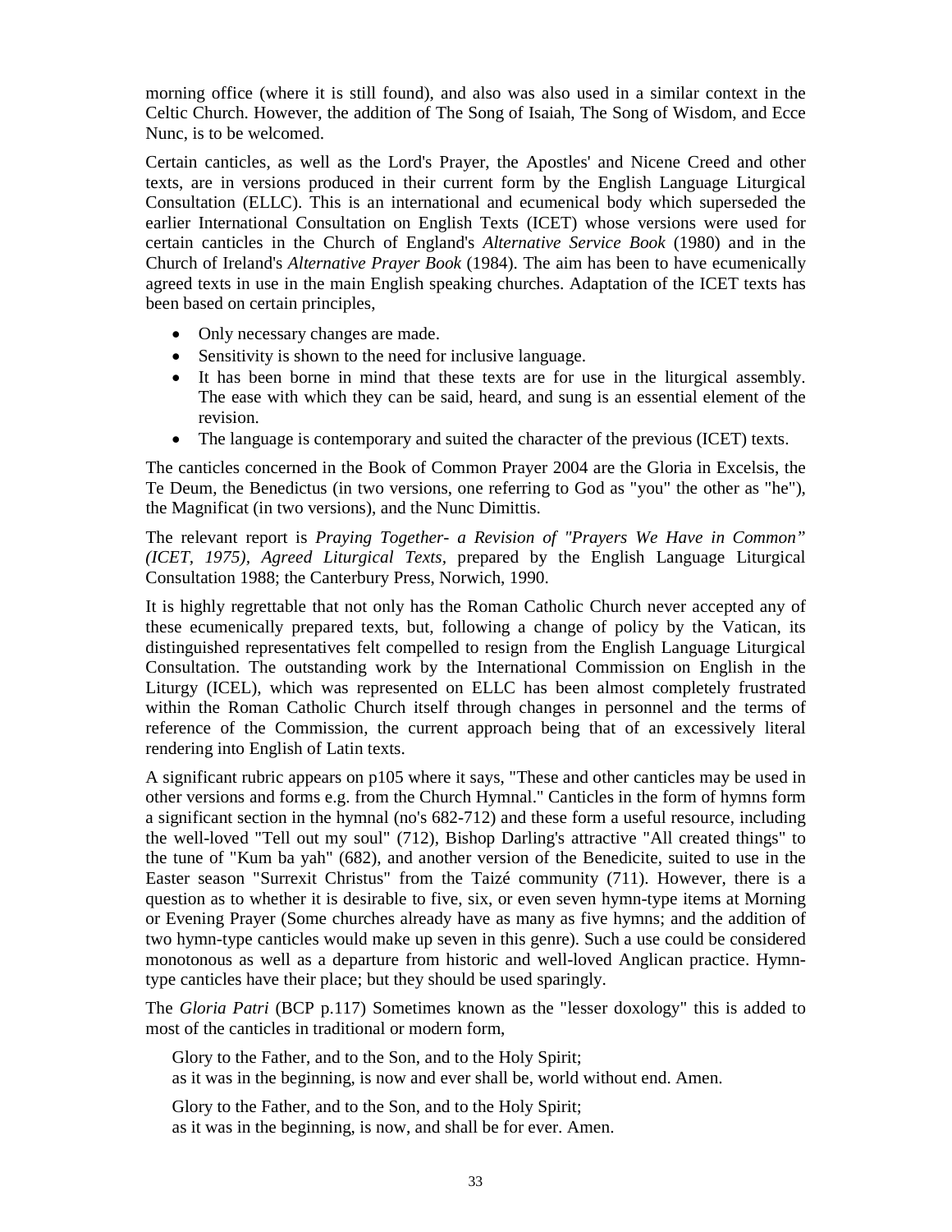morning office (where it is still found), and also was also used in a similar context in the Celtic Church. However, the addition of The Song of Isaiah, The Song of Wisdom, and Ecce Nunc, is to be welcomed.

Certain canticles, as well as the Lord's Prayer, the Apostles' and Nicene Creed and other texts, are in versions produced in their current form by the English Language Liturgical Consultation (ELLC). This is an international and ecumenical body which superseded the earlier International Consultation on English Texts (ICET) whose versions were used for certain canticles in the Church of England's *Alternative Service Book* (1980) and in the Church of Ireland's *Alternative Prayer Book* (1984). The aim has been to have ecumenically agreed texts in use in the main English speaking churches. Adaptation of the ICET texts has been based on certain principles,

- Only necessary changes are made.
- Sensitivity is shown to the need for inclusive language.
- It has been borne in mind that these texts are for use in the liturgical assembly. The ease with which they can be said, heard, and sung is an essential element of the revision.
- The language is contemporary and suited the character of the previous (ICET) texts.

The canticles concerned in the Book of Common Prayer 2004 are the Gloria in Excelsis, the Te Deum, the Benedictus (in two versions, one referring to God as "you" the other as "he"), the Magnificat (in two versions), and the Nunc Dimittis.

The relevant report is *Praying Together- a Revision of "Prayers We Have in Common" (ICET, 1975), Agreed Liturgical Texts,* prepared by the English Language Liturgical Consultation 1988; the Canterbury Press, Norwich, 1990.

It is highly regrettable that not only has the Roman Catholic Church never accepted any of these ecumenically prepared texts, but, following a change of policy by the Vatican, its distinguished representatives felt compelled to resign from the English Language Liturgical Consultation. The outstanding work by the International Commission on English in the Liturgy (ICEL), which was represented on ELLC has been almost completely frustrated within the Roman Catholic Church itself through changes in personnel and the terms of reference of the Commission, the current approach being that of an excessively literal rendering into English of Latin texts.

A significant rubric appears on p105 where it says, "These and other canticles may be used in other versions and forms e.g. from the Church Hymnal." Canticles in the form of hymns form a significant section in the hymnal (no's 682-712) and these form a useful resource, including the well-loved "Tell out my soul" (712), Bishop Darling's attractive "All created things" to the tune of "Kum ba yah" (682), and another version of the Benedicite, suited to use in the Easter season "Surrexit Christus" from the Taizé community (711). However, there is a question as to whether it is desirable to five, six, or even seven hymn-type items at Morning or Evening Prayer (Some churches already have as many as five hymns; and the addition of two hymn-type canticles would make up seven in this genre). Such a use could be considered monotonous as well as a departure from historic and well-loved Anglican practice. Hymn-type canticles have their place; but they should be used sparingly.

The *Gloria Patri* (BCP p.117) Sometimes known as the "lesser doxology" this is added to most of the canticles in traditional or modern form,

> Glory to the Father, and to the Son, and to the Holy Spirit;
> as it was in the beginning, is now and ever shall be, world without end. Amen.

> Glory to the Father, and to the Son, and to the Holy Spirit;
> as it was in the beginning, is now, and shall be for ever. Amen.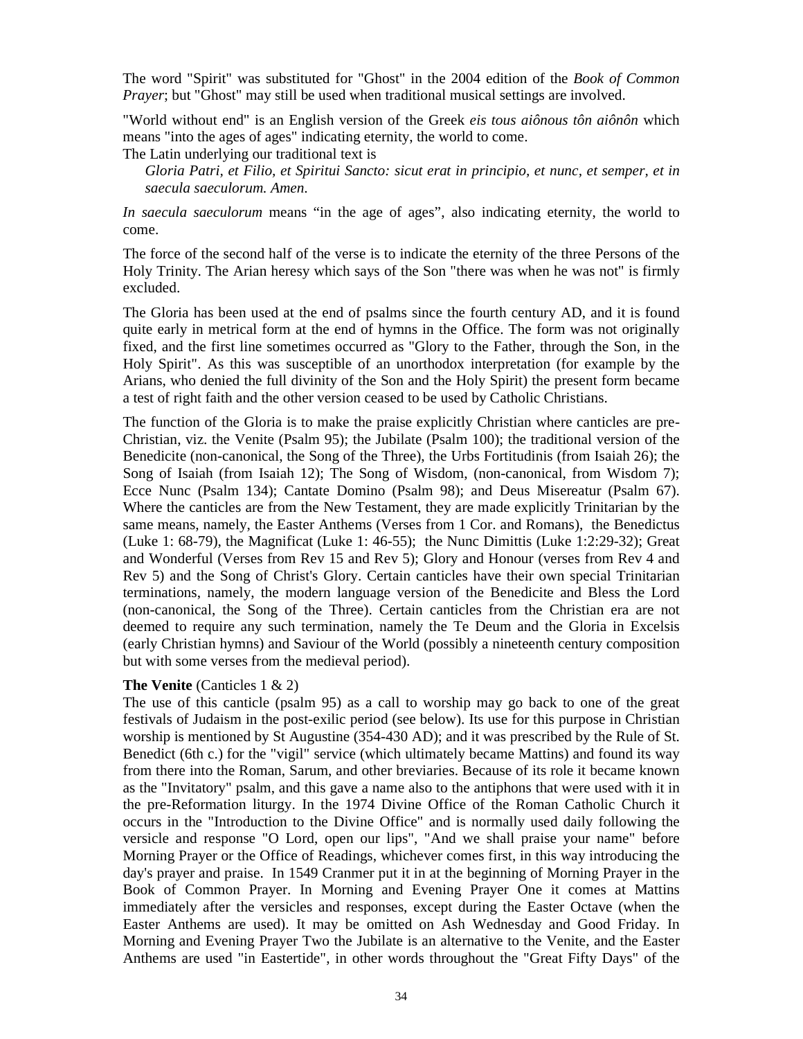The word "Spirit" was substituted for "Ghost" in the 2004 edition of the *Book of Common Prayer*; but "Ghost" may still be used when traditional musical settings are involved.

"World without end" is an English version of the Greek *eis tous aiônous tôn aiônôn* which means "into the ages of ages" indicating eternity, the world to come.
The Latin underlying our traditional text is

> *Gloria Patri, et Filio, et Spiritui Sancto: sicut erat in principio, et nunc, et semper, et in saecula saeculorum. Amen.*

*In saecula saeculorum* means "in the age of ages", also indicating eternity, the world to come.

The force of the second half of the verse is to indicate the eternity of the three Persons of the Holy Trinity. The Arian heresy which says of the Son "there was when he was not" is firmly excluded.

The Gloria has been used at the end of psalms since the fourth century AD, and it is found quite early in metrical form at the end of hymns in the Office. The form was not originally fixed, and the first line sometimes occurred as "Glory to the Father, through the Son, in the Holy Spirit". As this was susceptible of an unorthodox interpretation (for example by the Arians, who denied the full divinity of the Son and the Holy Spirit) the present form became a test of right faith and the other version ceased to be used by Catholic Christians.

The function of the Gloria is to make the praise explicitly Christian where canticles are pre-Christian, viz. the Venite (Psalm 95); the Jubilate (Psalm 100); the traditional version of the Benedicite (non-canonical, the Song of the Three), the Urbs Fortitudinis (from Isaiah 26); the Song of Isaiah (from Isaiah 12); The Song of Wisdom, (non-canonical, from Wisdom 7); Ecce Nunc (Psalm 134); Cantate Domino (Psalm 98); and Deus Misereatur (Psalm 67). Where the canticles are from the New Testament, they are made explicitly Trinitarian by the same means, namely, the Easter Anthems (Verses from 1 Cor. and Romans), the Benedictus (Luke 1: 68-79), the Magnificat (Luke 1: 46-55); the Nunc Dimittis (Luke 1:2:29-32); Great and Wonderful (Verses from Rev 15 and Rev 5); Glory and Honour (verses from Rev 4 and Rev 5) and the Song of Christ's Glory. Certain canticles have their own special Trinitarian terminations, namely, the modern language version of the Benedicite and Bless the Lord (non-canonical, the Song of the Three). Certain canticles from the Christian era are not deemed to require any such termination, namely the Te Deum and the Gloria in Excelsis (early Christian hymns) and Saviour of the World (possibly a nineteenth century composition but with some verses from the medieval period).

**The Venite** (Canticles 1 & 2)
The use of this canticle (psalm 95) as a call to worship may go back to one of the great festivals of Judaism in the post-exilic period (see below). Its use for this purpose in Christian worship is mentioned by St Augustine (354-430 AD); and it was prescribed by the Rule of St. Benedict (6th c.) for the "vigil" service (which ultimately became Mattins) and found its way from there into the Roman, Sarum, and other breviaries. Because of its role it became known as the "Invitatory" psalm, and this gave a name also to the antiphons that were used with it in the pre-Reformation liturgy. In the 1974 Divine Office of the Roman Catholic Church it occurs in the "Introduction to the Divine Office" and is normally used daily following the versicle and response "O Lord, open our lips", "And we shall praise your name" before Morning Prayer or the Office of Readings, whichever comes first, in this way introducing the day's prayer and praise. In 1549 Cranmer put it in at the beginning of Morning Prayer in the Book of Common Prayer. In Morning and Evening Prayer One it comes at Mattins immediately after the versicles and responses, except during the Easter Octave (when the Easter Anthems are used). It may be omitted on Ash Wednesday and Good Friday. In Morning and Evening Prayer Two the Jubilate is an alternative to the Venite, and the Easter Anthems are used "in Eastertide", in other words throughout the "Great Fifty Days" of the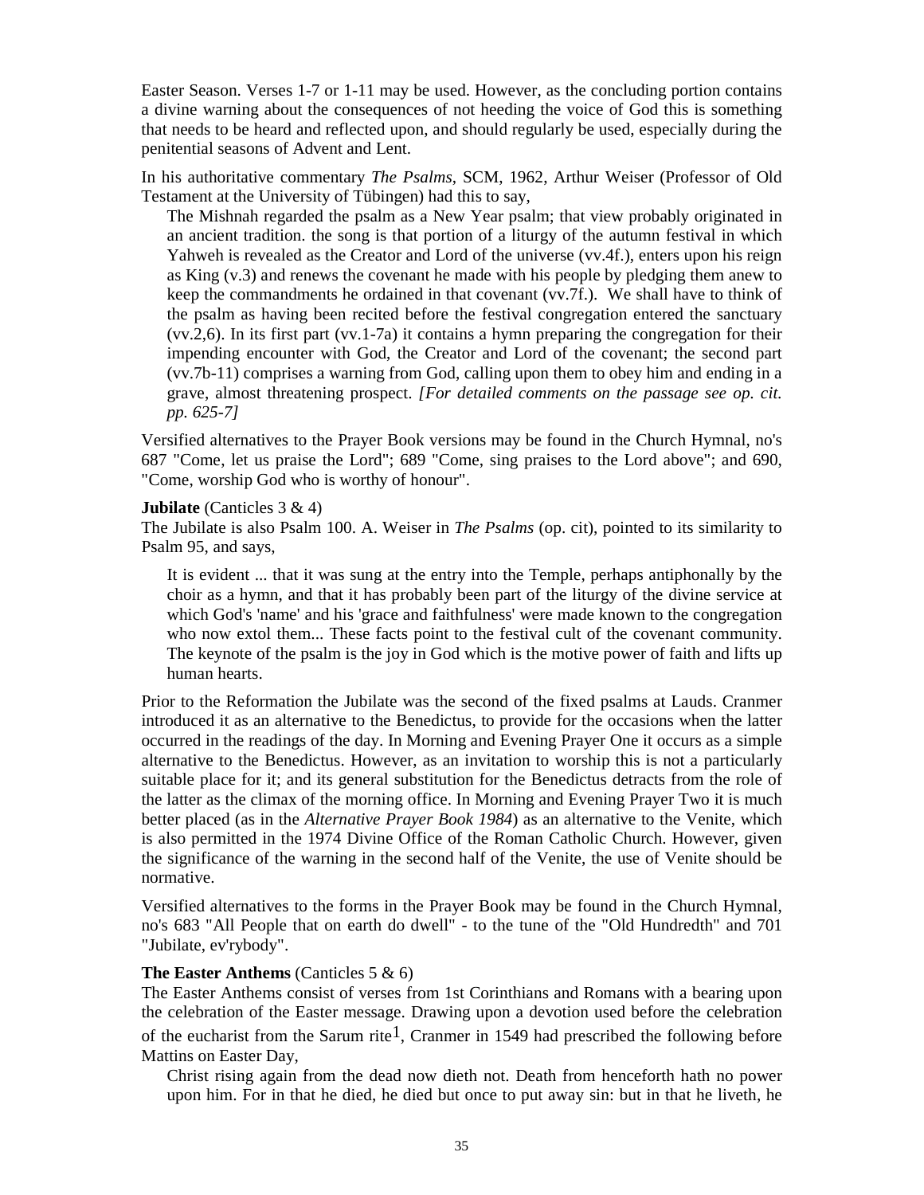Easter Season. Verses 1-7 or 1-11 may be used. However, as the concluding portion contains a divine warning about the consequences of not heeding the voice of God this is something that needs to be heard and reflected upon, and should regularly be used, especially during the penitential seasons of Advent and Lent.

In his authoritative commentary *The Psalms*, SCM, 1962, Arthur Weiser (Professor of Old Testament at the University of Tübingen) had this to say,

> The Mishnah regarded the psalm as a New Year psalm; that view probably originated in an ancient tradition. the song is that portion of a liturgy of the autumn festival in which Yahweh is revealed as the Creator and Lord of the universe (vv.4f.), enters upon his reign as King (v.3) and renews the covenant he made with his people by pledging them anew to keep the commandments he ordained in that covenant (vv.7f.). We shall have to think of the psalm as having been recited before the festival congregation entered the sanctuary (vv.2,6). In its first part (vv.1-7a) it contains a hymn preparing the congregation for their impending encounter with God, the Creator and Lord of the covenant; the second part (vv.7b-11) comprises a warning from God, calling upon them to obey him and ending in a grave, almost threatening prospect. *[For detailed comments on the passage see op. cit. pp. 625-7]*

Versified alternatives to the Prayer Book versions may be found in the Church Hymnal, no's 687 "Come, let us praise the Lord"; 689 "Come, sing praises to the Lord above"; and 690, "Come, worship God who is worthy of honour".

**Jubilate** (Canticles 3 & 4)
The Jubilate is also Psalm 100. A. Weiser in *The Psalms* (op. cit), pointed to its similarity to Psalm 95, and says,

> It is evident ... that it was sung at the entry into the Temple, perhaps antiphonally by the choir as a hymn, and that it has probably been part of the liturgy of the divine service at which God's 'name' and his 'grace and faithfulness' were made known to the congregation who now extol them... These facts point to the festival cult of the covenant community. The keynote of the psalm is the joy in God which is the motive power of faith and lifts up human hearts.

Prior to the Reformation the Jubilate was the second of the fixed psalms at Lauds. Cranmer introduced it as an alternative to the Benedictus, to provide for the occasions when the latter occurred in the readings of the day. In Morning and Evening Prayer One it occurs as a simple alternative to the Benedictus. However, as an invitation to worship this is not a particularly suitable place for it; and its general substitution for the Benedictus detracts from the role of the latter as the climax of the morning office. In Morning and Evening Prayer Two it is much better placed (as in the *Alternative Prayer Book 1984*) as an alternative to the Venite, which is also permitted in the 1974 Divine Office of the Roman Catholic Church. However, given the significance of the warning in the second half of the Venite, the use of Venite should be normative.

Versified alternatives to the forms in the Prayer Book may be found in the Church Hymnal, no's 683 "All People that on earth do dwell" - to the tune of the "Old Hundredth" and 701 "Jubilate, ev'rybody".

**The Easter Anthems** (Canticles 5 & 6)
The Easter Anthems consist of verses from 1st Corinthians and Romans with a bearing upon the celebration of the Easter message. Drawing upon a devotion used before the celebration of the eucharist from the Sarum rite[1], Cranmer in 1549 had prescribed the following before Mattins on Easter Day,

> Christ rising again from the dead now dieth not. Death from henceforth hath no power upon him. For in that he died, he died but once to put away sin: but in that he liveth, he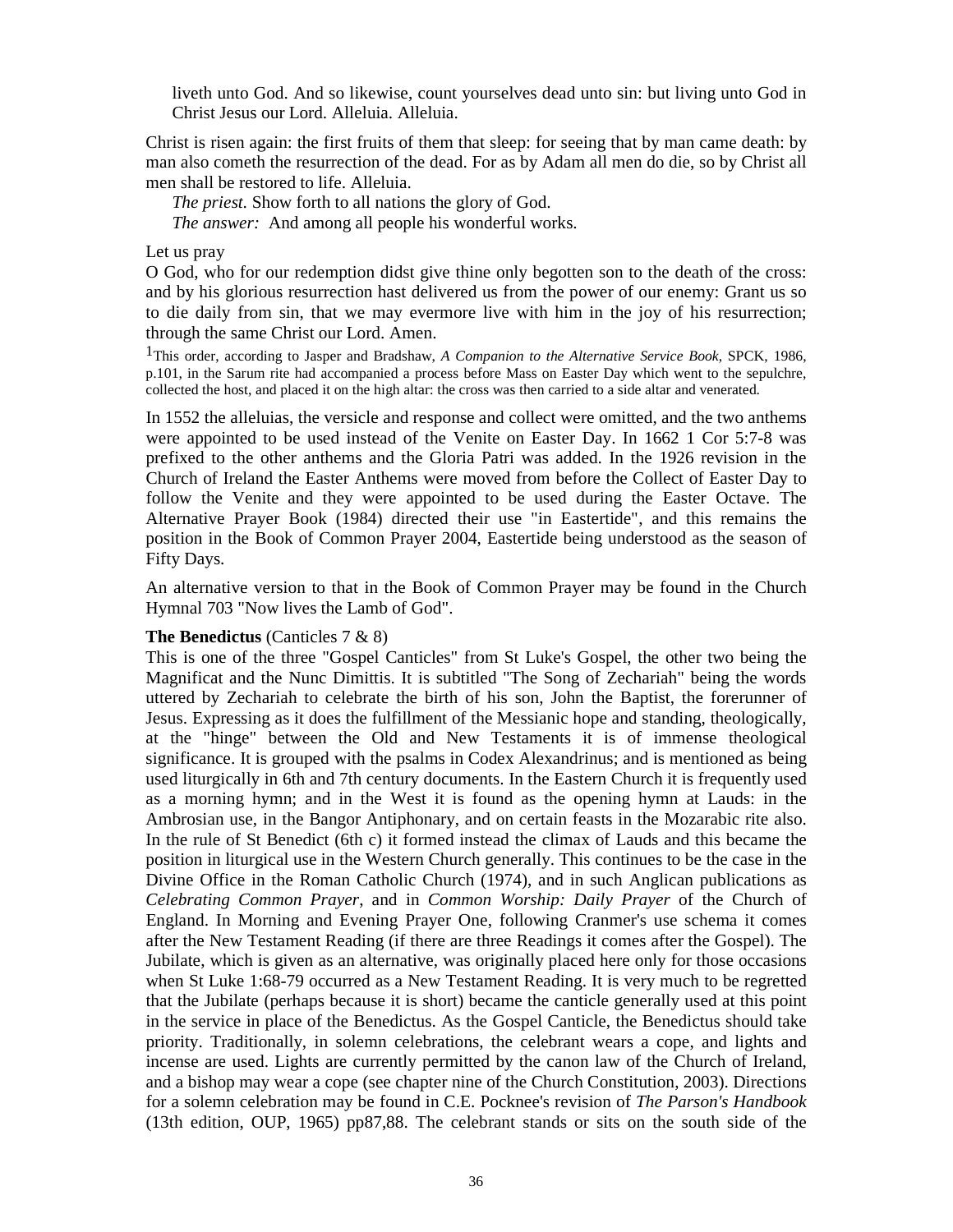liveth unto God. And so likewise, count yourselves dead unto sin: but living unto God in Christ Jesus our Lord. Alleluia. Alleluia.

Christ is risen again: the first fruits of them that sleep: for seeing that by man came death: by man also cometh the resurrection of the dead. For as by Adam all men do die, so by Christ all men shall be restored to life. Alleluia.

*The priest.* Show forth to all nations the glory of God.
*The answer:* And among all people his wonderful works.

Let us pray
O God, who for our redemption didst give thine only begotten son to the death of the cross: and by his glorious resurrection hast delivered us from the power of our enemy: Grant us so to die daily from sin, that we may evermore live with him in the joy of his resurrection; through the same Christ our Lord. Amen.

[1]This order, according to Jasper and Bradshaw, *A Companion to the Alternative Service Book*, SPCK, 1986, p.101, in the Sarum rite had accompanied a process before Mass on Easter Day which went to the sepulchre, collected the host, and placed it on the high altar: the cross was then carried to a side altar and venerated.

In 1552 the alleluias, the versicle and response and collect were omitted, and the two anthems were appointed to be used instead of the Venite on Easter Day. In 1662 1 Cor 5:7-8 was prefixed to the other anthems and the Gloria Patri was added. In the 1926 revision in the Church of Ireland the Easter Anthems were moved from before the Collect of Easter Day to follow the Venite and they were appointed to be used during the Easter Octave. The Alternative Prayer Book (1984) directed their use "in Eastertide", and this remains the position in the Book of Common Prayer 2004, Eastertide being understood as the season of Fifty Days.

An alternative version to that in the Book of Common Prayer may be found in the Church Hymnal 703 "Now lives the Lamb of God".

**The Benedictus** (Canticles 7 & 8)
This is one of the three "Gospel Canticles" from St Luke's Gospel, the other two being the Magnificat and the Nunc Dimittis. It is subtitled "The Song of Zechariah" being the words uttered by Zechariah to celebrate the birth of his son, John the Baptist, the forerunner of Jesus. Expressing as it does the fulfillment of the Messianic hope and standing, theologically, at the "hinge" between the Old and New Testaments it is of immense theological significance. It is grouped with the psalms in Codex Alexandrinus; and is mentioned as being used liturgically in 6th and 7th century documents. In the Eastern Church it is frequently used as a morning hymn; and in the West it is found as the opening hymn at Lauds: in the Ambrosian use, in the Bangor Antiphonary, and on certain feasts in the Mozarabic rite also. In the rule of St Benedict (6th c) it formed instead the climax of Lauds and this became the position in liturgical use in the Western Church generally. This continues to be the case in the Divine Office in the Roman Catholic Church (1974), and in such Anglican publications as *Celebrating Common Prayer*, and in *Common Worship: Daily Prayer* of the Church of England. In Morning and Evening Prayer One, following Cranmer's use schema it comes after the New Testament Reading (if there are three Readings it comes after the Gospel). The Jubilate, which is given as an alternative, was originally placed here only for those occasions when St Luke 1:68-79 occurred as a New Testament Reading. It is very much to be regretted that the Jubilate (perhaps because it is short) became the canticle generally used at this point in the service in place of the Benedictus. As the Gospel Canticle, the Benedictus should take priority. Traditionally, in solemn celebrations, the celebrant wears a cope, and lights and incense are used. Lights are currently permitted by the canon law of the Church of Ireland, and a bishop may wear a cope (see chapter nine of the Church Constitution, 2003). Directions for a solemn celebration may be found in C.E. Pocknee's revision of *The Parson's Handbook* (13th edition, OUP, 1965) pp87,88. The celebrant stands or sits on the south side of the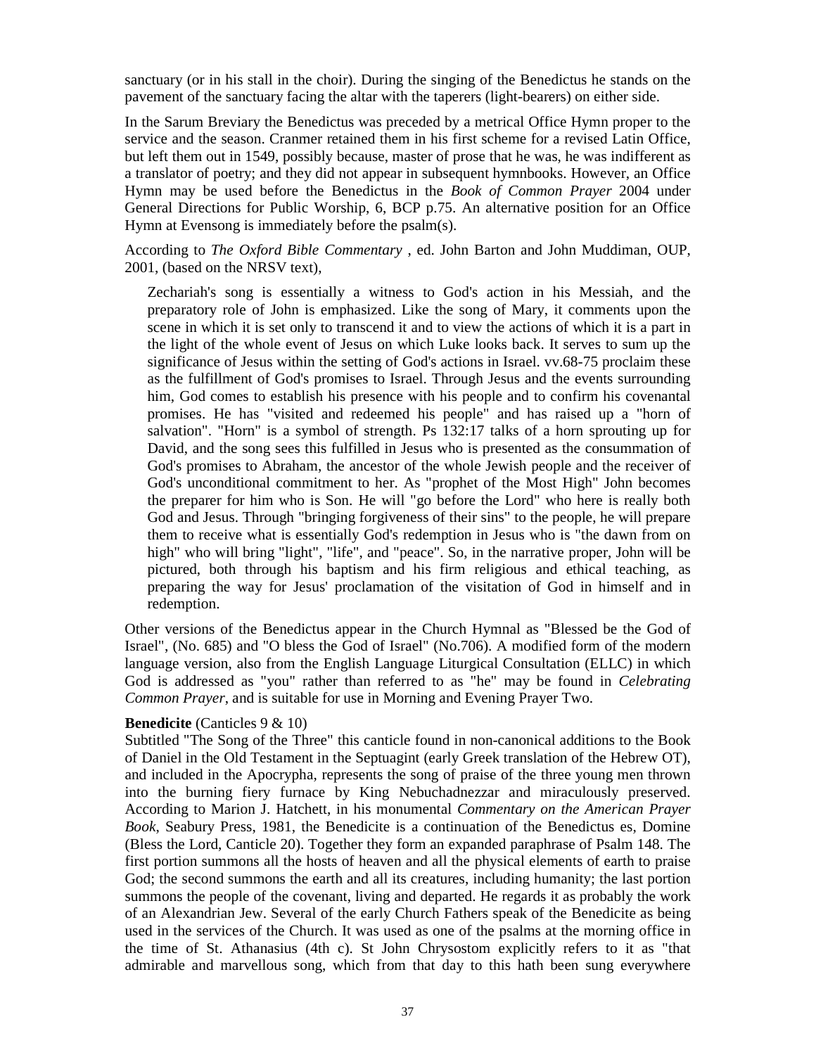sanctuary (or in his stall in the choir). During the singing of the Benedictus he stands on the pavement of the sanctuary facing the altar with the taperers (light-bearers) on either side.

In the Sarum Breviary the Benedictus was preceded by a metrical Office Hymn proper to the service and the season. Cranmer retained them in his first scheme for a revised Latin Office, but left them out in 1549, possibly because, master of prose that he was, he was indifferent as a translator of poetry; and they did not appear in subsequent hymnbooks. However, an Office Hymn may be used before the Benedictus in the *Book of Common Prayer* 2004 under General Directions for Public Worship, 6, BCP p.75. An alternative position for an Office Hymn at Evensong is immediately before the psalm(s).

According to *The Oxford Bible Commentary* , ed. John Barton and John Muddiman, OUP, 2001, (based on the NRSV text),

> Zechariah's song is essentially a witness to God's action in his Messiah, and the preparatory role of John is emphasized. Like the song of Mary, it comments upon the scene in which it is set only to transcend it and to view the actions of which it is a part in the light of the whole event of Jesus on which Luke looks back. It serves to sum up the significance of Jesus within the setting of God's actions in Israel. vv.68-75 proclaim these as the fulfillment of God's promises to Israel. Through Jesus and the events surrounding him, God comes to establish his presence with his people and to confirm his covenantal promises. He has "visited and redeemed his people" and has raised up a "horn of salvation". "Horn" is a symbol of strength. Ps 132:17 talks of a horn sprouting up for David, and the song sees this fulfilled in Jesus who is presented as the consummation of God's promises to Abraham, the ancestor of the whole Jewish people and the receiver of God's unconditional commitment to her. As "prophet of the Most High" John becomes the preparer for him who is Son. He will "go before the Lord" who here is really both God and Jesus. Through "bringing forgiveness of their sins" to the people, he will prepare them to receive what is essentially God's redemption in Jesus who is "the dawn from on high" who will bring "light", "life", and "peace". So, in the narrative proper, John will be pictured, both through his baptism and his firm religious and ethical teaching, as preparing the way for Jesus' proclamation of the visitation of God in himself and in redemption.

Other versions of the Benedictus appear in the Church Hymnal as "Blessed be the God of Israel", (No. 685) and "O bless the God of Israel" (No.706). A modified form of the modern language version, also from the English Language Liturgical Consultation (ELLC) in which God is addressed as "you" rather than referred to as "he" may be found in *Celebrating Common Prayer*, and is suitable for use in Morning and Evening Prayer Two.

**Benedicite** (Canticles 9 & 10)
Subtitled "The Song of the Three" this canticle found in non-canonical additions to the Book of Daniel in the Old Testament in the Septuagint (early Greek translation of the Hebrew OT), and included in the Apocrypha, represents the song of praise of the three young men thrown into the burning fiery furnace by King Nebuchadnezzar and miraculously preserved. According to Marion J. Hatchett, in his monumental *Commentary on the American Prayer Book*, Seabury Press, 1981, the Benedicite is a continuation of the Benedictus es, Domine (Bless the Lord, Canticle 20). Together they form an expanded paraphrase of Psalm 148. The first portion summons all the hosts of heaven and all the physical elements of earth to praise God; the second summons the earth and all its creatures, including humanity; the last portion summons the people of the covenant, living and departed. He regards it as probably the work of an Alexandrian Jew. Several of the early Church Fathers speak of the Benedicite as being used in the services of the Church. It was used as one of the psalms at the morning office in the time of St. Athanasius (4th c). St John Chrysostom explicitly refers to it as "that admirable and marvellous song, which from that day to this hath been sung everywhere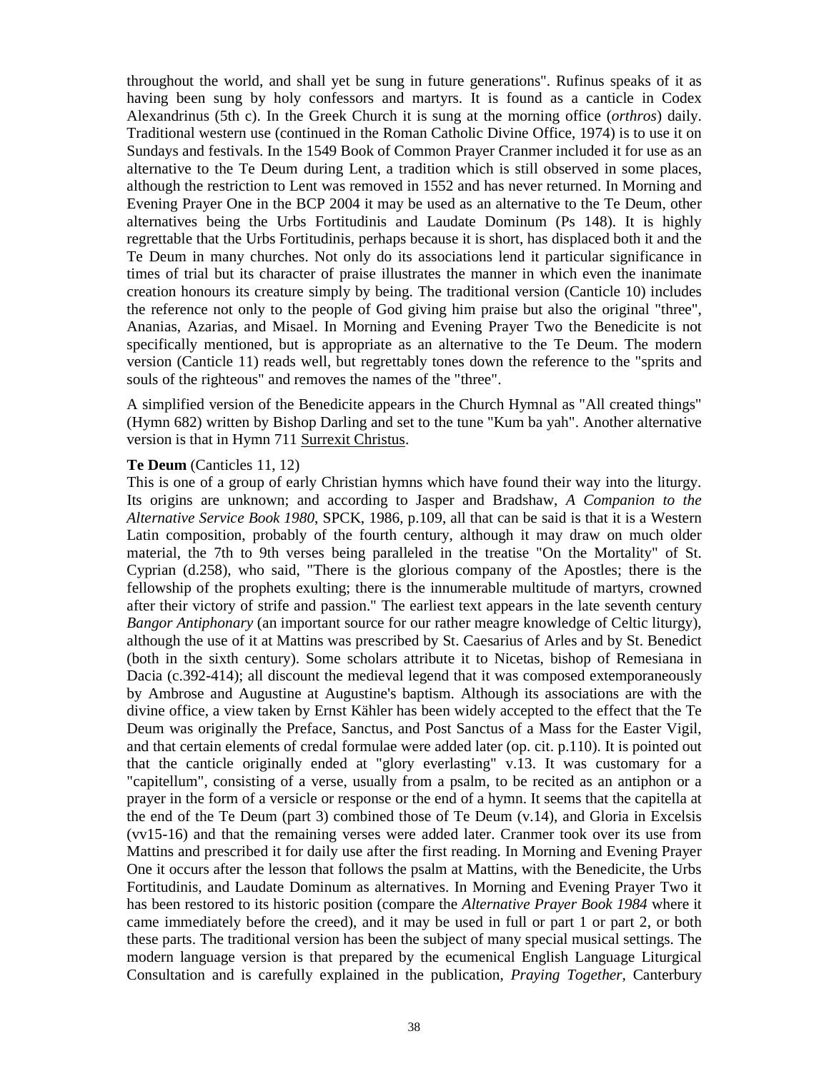throughout the world, and shall yet be sung in future generations". Rufinus speaks of it as having been sung by holy confessors and martyrs. It is found as a canticle in Codex Alexandrinus (5th c). In the Greek Church it is sung at the morning office (*orthros*) daily. Traditional western use (continued in the Roman Catholic Divine Office, 1974) is to use it on Sundays and festivals. In the 1549 Book of Common Prayer Cranmer included it for use as an alternative to the Te Deum during Lent, a tradition which is still observed in some places, although the restriction to Lent was removed in 1552 and has never returned. In Morning and Evening Prayer One in the BCP 2004 it may be used as an alternative to the Te Deum, other alternatives being the Urbs Fortitudinis and Laudate Dominum (Ps 148). It is highly regrettable that the Urbs Fortitudinis, perhaps because it is short, has displaced both it and the Te Deum in many churches. Not only do its associations lend it particular significance in times of trial but its character of praise illustrates the manner in which even the inanimate creation honours its creature simply by being. The traditional version (Canticle 10) includes the reference not only to the people of God giving him praise but also the original "three", Ananias, Azarias, and Misael. In Morning and Evening Prayer Two the Benedicite is not specifically mentioned, but is appropriate as an alternative to the Te Deum. The modern version (Canticle 11) reads well, but regrettably tones down the reference to the "sprits and souls of the righteous" and removes the names of the "three".

A simplified version of the Benedicite appears in the Church Hymnal as "All created things" (Hymn 682) written by Bishop Darling and set to the tune "Kum ba yah". Another alternative version is that in Hymn 711 Surrexit Christus.

**Te Deum** (Canticles 11, 12)
This is one of a group of early Christian hymns which have found their way into the liturgy. Its origins are unknown; and according to Jasper and Bradshaw, *A Companion to the Alternative Service Book 1980*, SPCK, 1986, p.109, all that can be said is that it is a Western Latin composition, probably of the fourth century, although it may draw on much older material, the 7th to 9th verses being paralleled in the treatise "On the Mortality" of St. Cyprian (d.258), who said, "There is the glorious company of the Apostles; there is the fellowship of the prophets exulting; there is the innumerable multitude of martyrs, crowned after their victory of strife and passion." The earliest text appears in the late seventh century *Bangor Antiphonary* (an important source for our rather meagre knowledge of Celtic liturgy), although the use of it at Mattins was prescribed by St. Caesarius of Arles and by St. Benedict (both in the sixth century). Some scholars attribute it to Nicetas, bishop of Remesiana in Dacia (c.392-414); all discount the medieval legend that it was composed extemporaneously by Ambrose and Augustine at Augustine's baptism. Although its associations are with the divine office, a view taken by Ernst Kähler has been widely accepted to the effect that the Te Deum was originally the Preface, Sanctus, and Post Sanctus of a Mass for the Easter Vigil, and that certain elements of credal formulae were added later (op. cit. p.110). It is pointed out that the canticle originally ended at "glory everlasting" v.13. It was customary for a "capitellum", consisting of a verse, usually from a psalm, to be recited as an antiphon or a prayer in the form of a versicle or response or the end of a hymn. It seems that the capitella at the end of the Te Deum (part 3) combined those of Te Deum (v.14), and Gloria in Excelsis (vv15-16) and that the remaining verses were added later. Cranmer took over its use from Mattins and prescribed it for daily use after the first reading. In Morning and Evening Prayer One it occurs after the lesson that follows the psalm at Mattins, with the Benedicite, the Urbs Fortitudinis, and Laudate Dominum as alternatives. In Morning and Evening Prayer Two it has been restored to its historic position (compare the *Alternative Prayer Book 1984* where it came immediately before the creed), and it may be used in full or part 1 or part 2, or both these parts. The traditional version has been the subject of many special musical settings. The modern language version is that prepared by the ecumenical English Language Liturgical Consultation and is carefully explained in the publication, *Praying Together,* Canterbury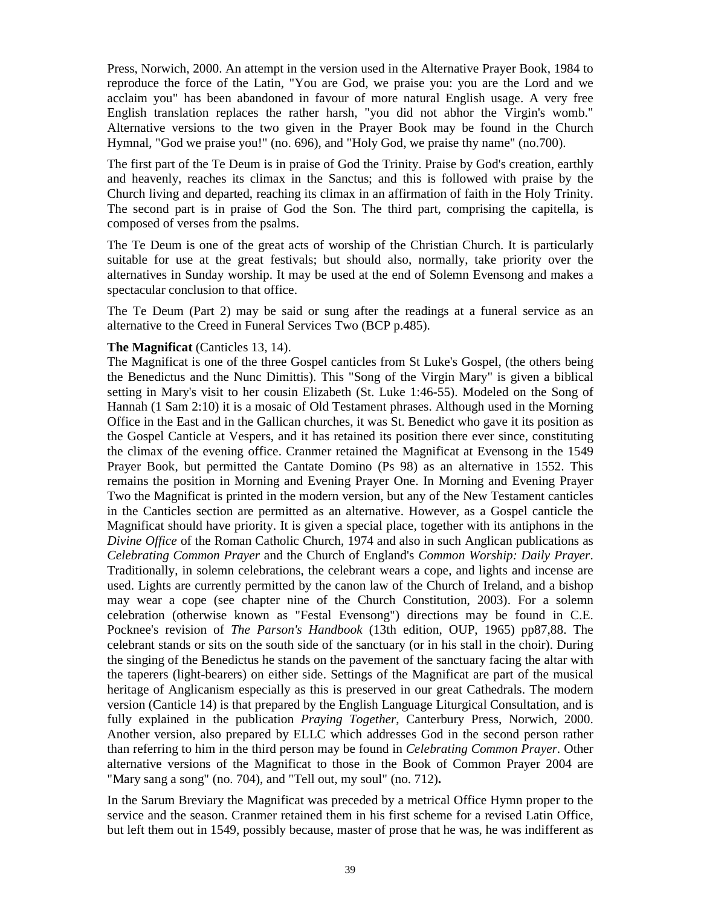Press, Norwich, 2000. An attempt in the version used in the Alternative Prayer Book, 1984 to reproduce the force of the Latin, "You are God, we praise you: you are the Lord and we acclaim you" has been abandoned in favour of more natural English usage. A very free English translation replaces the rather harsh, "you did not abhor the Virgin's womb." Alternative versions to the two given in the Prayer Book may be found in the Church Hymnal, "God we praise you!" (no. 696), and "Holy God, we praise thy name" (no.700).

The first part of the Te Deum is in praise of God the Trinity. Praise by God's creation, earthly and heavenly, reaches its climax in the Sanctus; and this is followed with praise by the Church living and departed, reaching its climax in an affirmation of faith in the Holy Trinity. The second part is in praise of God the Son. The third part, comprising the capitella, is composed of verses from the psalms.

The Te Deum is one of the great acts of worship of the Christian Church. It is particularly suitable for use at the great festivals; but should also, normally, take priority over the alternatives in Sunday worship. It may be used at the end of Solemn Evensong and makes a spectacular conclusion to that office.

The Te Deum (Part 2) may be said or sung after the readings at a funeral service as an alternative to the Creed in Funeral Services Two (BCP p.485).

**The Magnificat** (Canticles 13, 14).
The Magnificat is one of the three Gospel canticles from St Luke's Gospel, (the others being the Benedictus and the Nunc Dimittis). This "Song of the Virgin Mary" is given a biblical setting in Mary's visit to her cousin Elizabeth (St. Luke 1:46-55). Modeled on the Song of Hannah (1 Sam 2:10) it is a mosaic of Old Testament phrases. Although used in the Morning Office in the East and in the Gallican churches, it was St. Benedict who gave it its position as the Gospel Canticle at Vespers, and it has retained its position there ever since, constituting the climax of the evening office. Cranmer retained the Magnificat at Evensong in the 1549 Prayer Book, but permitted the Cantate Domino (Ps 98) as an alternative in 1552. This remains the position in Morning and Evening Prayer One. In Morning and Evening Prayer Two the Magnificat is printed in the modern version, but any of the New Testament canticles in the Canticles section are permitted as an alternative. However, as a Gospel canticle the Magnificat should have priority. It is given a special place, together with its antiphons in the *Divine Office* of the Roman Catholic Church, 1974 and also in such Anglican publications as *Celebrating Common Prayer* and the Church of England's *Common Worship: Daily Prayer*. Traditionally, in solemn celebrations, the celebrant wears a cope, and lights and incense are used. Lights are currently permitted by the canon law of the Church of Ireland, and a bishop may wear a cope (see chapter nine of the Church Constitution, 2003). For a solemn celebration (otherwise known as "Festal Evensong") directions may be found in C.E. Pocknee's revision of *The Parson's Handbook* (13th edition, OUP, 1965) pp87,88. The celebrant stands or sits on the south side of the sanctuary (or in his stall in the choir). During the singing of the Benedictus he stands on the pavement of the sanctuary facing the altar with the taperers (light-bearers) on either side. Settings of the Magnificat are part of the musical heritage of Anglicanism especially as this is preserved in our great Cathedrals. The modern version (Canticle 14) is that prepared by the English Language Liturgical Consultation, and is fully explained in the publication *Praying Together*, Canterbury Press, Norwich, 2000. Another version, also prepared by ELLC which addresses God in the second person rather than referring to him in the third person may be found in *Celebrating Common Prayer*. Other alternative versions of the Magnificat to those in the Book of Common Prayer 2004 are "Mary sang a song" (no. 704), and "Tell out, my soul" (no. 712)**.**

In the Sarum Breviary the Magnificat was preceded by a metrical Office Hymn proper to the service and the season. Cranmer retained them in his first scheme for a revised Latin Office, but left them out in 1549, possibly because, master of prose that he was, he was indifferent as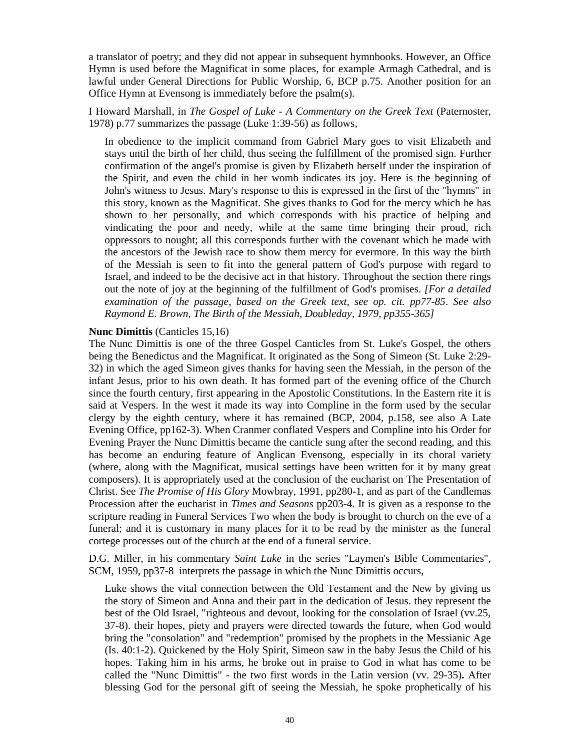a translator of poetry; and they did not appear in subsequent hymnbooks. However, an Office Hymn is used before the Magnificat in some places, for example Armagh Cathedral, and is lawful under General Directions for Public Worship, 6, BCP p.75. Another position for an Office Hymn at Evensong is immediately before the psalm(s).

I Howard Marshall, in *The Gospel of Luke - A Commentary on the Greek Text* (Paternoster, 1978) p.77 summarizes the passage (Luke 1:39-56) as follows,

> In obedience to the implicit command from Gabriel Mary goes to visit Elizabeth and stays until the birth of her child, thus seeing the fulfillment of the promised sign. Further confirmation of the angel's promise is given by Elizabeth herself under the inspiration of the Spirit, and even the child in her womb indicates its joy. Here is the beginning of John's witness to Jesus. Mary's response to this is expressed in the first of the "hymns" in this story, known as the Magnificat. She gives thanks to God for the mercy which he has shown to her personally, and which corresponds with his practice of helping and vindicating the poor and needy, while at the same time bringing their proud, rich oppressors to nought; all this corresponds further with the covenant which he made with the ancestors of the Jewish race to show them mercy for evermore. In this way the birth of the Messiah is seen to fit into the general pattern of God's purpose with regard to Israel, and indeed to be the decisive act in that history. Throughout the section there rings out the note of joy at the beginning of the fulfillment of God's promises. *[For a detailed examination of the passage, based on the Greek text, see op. cit. pp77-85. See also Raymond E. Brown, The Birth of the Messiah, Doubleday, 1979, pp355-365]*

**Nunc Dimittis** (Canticles 15,16)

The Nunc Dimittis is one of the three Gospel Canticles from St. Luke's Gospel, the others being the Benedictus and the Magnificat. It originated as the Song of Simeon (St. Luke 2:29-32) in which the aged Simeon gives thanks for having seen the Messiah, in the person of the infant Jesus, prior to his own death. It has formed part of the evening office of the Church since the fourth century, first appearing in the Apostolic Constitutions. In the Eastern rite it is said at Vespers. In the west it made its way into Compline in the form used by the secular clergy by the eighth century, where it has remained (BCP, 2004, p.158, see also A Late Evening Office, pp162-3). When Cranmer conflated Vespers and Compline into his Order for Evening Prayer the Nunc Dimittis became the canticle sung after the second reading, and this has become an enduring feature of Anglican Evensong, especially in its choral variety (where, along with the Magnificat, musical settings have been written for it by many great composers). It is appropriately used at the conclusion of the eucharist on The Presentation of Christ. See *The Promise of His Glory* Mowbray, 1991, pp280-1, and as part of the Candlemas Procession after the eucharist in *Times and Seasons* pp203-4. It is given as a response to the scripture reading in Funeral Services Two when the body is brought to church on the eve of a funeral; and it is customary in many places for it to be read by the minister as the funeral cortege processes out of the church at the end of a funeral service.

D.G. Miller, in his commentary *Saint Luke* in the series "Laymen's Bible Commentaries", SCM, 1959, pp37-8 interprets the passage in which the Nunc Dimittis occurs,

> Luke shows the vital connection between the Old Testament and the New by giving us the story of Simeon and Anna and their part in the dedication of Jesus. they represent the best of the Old Israel, "righteous and devout, looking for the consolation of Israel (vv.25, 37-8). their hopes, piety and prayers were directed towards the future, when God would bring the "consolation" and "redemption" promised by the prophets in the Messianic Age (Is. 40:1-2). Quickened by the Holy Spirit, Simeon saw in the baby Jesus the Child of his hopes. Taking him in his arms, he broke out in praise to God in what has come to be called the "Nunc Dimittis" - the two first words in the Latin version (vv. 29-35)**.** After blessing God for the personal gift of seeing the Messiah, he spoke prophetically of his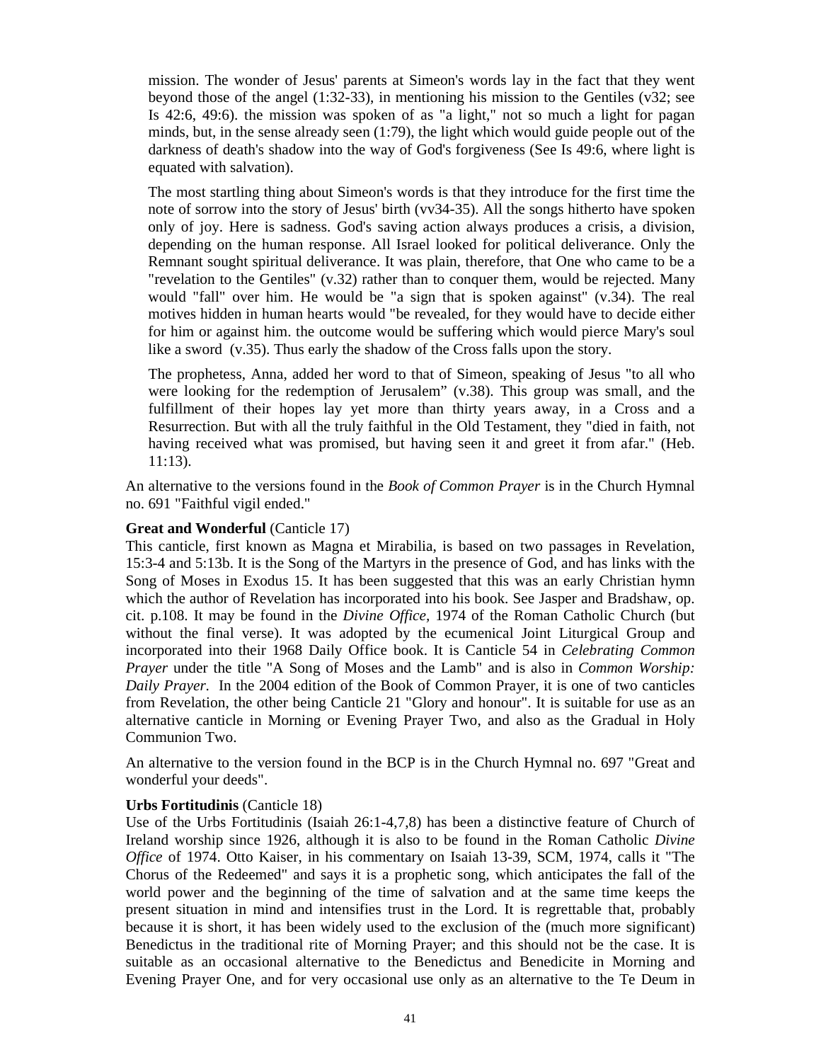> mission. The wonder of Jesus' parents at Simeon's words lay in the fact that they went beyond those of the angel (1:32-33), in mentioning his mission to the Gentiles (v32; see Is 42:6, 49:6). the mission was spoken of as "a light," not so much a light for pagan minds, but, in the sense already seen (1:79), the light which would guide people out of the darkness of death's shadow into the way of God's forgiveness (See Is 49:6, where light is equated with salvation).
>
> The most startling thing about Simeon's words is that they introduce for the first time the note of sorrow into the story of Jesus' birth (vv34-35). All the songs hitherto have spoken only of joy. Here is sadness. God's saving action always produces a crisis, a division, depending on the human response. All Israel looked for political deliverance. Only the Remnant sought spiritual deliverance. It was plain, therefore, that One who came to be a "revelation to the Gentiles" (v.32) rather than to conquer them, would be rejected. Many would "fall" over him. He would be "a sign that is spoken against" (v.34). The real motives hidden in human hearts would "be revealed, for they would have to decide either for him or against him. the outcome would be suffering which would pierce Mary's soul like a sword (v.35). Thus early the shadow of the Cross falls upon the story.
>
> The prophetess, Anna, added her word to that of Simeon, speaking of Jesus "to all who were looking for the redemption of Jerusalem" (v.38). This group was small, and the fulfillment of their hopes lay yet more than thirty years away, in a Cross and a Resurrection. But with all the truly faithful in the Old Testament, they "died in faith, not having received what was promised, but having seen it and greet it from afar." (Heb. 11:13).

An alternative to the versions found in the *Book of Common Prayer* is in the Church Hymnal no. 691 "Faithful vigil ended."

**Great and Wonderful** (Canticle 17)
This canticle, first known as Magna et Mirabilia, is based on two passages in Revelation, 15:3-4 and 5:13b. It is the Song of the Martyrs in the presence of God, and has links with the Song of Moses in Exodus 15. It has been suggested that this was an early Christian hymn which the author of Revelation has incorporated into his book. See Jasper and Bradshaw, op. cit. p.108. It may be found in the *Divine Office,* 1974 of the Roman Catholic Church (but without the final verse). It was adopted by the ecumenical Joint Liturgical Group and incorporated into their 1968 Daily Office book. It is Canticle 54 in *Celebrating Common Prayer* under the title "A Song of Moses and the Lamb" and is also in *Common Worship: Daily Prayer*. In the 2004 edition of the Book of Common Prayer, it is one of two canticles from Revelation, the other being Canticle 21 "Glory and honour". It is suitable for use as an alternative canticle in Morning or Evening Prayer Two, and also as the Gradual in Holy Communion Two.

An alternative to the version found in the BCP is in the Church Hymnal no. 697 "Great and wonderful your deeds".

**Urbs Fortitudinis** (Canticle 18)
Use of the Urbs Fortitudinis (Isaiah 26:1-4,7,8) has been a distinctive feature of Church of Ireland worship since 1926, although it is also to be found in the Roman Catholic *Divine Office* of 1974. Otto Kaiser, in his commentary on Isaiah 13-39, SCM, 1974, calls it "The Chorus of the Redeemed" and says it is a prophetic song, which anticipates the fall of the world power and the beginning of the time of salvation and at the same time keeps the present situation in mind and intensifies trust in the Lord. It is regrettable that, probably because it is short, it has been widely used to the exclusion of the (much more significant) Benedictus in the traditional rite of Morning Prayer; and this should not be the case. It is suitable as an occasional alternative to the Benedictus and Benedicite in Morning and Evening Prayer One, and for very occasional use only as an alternative to the Te Deum in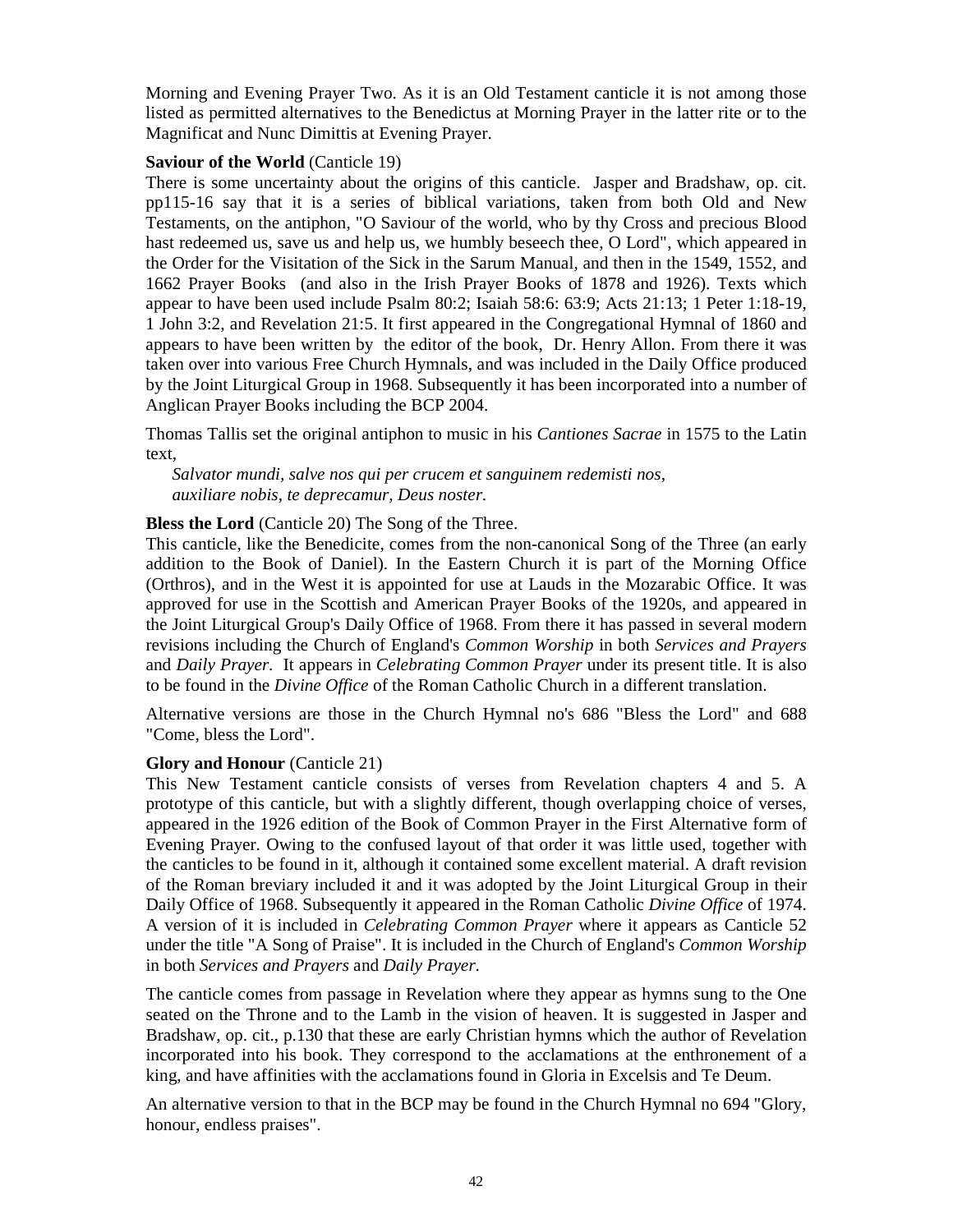Morning and Evening Prayer Two. As it is an Old Testament canticle it is not among those listed as permitted alternatives to the Benedictus at Morning Prayer in the latter rite or to the Magnificat and Nunc Dimittis at Evening Prayer.

**Saviour of the World** (Canticle 19)

There is some uncertainty about the origins of this canticle. Jasper and Bradshaw, op. cit. pp115-16 say that it is a series of biblical variations, taken from both Old and New Testaments, on the antiphon, "O Saviour of the world, who by thy Cross and precious Blood hast redeemed us, save us and help us, we humbly beseech thee, O Lord", which appeared in the Order for the Visitation of the Sick in the Sarum Manual, and then in the 1549, 1552, and 1662 Prayer Books (and also in the Irish Prayer Books of 1878 and 1926). Texts which appear to have been used include Psalm 80:2; Isaiah 58:6: 63:9; Acts 21:13; 1 Peter 1:18-19, 1 John 3:2, and Revelation 21:5. It first appeared in the Congregational Hymnal of 1860 and appears to have been written by the editor of the book, Dr. Henry Allon. From there it was taken over into various Free Church Hymnals, and was included in the Daily Office produced by the Joint Liturgical Group in 1968. Subsequently it has been incorporated into a number of Anglican Prayer Books including the BCP 2004.

Thomas Tallis set the original antiphon to music in his *Cantiones Sacrae* in 1575 to the Latin text,

*Salvator mundi, salve nos qui per crucem et sanguinem redemisti nos,*
*auxiliare nobis, te deprecamur, Deus noster.*

**Bless the Lord** (Canticle 20) The Song of the Three.

This canticle, like the Benedicite, comes from the non-canonical Song of the Three (an early addition to the Book of Daniel). In the Eastern Church it is part of the Morning Office (Orthros), and in the West it is appointed for use at Lauds in the Mozarabic Office. It was approved for use in the Scottish and American Prayer Books of the 1920s, and appeared in the Joint Liturgical Group's Daily Office of 1968. From there it has passed in several modern revisions including the Church of England's *Common Worship* in both *Services and Prayers* and *Daily Prayer.* It appears in *Celebrating Common Prayer* under its present title. It is also to be found in the *Divine Office* of the Roman Catholic Church in a different translation.

Alternative versions are those in the Church Hymnal no's 686 "Bless the Lord" and 688 "Come, bless the Lord".

**Glory and Honour** (Canticle 21)

This New Testament canticle consists of verses from Revelation chapters 4 and 5. A prototype of this canticle, but with a slightly different, though overlapping choice of verses, appeared in the 1926 edition of the Book of Common Prayer in the First Alternative form of Evening Prayer. Owing to the confused layout of that order it was little used, together with the canticles to be found in it, although it contained some excellent material. A draft revision of the Roman breviary included it and it was adopted by the Joint Liturgical Group in their Daily Office of 1968. Subsequently it appeared in the Roman Catholic *Divine Office* of 1974. A version of it is included in *Celebrating Common Prayer* where it appears as Canticle 52 under the title "A Song of Praise". It is included in the Church of England's *Common Worship* in both *Services and Prayers* and *Daily Prayer.*

The canticle comes from passage in Revelation where they appear as hymns sung to the One seated on the Throne and to the Lamb in the vision of heaven. It is suggested in Jasper and Bradshaw, op. cit., p.130 that these are early Christian hymns which the author of Revelation incorporated into his book. They correspond to the acclamations at the enthronement of a king, and have affinities with the acclamations found in Gloria in Excelsis and Te Deum.

An alternative version to that in the BCP may be found in the Church Hymnal no 694 "Glory, honour, endless praises".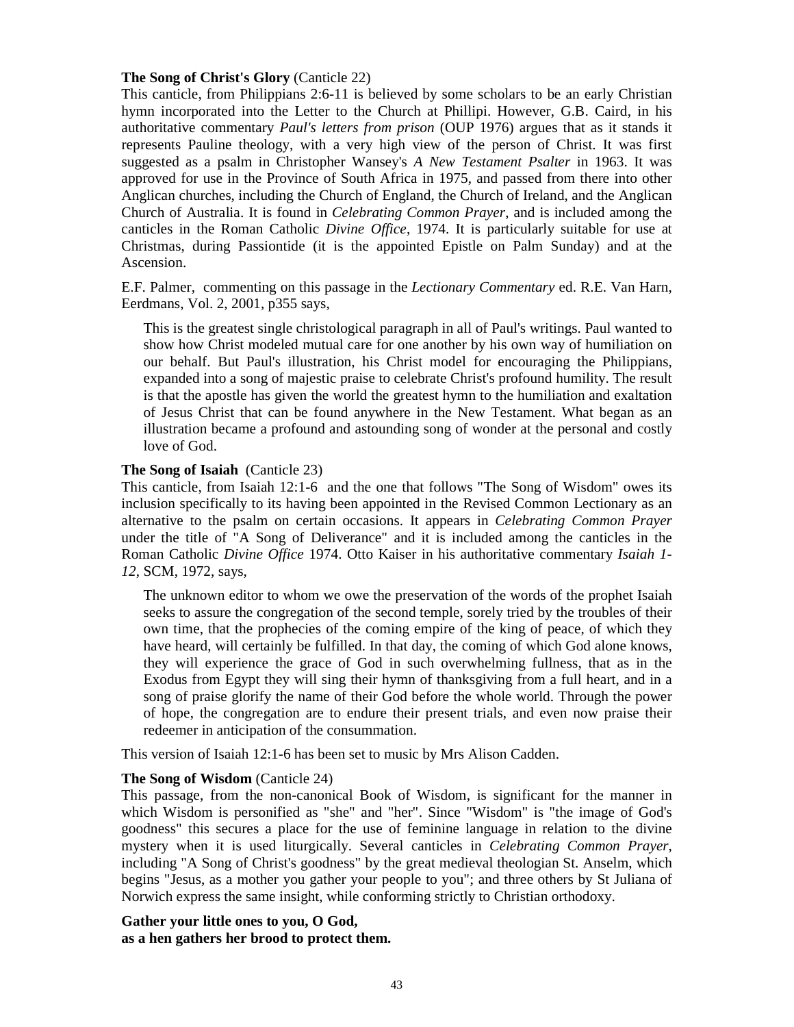**The Song of Christ's Glory** (Canticle 22)
This canticle, from Philippians 2:6-11 is believed by some scholars to be an early Christian hymn incorporated into the Letter to the Church at Phillipi. However, G.B. Caird, in his authoritative commentary *Paul's letters from prison* (OUP 1976) argues that as it stands it represents Pauline theology, with a very high view of the person of Christ. It was first suggested as a psalm in Christopher Wansey's *A New Testament Psalter* in 1963. It was approved for use in the Province of South Africa in 1975, and passed from there into other Anglican churches, including the Church of England, the Church of Ireland, and the Anglican Church of Australia. It is found in *Celebrating Common Prayer*, and is included among the canticles in the Roman Catholic *Divine Office*, 1974. It is particularly suitable for use at Christmas, during Passiontide (it is the appointed Epistle on Palm Sunday) and at the Ascension.

E.F. Palmer, commenting on this passage in the *Lectionary Commentary* ed. R.E. Van Harn, Eerdmans, Vol. 2, 2001, p355 says,

> This is the greatest single christological paragraph in all of Paul's writings. Paul wanted to show how Christ modeled mutual care for one another by his own way of humiliation on our behalf. But Paul's illustration, his Christ model for encouraging the Philippians, expanded into a song of majestic praise to celebrate Christ's profound humility. The result is that the apostle has given the world the greatest hymn to the humiliation and exaltation of Jesus Christ that can be found anywhere in the New Testament. What began as an illustration became a profound and astounding song of wonder at the personal and costly love of God.

**The Song of Isaiah** (Canticle 23)
This canticle, from Isaiah 12:1-6 and the one that follows "The Song of Wisdom" owes its inclusion specifically to its having been appointed in the Revised Common Lectionary as an alternative to the psalm on certain occasions. It appears in *Celebrating Common Prayer* under the title of "A Song of Deliverance" and it is included among the canticles in the Roman Catholic *Divine Office* 1974. Otto Kaiser in his authoritative commentary *Isaiah 1-12*, SCM, 1972, says,

> The unknown editor to whom we owe the preservation of the words of the prophet Isaiah seeks to assure the congregation of the second temple, sorely tried by the troubles of their own time, that the prophecies of the coming empire of the king of peace, of which they have heard, will certainly be fulfilled. In that day, the coming of which God alone knows, they will experience the grace of God in such overwhelming fullness, that as in the Exodus from Egypt they will sing their hymn of thanksgiving from a full heart, and in a song of praise glorify the name of their God before the whole world. Through the power of hope, the congregation are to endure their present trials, and even now praise their redeemer in anticipation of the consummation.

This version of Isaiah 12:1-6 has been set to music by Mrs Alison Cadden.

**The Song of Wisdom** (Canticle 24)
This passage, from the non-canonical Book of Wisdom, is significant for the manner in which Wisdom is personified as "she" and "her". Since "Wisdom" is "the image of God's goodness" this secures a place for the use of feminine language in relation to the divine mystery when it is used liturgically. Several canticles in *Celebrating Common Prayer*, including "A Song of Christ's goodness" by the great medieval theologian St. Anselm, which begins "Jesus, as a mother you gather your people to you"; and three others by St Juliana of Norwich express the same insight, while conforming strictly to Christian orthodoxy.

**Gather your little ones to you, O God,**
**as a hen gathers her brood to protect them.**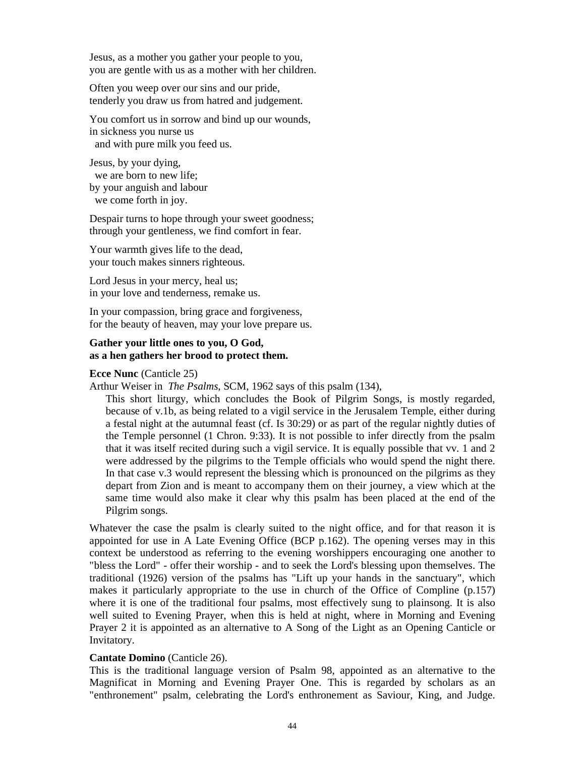Jesus, as a mother you gather your people to you,
you are gentle with us as a mother with her children.

Often you weep over our sins and our pride,
tenderly you draw us from hatred and judgement.

You comfort us in sorrow and bind up our wounds,
in sickness you nurse us
  and with pure milk you feed us.

Jesus, by your dying,
  we are born to new life;
by your anguish and labour
  we come forth in joy.

Despair turns to hope through your sweet goodness;
through your gentleness, we find comfort in fear.

Your warmth gives life to the dead,
your touch makes sinners righteous.

Lord Jesus in your mercy, heal us;
in your love and tenderness, remake us.

In your compassion, bring grace and forgiveness,
for the beauty of heaven, may your love prepare us.

**Gather your little ones to you, O God,**
**as a hen gathers her brood to protect them.**

**Ecce Nunc** (Canticle 25)

Arthur Weiser in *The Psalms*, SCM, 1962 says of this psalm (134),

> This short liturgy, which concludes the Book of Pilgrim Songs, is mostly regarded, because of v.1b, as being related to a vigil service in the Jerusalem Temple, either during a festal night at the autumnal feast (cf. Is 30:29) or as part of the regular nightly duties of the Temple personnel (1 Chron. 9:33). It is not possible to infer directly from the psalm that it was itself recited during such a vigil service. It is equally possible that vv. 1 and 2 were addressed by the pilgrims to the Temple officials who would spend the night there. In that case v.3 would represent the blessing which is pronounced on the pilgrims as they depart from Zion and is meant to accompany them on their journey, a view which at the same time would also make it clear why this psalm has been placed at the end of the Pilgrim songs.

Whatever the case the psalm is clearly suited to the night office, and for that reason it is appointed for use in A Late Evening Office (BCP p.162). The opening verses may in this context be understood as referring to the evening worshippers encouraging one another to "bless the Lord" - offer their worship - and to seek the Lord's blessing upon themselves. The traditional (1926) version of the psalms has "Lift up your hands in the sanctuary", which makes it particularly appropriate to the use in church of the Office of Compline (p.157) where it is one of the traditional four psalms, most effectively sung to plainsong. It is also well suited to Evening Prayer, when this is held at night, where in Morning and Evening Prayer 2 it is appointed as an alternative to A Song of the Light as an Opening Canticle or Invitatory.

**Cantate Domino** (Canticle 26).

This is the traditional language version of Psalm 98, appointed as an alternative to the Magnificat in Morning and Evening Prayer One. This is regarded by scholars as an "enthronement" psalm, celebrating the Lord's enthronement as Saviour, King, and Judge.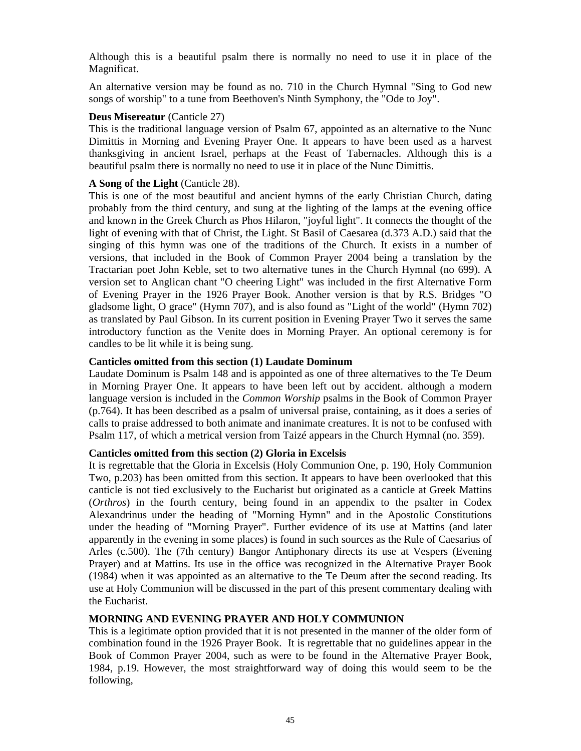Although this is a beautiful psalm there is normally no need to use it in place of the Magnificat.

An alternative version may be found as no. 710 in the Church Hymnal "Sing to God new songs of worship" to a tune from Beethoven's Ninth Symphony, the "Ode to Joy".

**Deus Misereatur** (Canticle 27)
This is the traditional language version of Psalm 67, appointed as an alternative to the Nunc Dimittis in Morning and Evening Prayer One. It appears to have been used as a harvest thanksgiving in ancient Israel, perhaps at the Feast of Tabernacles. Although this is a beautiful psalm there is normally no need to use it in place of the Nunc Dimittis.

**A Song of the Light** (Canticle 28).
This is one of the most beautiful and ancient hymns of the early Christian Church, dating probably from the third century, and sung at the lighting of the lamps at the evening office and known in the Greek Church as Phos Hilaron, "joyful light". It connects the thought of the light of evening with that of Christ, the Light. St Basil of Caesarea (d.373 A.D.) said that the singing of this hymn was one of the traditions of the Church. It exists in a number of versions, that included in the Book of Common Prayer 2004 being a translation by the Tractarian poet John Keble, set to two alternative tunes in the Church Hymnal (no 699). A version set to Anglican chant "O cheering Light" was included in the first Alternative Form of Evening Prayer in the 1926 Prayer Book. Another version is that by R.S. Bridges "O gladsome light, O grace" (Hymn 707), and is also found as "Light of the world" (Hymn 702) as translated by Paul Gibson. In its current position in Evening Prayer Two it serves the same introductory function as the Venite does in Morning Prayer. An optional ceremony is for candles to be lit while it is being sung.

**Canticles omitted from this section (1) Laudate Dominum**
Laudate Dominum is Psalm 148 and is appointed as one of three alternatives to the Te Deum in Morning Prayer One. It appears to have been left out by accident. although a modern language version is included in the *Common Worship* psalms in the Book of Common Prayer (p.764). It has been described as a psalm of universal praise, containing, as it does a series of calls to praise addressed to both animate and inanimate creatures. It is not to be confused with Psalm 117, of which a metrical version from Taizé appears in the Church Hymnal (no. 359).

**Canticles omitted from this section (2) Gloria in Excelsis**
It is regrettable that the Gloria in Excelsis (Holy Communion One, p. 190, Holy Communion Two, p.203) has been omitted from this section. It appears to have been overlooked that this canticle is not tied exclusively to the Eucharist but originated as a canticle at Greek Mattins (*Orthros*) in the fourth century, being found in an appendix to the psalter in Codex Alexandrinus under the heading of "Morning Hymn" and in the Apostolic Constitutions under the heading of "Morning Prayer". Further evidence of its use at Mattins (and later apparently in the evening in some places) is found in such sources as the Rule of Caesarius of Arles (c.500). The (7th century) Bangor Antiphonary directs its use at Vespers (Evening Prayer) and at Mattins. Its use in the office was recognized in the Alternative Prayer Book (1984) when it was appointed as an alternative to the Te Deum after the second reading. Its use at Holy Communion will be discussed in the part of this present commentary dealing with the Eucharist.

**MORNING AND EVENING PRAYER AND HOLY COMMUNION**
This is a legitimate option provided that it is not presented in the manner of the older form of combination found in the 1926 Prayer Book. It is regrettable that no guidelines appear in the Book of Common Prayer 2004, such as were to be found in the Alternative Prayer Book, 1984, p.19. However, the most straightforward way of doing this would seem to be the following,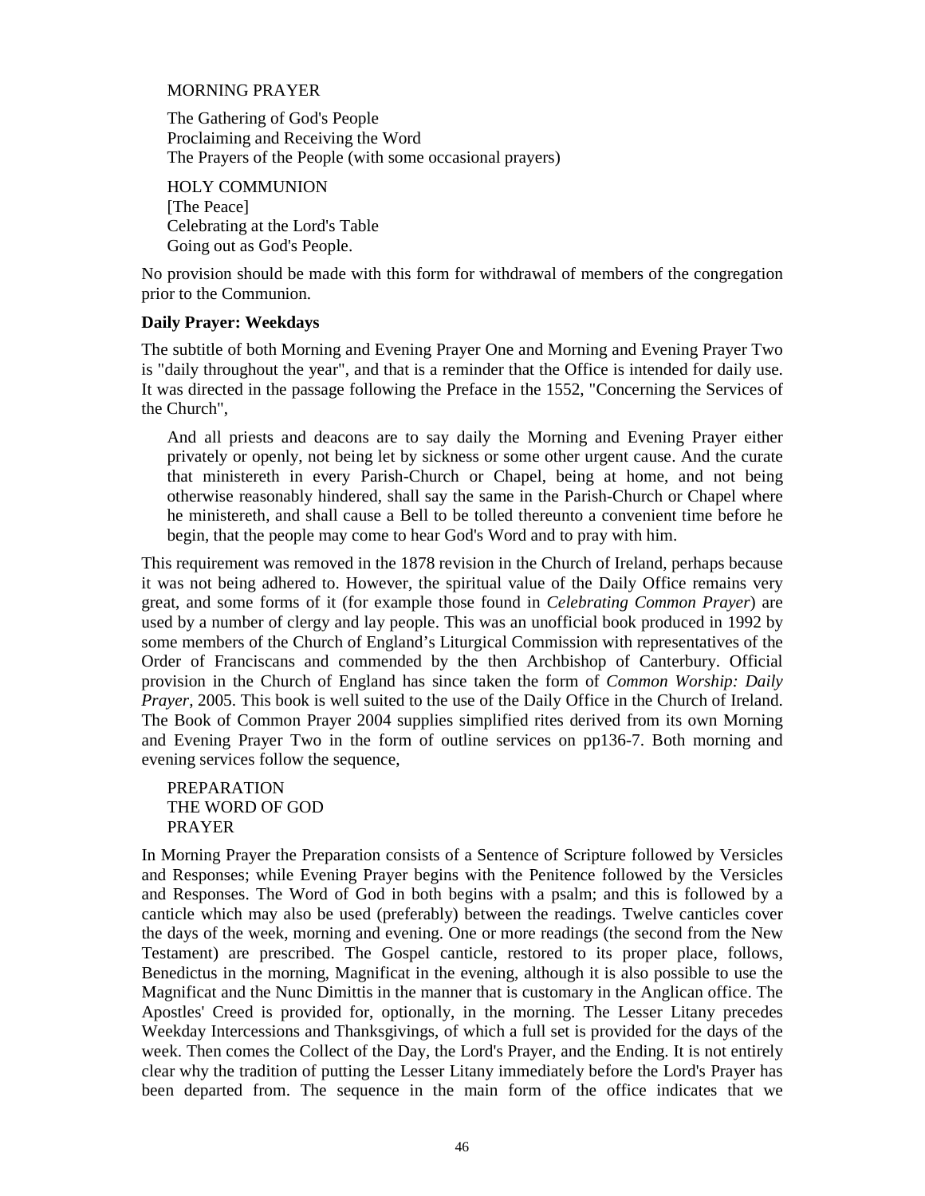MORNING PRAYER

The Gathering of God's People
Proclaiming and Receiving the Word
The Prayers of the People (with some occasional prayers)

HOLY COMMUNION
[The Peace]
Celebrating at the Lord's Table
Going out as God's People.

No provision should be made with this form for withdrawal of members of the congregation prior to the Communion.

**Daily Prayer: Weekdays**

The subtitle of both Morning and Evening Prayer One and Morning and Evening Prayer Two is "daily throughout the year", and that is a reminder that the Office is intended for daily use. It was directed in the passage following the Preface in the 1552, "Concerning the Services of the Church",

> And all priests and deacons are to say daily the Morning and Evening Prayer either privately or openly, not being let by sickness or some other urgent cause. And the curate that ministereth in every Parish-Church or Chapel, being at home, and not being otherwise reasonably hindered, shall say the same in the Parish-Church or Chapel where he ministereth, and shall cause a Bell to be tolled thereunto a convenient time before he begin, that the people may come to hear God's Word and to pray with him.

This requirement was removed in the 1878 revision in the Church of Ireland, perhaps because it was not being adhered to. However, the spiritual value of the Daily Office remains very great, and some forms of it (for example those found in *Celebrating Common Prayer*) are used by a number of clergy and lay people. This was an unofficial book produced in 1992 by some members of the Church of England's Liturgical Commission with representatives of the Order of Franciscans and commended by the then Archbishop of Canterbury. Official provision in the Church of England has since taken the form of *Common Worship: Daily Prayer*, 2005. This book is well suited to the use of the Daily Office in the Church of Ireland. The Book of Common Prayer 2004 supplies simplified rites derived from its own Morning and Evening Prayer Two in the form of outline services on pp136-7. Both morning and evening services follow the sequence,

PREPARATION
THE WORD OF GOD
PRAYER

In Morning Prayer the Preparation consists of a Sentence of Scripture followed by Versicles and Responses; while Evening Prayer begins with the Penitence followed by the Versicles and Responses. The Word of God in both begins with a psalm; and this is followed by a canticle which may also be used (preferably) between the readings. Twelve canticles cover the days of the week, morning and evening. One or more readings (the second from the New Testament) are prescribed. The Gospel canticle, restored to its proper place, follows, Benedictus in the morning, Magnificat in the evening, although it is also possible to use the Magnificat and the Nunc Dimittis in the manner that is customary in the Anglican office. The Apostles' Creed is provided for, optionally, in the morning. The Lesser Litany precedes Weekday Intercessions and Thanksgivings, of which a full set is provided for the days of the week. Then comes the Collect of the Day, the Lord's Prayer, and the Ending. It is not entirely clear why the tradition of putting the Lesser Litany immediately before the Lord's Prayer has been departed from. The sequence in the main form of the office indicates that we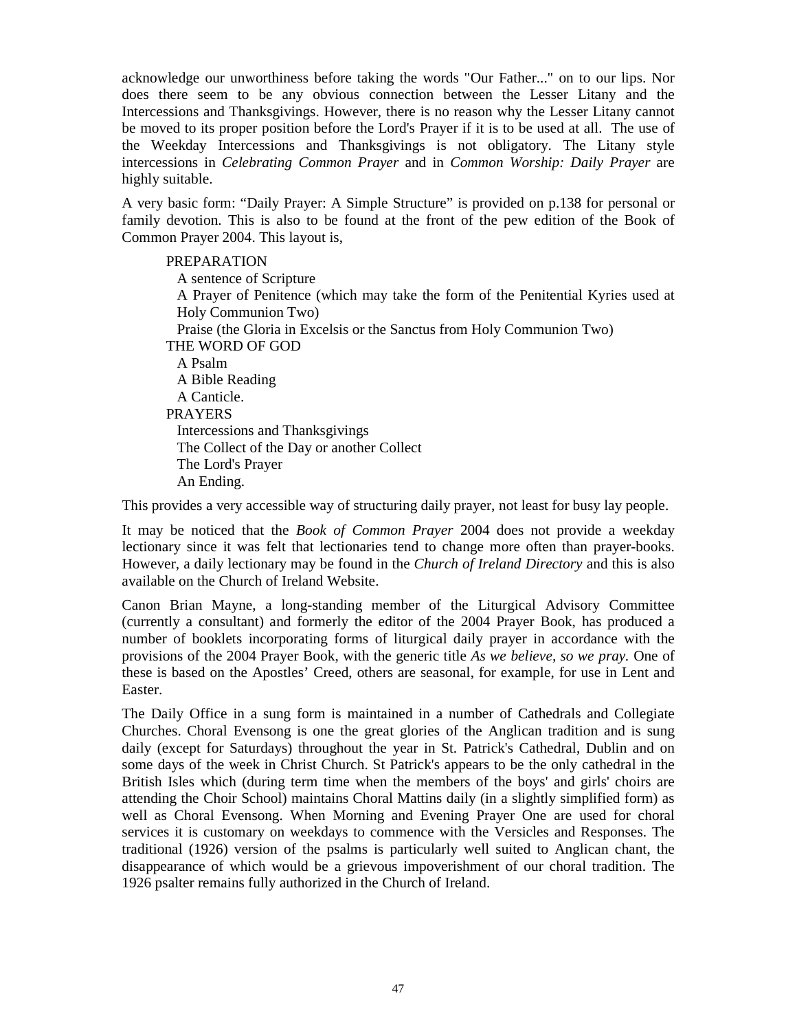acknowledge our unworthiness before taking the words "Our Father..." on to our lips. Nor does there seem to be any obvious connection between the Lesser Litany and the Intercessions and Thanksgivings. However, there is no reason why the Lesser Litany cannot be moved to its proper position before the Lord's Prayer if it is to be used at all. The use of the Weekday Intercessions and Thanksgivings is not obligatory. The Litany style intercessions in *Celebrating Common Prayer* and in *Common Worship: Daily Prayer* are highly suitable.

A very basic form: "Daily Prayer: A Simple Structure" is provided on p.138 for personal or family devotion. This is also to be found at the front of the pew edition of the Book of Common Prayer 2004. This layout is,

PREPARATION
- A sentence of Scripture
- A Prayer of Penitence (which may take the form of the Penitential Kyries used at Holy Communion Two)
- Praise (the Gloria in Excelsis or the Sanctus from Holy Communion Two)

THE WORD OF GOD
- A Psalm
- A Bible Reading
- A Canticle.

PRAYERS
- Intercessions and Thanksgivings
- The Collect of the Day or another Collect
- The Lord's Prayer
- An Ending.

This provides a very accessible way of structuring daily prayer, not least for busy lay people.

It may be noticed that the *Book of Common Prayer* 2004 does not provide a weekday lectionary since it was felt that lectionaries tend to change more often than prayer-books. However, a daily lectionary may be found in the *Church of Ireland Directory* and this is also available on the Church of Ireland Website.

Canon Brian Mayne, a long-standing member of the Liturgical Advisory Committee (currently a consultant) and formerly the editor of the 2004 Prayer Book, has produced a number of booklets incorporating forms of liturgical daily prayer in accordance with the provisions of the 2004 Prayer Book, with the generic title *As we believe, so we pray*. One of these is based on the Apostles' Creed, others are seasonal, for example, for use in Lent and Easter.

The Daily Office in a sung form is maintained in a number of Cathedrals and Collegiate Churches. Choral Evensong is one the great glories of the Anglican tradition and is sung daily (except for Saturdays) throughout the year in St. Patrick's Cathedral, Dublin and on some days of the week in Christ Church. St Patrick's appears to be the only cathedral in the British Isles which (during term time when the members of the boys' and girls' choirs are attending the Choir School) maintains Choral Mattins daily (in a slightly simplified form) as well as Choral Evensong. When Morning and Evening Prayer One are used for choral services it is customary on weekdays to commence with the Versicles and Responses. The traditional (1926) version of the psalms is particularly well suited to Anglican chant, the disappearance of which would be a grievous impoverishment of our choral tradition. The 1926 psalter remains fully authorized in the Church of Ireland.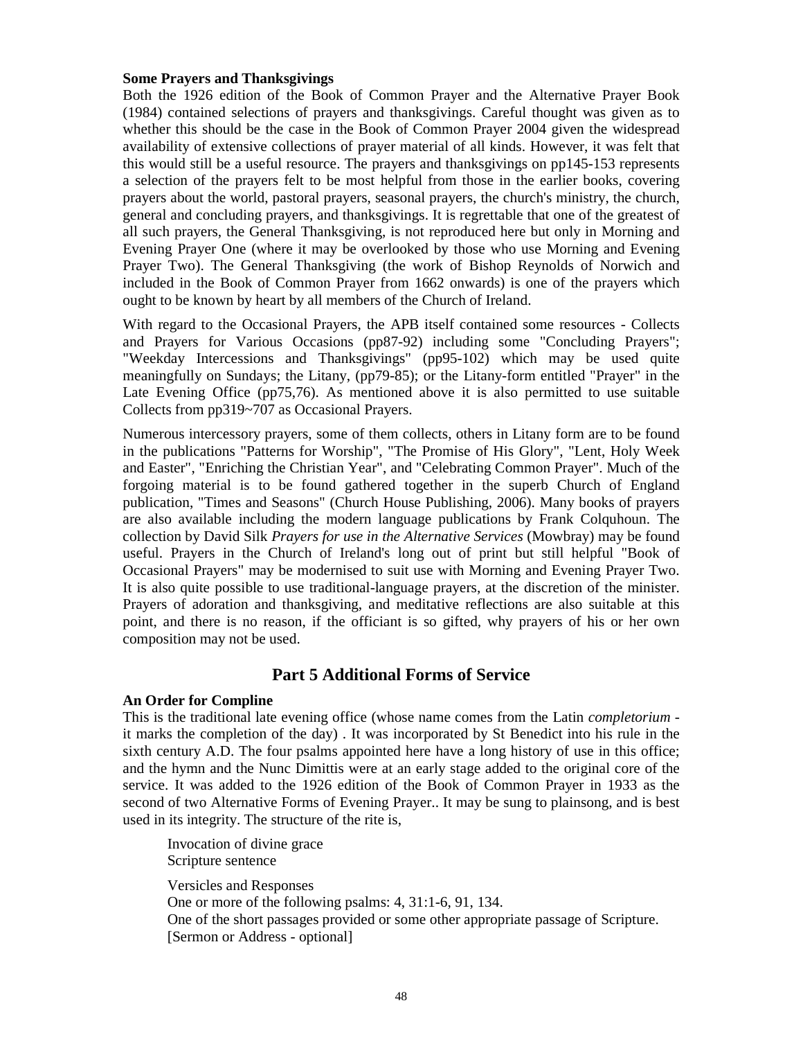**Some Prayers and Thanksgivings**

Both the 1926 edition of the Book of Common Prayer and the Alternative Prayer Book (1984) contained selections of prayers and thanksgivings. Careful thought was given as to whether this should be the case in the Book of Common Prayer 2004 given the widespread availability of extensive collections of prayer material of all kinds. However, it was felt that this would still be a useful resource. The prayers and thanksgivings on pp145-153 represents a selection of the prayers felt to be most helpful from those in the earlier books, covering prayers about the world, pastoral prayers, seasonal prayers, the church's ministry, the church, general and concluding prayers, and thanksgivings. It is regrettable that one of the greatest of all such prayers, the General Thanksgiving, is not reproduced here but only in Morning and Evening Prayer One (where it may be overlooked by those who use Morning and Evening Prayer Two). The General Thanksgiving (the work of Bishop Reynolds of Norwich and included in the Book of Common Prayer from 1662 onwards) is one of the prayers which ought to be known by heart by all members of the Church of Ireland.

With regard to the Occasional Prayers, the APB itself contained some resources - Collects and Prayers for Various Occasions (pp87-92) including some "Concluding Prayers"; "Weekday Intercessions and Thanksgivings" (pp95-102) which may be used quite meaningfully on Sundays; the Litany, (pp79-85); or the Litany-form entitled "Prayer" in the Late Evening Office (pp75,76). As mentioned above it is also permitted to use suitable Collects from pp319~707 as Occasional Prayers.

Numerous intercessory prayers, some of them collects, others in Litany form are to be found in the publications "Patterns for Worship", "The Promise of His Glory", "Lent, Holy Week and Easter", "Enriching the Christian Year", and "Celebrating Common Prayer". Much of the forgoing material is to be found gathered together in the superb Church of England publication, "Times and Seasons" (Church House Publishing, 2006). Many books of prayers are also available including the modern language publications by Frank Colquhoun. The collection by David Silk *Prayers for use in the Alternative Services* (Mowbray) may be found useful. Prayers in the Church of Ireland's long out of print but still helpful "Book of Occasional Prayers" may be modernised to suit use with Morning and Evening Prayer Two. It is also quite possible to use traditional-language prayers, at the discretion of the minister. Prayers of adoration and thanksgiving, and meditative reflections are also suitable at this point, and there is no reason, if the officiant is so gifted, why prayers of his or her own composition may not be used.

## Part 5 Additional Forms of Service

**An Order for Compline**

This is the traditional late evening office (whose name comes from the Latin *completorium* - it marks the completion of the day) . It was incorporated by St Benedict into his rule in the sixth century A.D. The four psalms appointed here have a long history of use in this office; and the hymn and the Nunc Dimittis were at an early stage added to the original core of the service. It was added to the 1926 edition of the Book of Common Prayer in 1933 as the second of two Alternative Forms of Evening Prayer.. It may be sung to plainsong, and is best used in its integrity. The structure of the rite is,

> Invocation of divine grace
> Scripture sentence
>
> Versicles and Responses
> One or more of the following psalms: 4, 31:1-6, 91, 134.
> One of the short passages provided or some other appropriate passage of Scripture.
> [Sermon or Address - optional]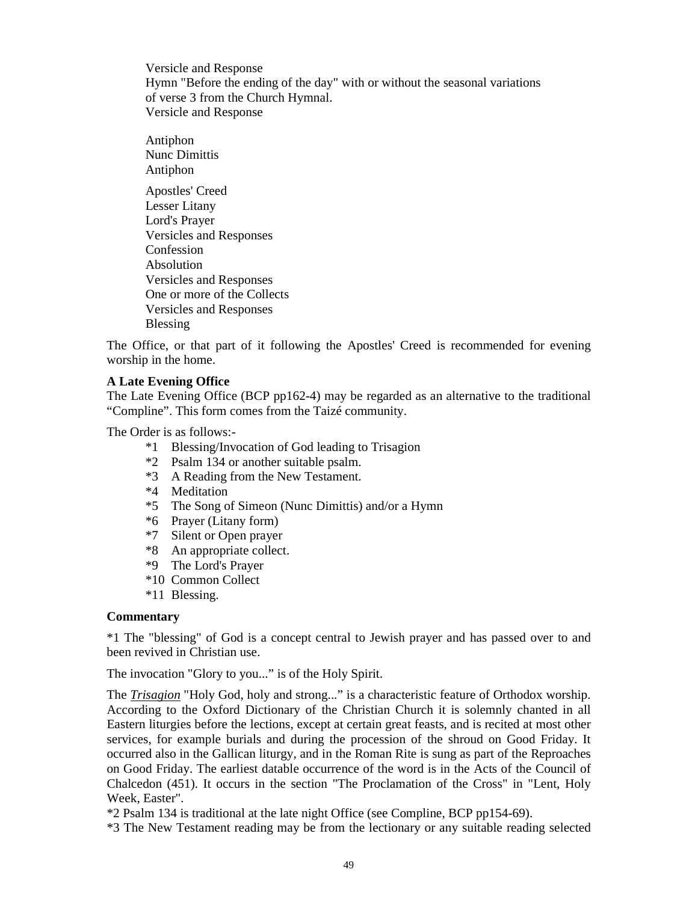Versicle and Response  
Hymn "Before the ending of the day" with or without the seasonal variations of verse 3 from the Church Hymnal.  
Versicle and Response

Antiphon  
Nunc Dimittis  
Antiphon

Apostles' Creed  
Lesser Litany  
Lord's Prayer  
Versicles and Responses  
Confession  
Absolution  
Versicles and Responses  
One or more of the Collects  
Versicles and Responses  
Blessing

The Office, or that part of it following the Apostles' Creed is recommended for evening worship in the home.

**A Late Evening Office**

The Late Evening Office (BCP pp162-4) may be regarded as an alternative to the traditional "Compline". This form comes from the Taizé community.

The Order is as follows:-

*1 Blessing/Invocation of God leading to Trisagion  
*2 Psalm 134 or another suitable psalm.  
*3 A Reading from the New Testament.  
*4 Meditation  
*5 The Song of Simeon (Nunc Dimittis) and/or a Hymn  
*6 Prayer (Litany form)  
*7 Silent or Open prayer  
*8 An appropriate collect.  
*9 The Lord's Prayer  
*10 Common Collect  
*11 Blessing.

**Commentary**

*1 The "blessing" of God is a concept central to Jewish prayer and has passed over to and been revived in Christian use.

The invocation "Glory to you..." is of the Holy Spirit.

The ***Trisagion*** "Holy God, holy and strong..." is a characteristic feature of Orthodox worship. According to the Oxford Dictionary of the Christian Church it is solemnly chanted in all Eastern liturgies before the lections, except at certain great feasts, and is recited at most other services, for example burials and during the procession of the shroud on Good Friday. It occurred also in the Gallican liturgy, and in the Roman Rite is sung as part of the Reproaches on Good Friday. The earliest datable occurrence of the word is in the Acts of the Council of Chalcedon (451). It occurs in the section "The Proclamation of the Cross" in "Lent, Holy Week, Easter".

*2 Psalm 134 is traditional at the late night Office (see Compline, BCP pp154-69).

*3 The New Testament reading may be from the lectionary or any suitable reading selected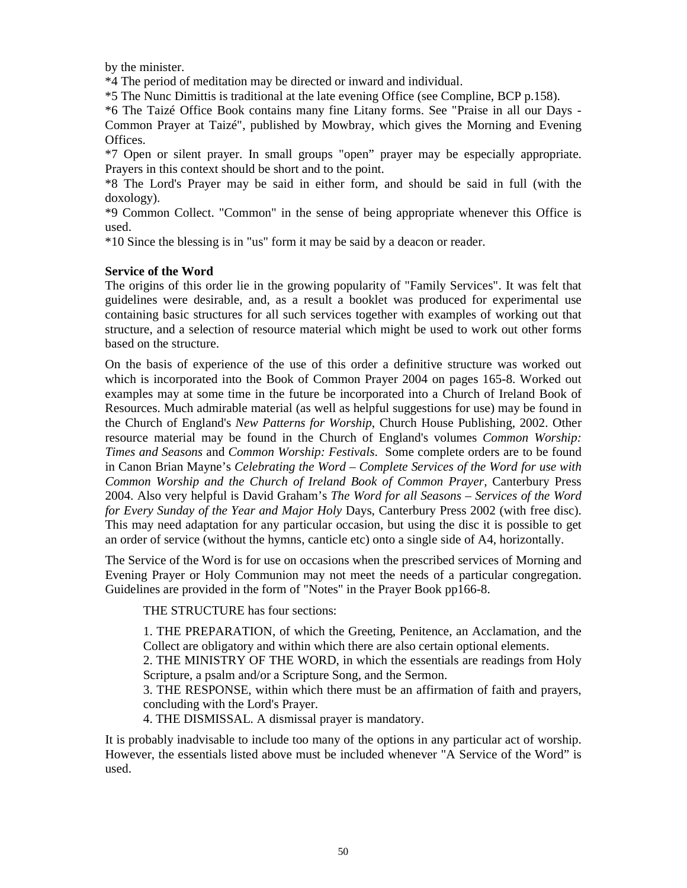by the minister.

*4 The period of meditation may be directed or inward and individual.

*5 The Nunc Dimittis is traditional at the late evening Office (see Compline, BCP p.158).

*6 The Taizé Office Book contains many fine Litany forms. See "Praise in all our Days - Common Prayer at Taizé", published by Mowbray, which gives the Morning and Evening Offices.

*7 Open or silent prayer. In small groups "open" prayer may be especially appropriate. Prayers in this context should be short and to the point.

*8 The Lord's Prayer may be said in either form, and should be said in full (with the doxology).

*9 Common Collect. "Common" in the sense of being appropriate whenever this Office is used.

*10 Since the blessing is in "us" form it may be said by a deacon or reader.

**Service of the Word**

The origins of this order lie in the growing popularity of "Family Services". It was felt that guidelines were desirable, and, as a result a booklet was produced for experimental use containing basic structures for all such services together with examples of working out that structure, and a selection of resource material which might be used to work out other forms based on the structure.

On the basis of experience of the use of this order a definitive structure was worked out which is incorporated into the Book of Common Prayer 2004 on pages 165-8. Worked out examples may at some time in the future be incorporated into a Church of Ireland Book of Resources. Much admirable material (as well as helpful suggestions for use) may be found in the Church of England's *New Patterns for Worship*, Church House Publishing, 2002. Other resource material may be found in the Church of England's volumes *Common Worship: Times and Seasons* and *Common Worship: Festivals*. Some complete orders are to be found in Canon Brian Mayne's *Celebrating the Word – Complete Services of the Word for use with Common Worship and the Church of Ireland Book of Common Prayer*, Canterbury Press 2004. Also very helpful is David Graham's *The Word for all Seasons – Services of the Word for Every Sunday of the Year and Major Holy* Days, Canterbury Press 2002 (with free disc). This may need adaptation for any particular occasion, but using the disc it is possible to get an order of service (without the hymns, canticle etc) onto a single side of A4, horizontally.

The Service of the Word is for use on occasions when the prescribed services of Morning and Evening Prayer or Holy Communion may not meet the needs of a particular congregation. Guidelines are provided in the form of "Notes" in the Prayer Book pp166-8.

THE STRUCTURE has four sections:

1. THE PREPARATION, of which the Greeting, Penitence, an Acclamation, and the Collect are obligatory and within which there are also certain optional elements.
2. THE MINISTRY OF THE WORD, in which the essentials are readings from Holy Scripture, a psalm and/or a Scripture Song, and the Sermon.
3. THE RESPONSE, within which there must be an affirmation of faith and prayers, concluding with the Lord's Prayer.
4. THE DISMISSAL. A dismissal prayer is mandatory.

It is probably inadvisable to include too many of the options in any particular act of worship. However, the essentials listed above must be included whenever "A Service of the Word" is used.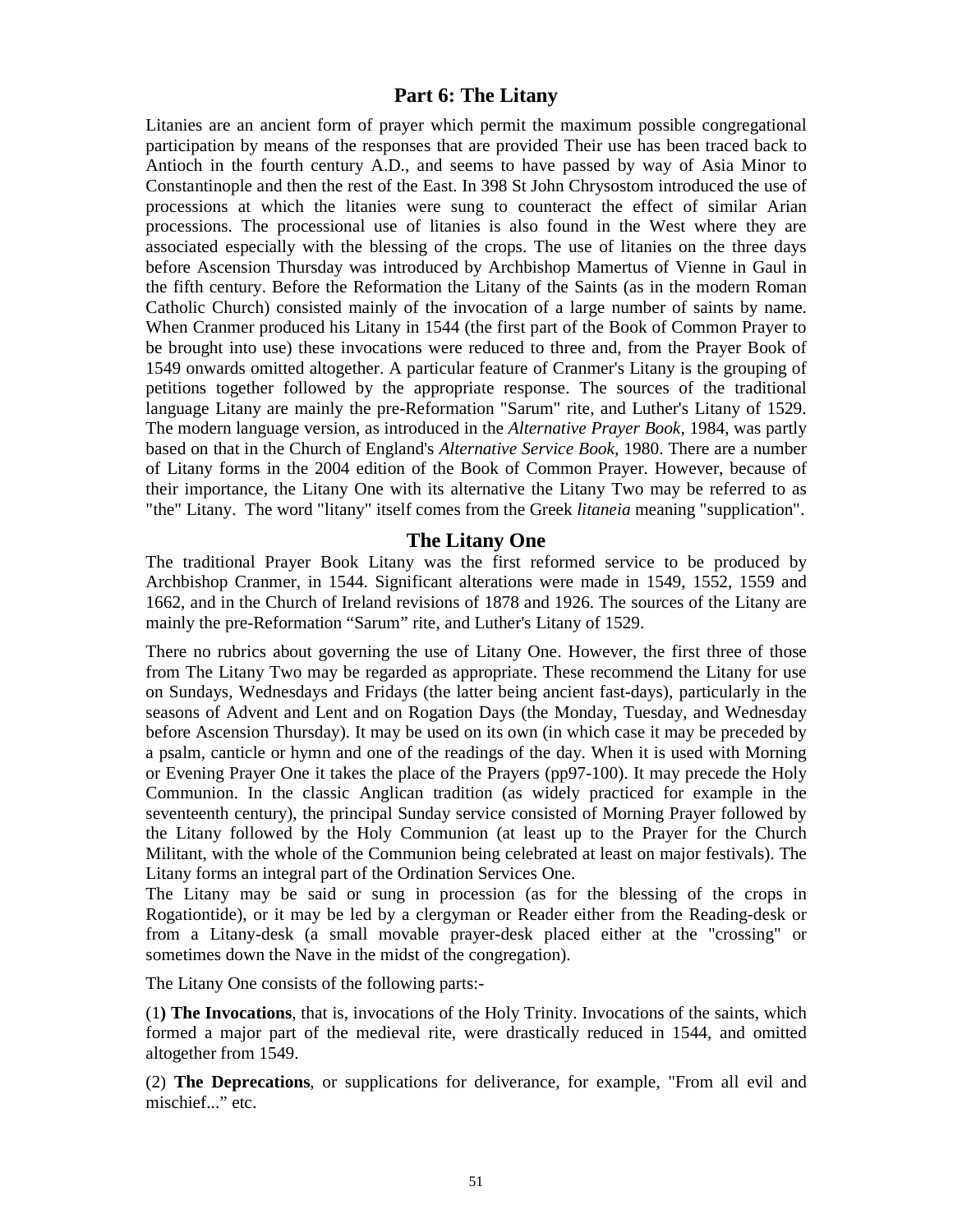## Part 6: The Litany

Litanies are an ancient form of prayer which permit the maximum possible congregational participation by means of the responses that are provided Their use has been traced back to Antioch in the fourth century A.D., and seems to have passed by way of Asia Minor to Constantinople and then the rest of the East. In 398 St John Chrysostom introduced the use of processions at which the litanies were sung to counteract the effect of similar Arian processions. The processional use of litanies is also found in the West where they are associated especially with the blessing of the crops. The use of litanies on the three days before Ascension Thursday was introduced by Archbishop Mamertus of Vienne in Gaul in the fifth century. Before the Reformation the Litany of the Saints (as in the modern Roman Catholic Church) consisted mainly of the invocation of a large number of saints by name. When Cranmer produced his Litany in 1544 (the first part of the Book of Common Prayer to be brought into use) these invocations were reduced to three and, from the Prayer Book of 1549 onwards omitted altogether. A particular feature of Cranmer's Litany is the grouping of petitions together followed by the appropriate response. The sources of the traditional language Litany are mainly the pre-Reformation "Sarum" rite, and Luther's Litany of 1529. The modern language version, as introduced in the *Alternative Prayer Book*, 1984, was partly based on that in the Church of England's *Alternative Service Book*, 1980. There are a number of Litany forms in the 2004 edition of the Book of Common Prayer. However, because of their importance, the Litany One with its alternative the Litany Two may be referred to as "the" Litany. The word "litany" itself comes from the Greek *litaneia* meaning "supplication".

### The Litany One

The traditional Prayer Book Litany was the first reformed service to be produced by Archbishop Cranmer, in 1544. Significant alterations were made in 1549, 1552, 1559 and 1662, and in the Church of Ireland revisions of 1878 and 1926. The sources of the Litany are mainly the pre-Reformation "Sarum" rite, and Luther's Litany of 1529.

There no rubrics about governing the use of Litany One. However, the first three of those from The Litany Two may be regarded as appropriate. These recommend the Litany for use on Sundays, Wednesdays and Fridays (the latter being ancient fast-days), particularly in the seasons of Advent and Lent and on Rogation Days (the Monday, Tuesday, and Wednesday before Ascension Thursday). It may be used on its own (in which case it may be preceded by a psalm, canticle or hymn and one of the readings of the day. When it is used with Morning or Evening Prayer One it takes the place of the Prayers (pp97-100). It may precede the Holy Communion. In the classic Anglican tradition (as widely practiced for example in the seventeenth century), the principal Sunday service consisted of Morning Prayer followed by the Litany followed by the Holy Communion (at least up to the Prayer for the Church Militant, with the whole of the Communion being celebrated at least on major festivals). The Litany forms an integral part of the Ordination Services One.

The Litany may be said or sung in procession (as for the blessing of the crops in Rogationtide), or it may be led by a clergyman or Reader either from the Reading-desk or from a Litany-desk (a small movable prayer-desk placed either at the "crossing" or sometimes down the Nave in the midst of the congregation).

The Litany One consists of the following parts:-

(1**) The Invocations**, that is, invocations of the Holy Trinity. Invocations of the saints, which formed a major part of the medieval rite, were drastically reduced in 1544, and omitted altogether from 1549.

(2) **The Deprecations**, or supplications for deliverance, for example, "From all evil and mischief..." etc.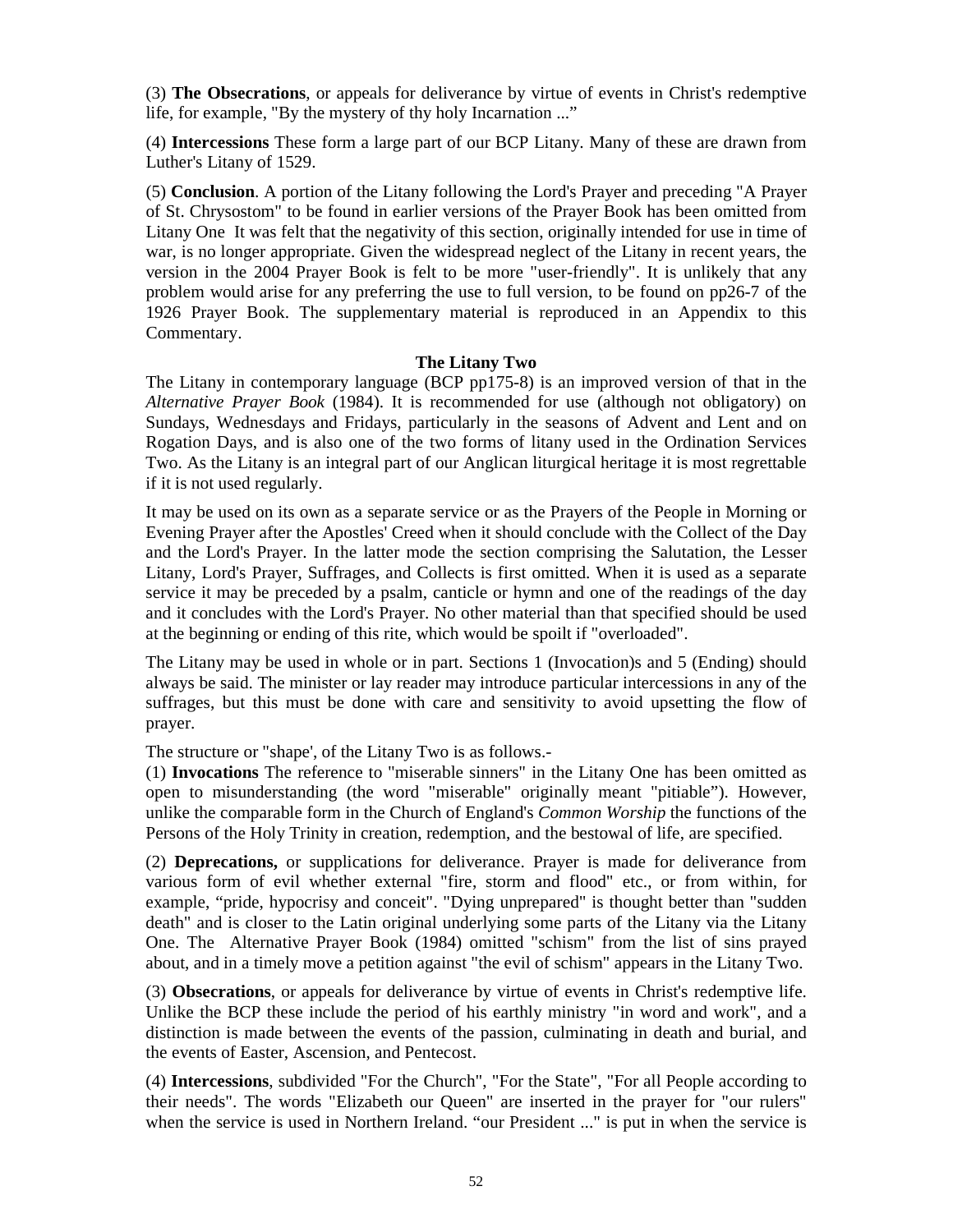(3) **The Obsecrations**, or appeals for deliverance by virtue of events in Christ's redemptive life, for example, "By the mystery of thy holy Incarnation ..."

(4) **Intercessions** These form a large part of our BCP Litany. Many of these are drawn from Luther's Litany of 1529.

(5) **Conclusion**. A portion of the Litany following the Lord's Prayer and preceding "A Prayer of St. Chrysostom" to be found in earlier versions of the Prayer Book has been omitted from Litany One  It was felt that the negativity of this section, originally intended for use in time of war, is no longer appropriate. Given the widespread neglect of the Litany in recent years, the version in the 2004 Prayer Book is felt to be more "user-friendly". It is unlikely that any problem would arise for any preferring the use to full version, to be found on pp26-7 of the 1926 Prayer Book. The supplementary material is reproduced in an Appendix to this Commentary.

**The Litany Two**

The Litany in contemporary language (BCP pp175-8) is an improved version of that in the *Alternative Prayer Book* (1984). It is recommended for use (although not obligatory) on Sundays, Wednesdays and Fridays, particularly in the seasons of Advent and Lent and on Rogation Days, and is also one of the two forms of litany used in the Ordination Services Two. As the Litany is an integral part of our Anglican liturgical heritage it is most regrettable if it is not used regularly.

It may be used on its own as a separate service or as the Prayers of the People in Morning or Evening Prayer after the Apostles' Creed when it should conclude with the Collect of the Day and the Lord's Prayer. In the latter mode the section comprising the Salutation, the Lesser Litany, Lord's Prayer, Suffrages, and Collects is first omitted. When it is used as a separate service it may be preceded by a psalm, canticle or hymn and one of the readings of the day and it concludes with the Lord's Prayer. No other material than that specified should be used at the beginning or ending of this rite, which would be spoilt if "overloaded".

The Litany may be used in whole or in part. Sections 1 (Invocation)s and 5 (Ending) should always be said. The minister or lay reader may introduce particular intercessions in any of the suffrages, but this must be done with care and sensitivity to avoid upsetting the flow of prayer.

The structure or "shape', of the Litany Two is as follows.-
(1) **Invocations** The reference to "miserable sinners" in the Litany One has been omitted as open to misunderstanding (the word "miserable" originally meant "pitiable"). However, unlike the comparable form in the Church of England's *Common Worship* the functions of the Persons of the Holy Trinity in creation, redemption, and the bestowal of life, are specified.

(2) **Deprecations,** or supplications for deliverance. Prayer is made for deliverance from various form of evil whether external "fire, storm and flood" etc., or from within, for example, "pride, hypocrisy and conceit". "Dying unprepared" is thought better than "sudden death" and is closer to the Latin original underlying some parts of the Litany via the Litany One. The  Alternative Prayer Book (1984) omitted "schism" from the list of sins prayed about, and in a timely move a petition against "the evil of schism" appears in the Litany Two.

(3) **Obsecrations**, or appeals for deliverance by virtue of events in Christ's redemptive life. Unlike the BCP these include the period of his earthly ministry "in word and work", and a distinction is made between the events of the passion, culminating in death and burial, and the events of Easter, Ascension, and Pentecost.

(4) **Intercessions**, subdivided "For the Church", "For the State", "For all People according to their needs". The words "Elizabeth our Queen" are inserted in the prayer for "our rulers" when the service is used in Northern Ireland. "our President ..." is put in when the service is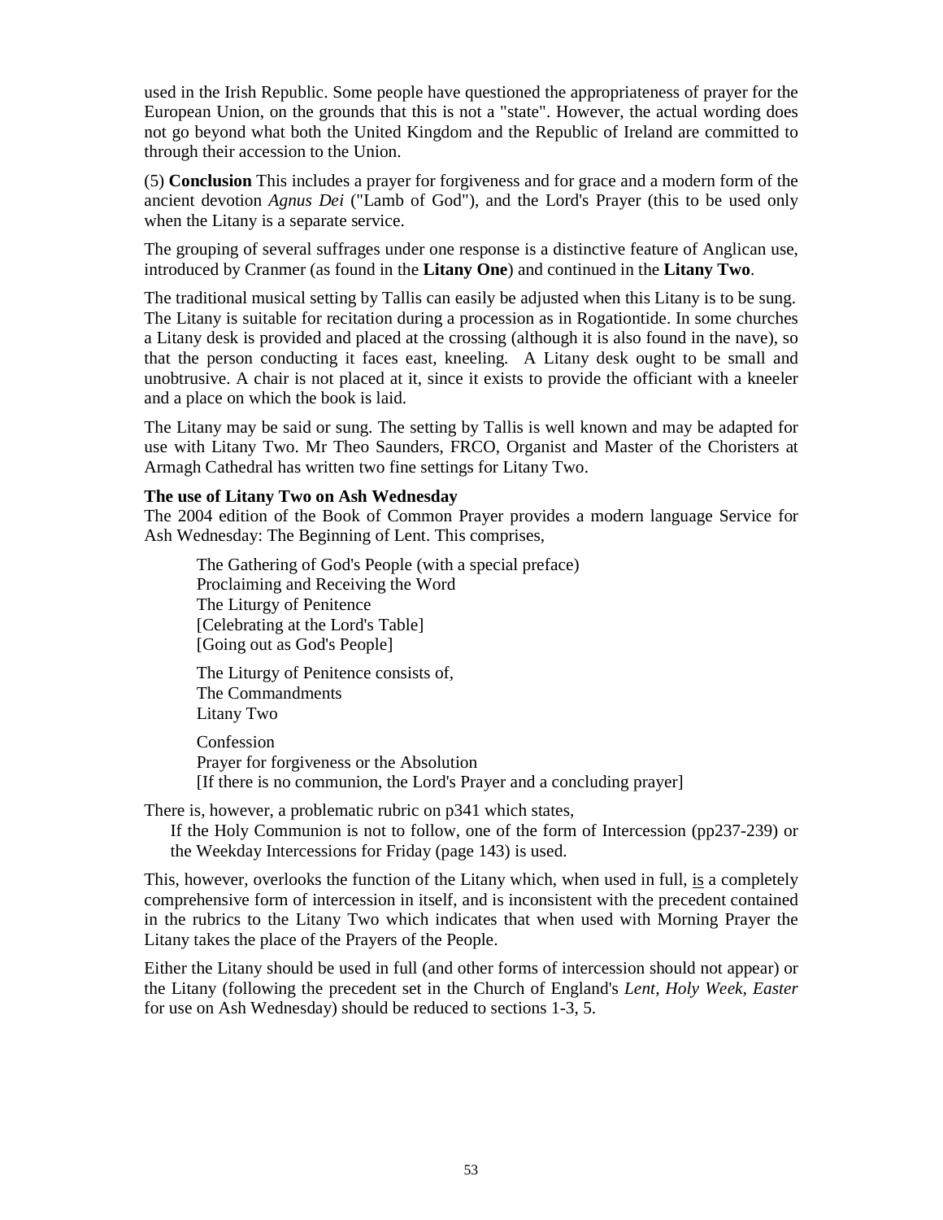used in the Irish Republic. Some people have questioned the appropriateness of prayer for the European Union, on the grounds that this is not a "state". However, the actual wording does not go beyond what both the United Kingdom and the Republic of Ireland are committed to through their accession to the Union.

(5) **Conclusion** This includes a prayer for forgiveness and for grace and a modern form of the ancient devotion *Agnus Dei* ("Lamb of God"), and the Lord's Prayer (this to be used only when the Litany is a separate service.

The grouping of several suffrages under one response is a distinctive feature of Anglican use, introduced by Cranmer (as found in the **Litany One**) and continued in the **Litany Two**.

The traditional musical setting by Tallis can easily be adjusted when this Litany is to be sung. The Litany is suitable for recitation during a procession as in Rogationtide. In some churches a Litany desk is provided and placed at the crossing (although it is also found in the nave), so that the person conducting it faces east, kneeling. A Litany desk ought to be small and unobtrusive. A chair is not placed at it, since it exists to provide the officiant with a kneeler and a place on which the book is laid.

The Litany may be said or sung. The setting by Tallis is well known and may be adapted for use with Litany Two. Mr Theo Saunders, FRCO, Organist and Master of the Choristers at Armagh Cathedral has written two fine settings for Litany Two.

**The use of Litany Two on Ash Wednesday**

The 2004 edition of the Book of Common Prayer provides a modern language Service for Ash Wednesday: The Beginning of Lent. This comprises,

> The Gathering of God's People (with a special preface)
> Proclaiming and Receiving the Word
> The Liturgy of Penitence
> [Celebrating at the Lord's Table]
> [Going out as God's People]
>
> The Liturgy of Penitence consists of,
> The Commandments
> Litany Two
>
> Confession
> Prayer for forgiveness or the Absolution
> [If there is no communion, the Lord's Prayer and a concluding prayer]

There is, however, a problematic rubric on p341 which states,

> If the Holy Communion is not to follow, one of the form of Intercession (pp237-239) or the Weekday Intercessions for Friday (page 143) is used.

This, however, overlooks the function of the Litany which, when used in full, is a completely comprehensive form of intercession in itself, and is inconsistent with the precedent contained in the rubrics to the Litany Two which indicates that when used with Morning Prayer the Litany takes the place of the Prayers of the People.

Either the Litany should be used in full (and other forms of intercession should not appear) or the Litany (following the precedent set in the Church of England's *Lent, Holy Week, Easter* for use on Ash Wednesday) should be reduced to sections 1-3, 5.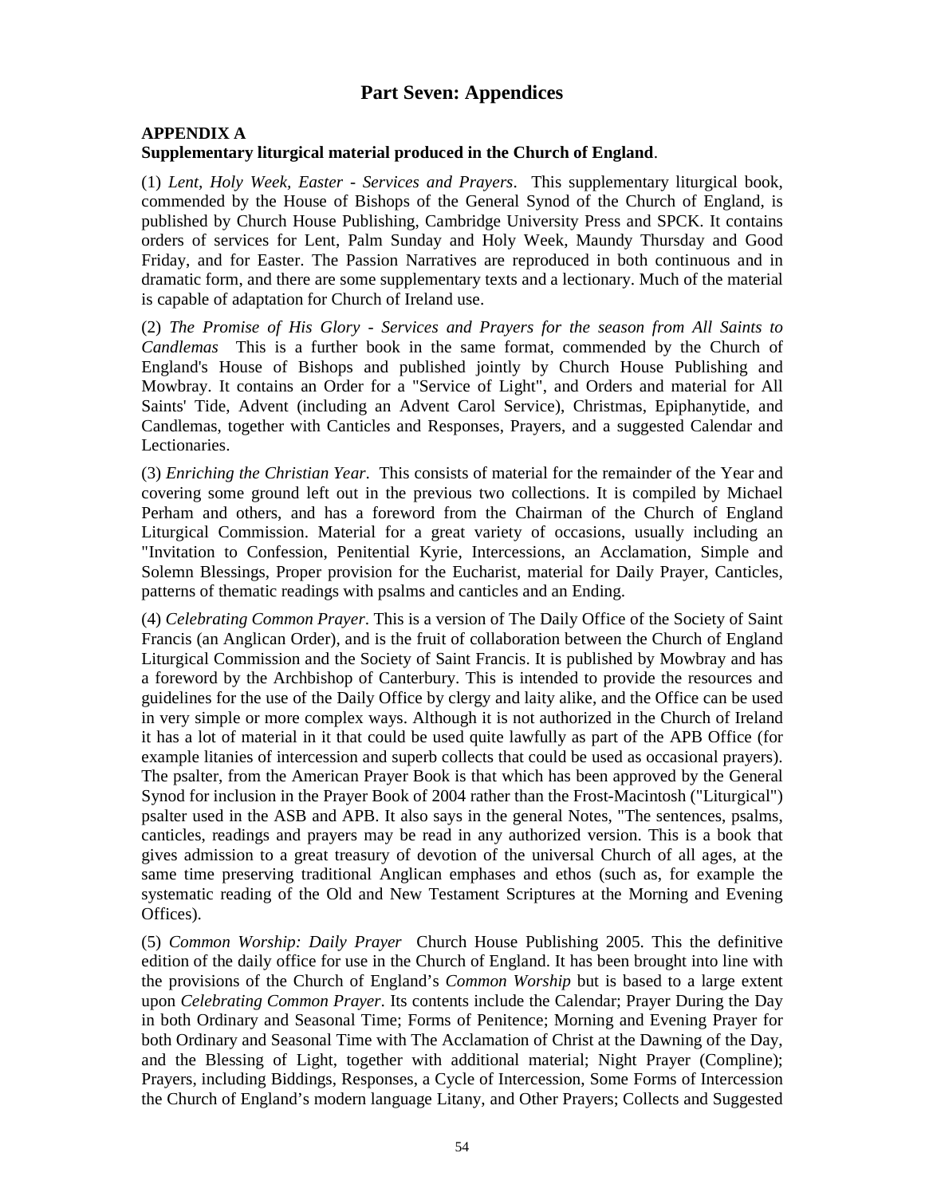# Part Seven: Appendices

**APPENDIX A**
**Supplementary liturgical material produced in the Church of England**.

(1) *Lent, Holy Week, Easter - Services and Prayers*. This supplementary liturgical book, commended by the House of Bishops of the General Synod of the Church of England, is published by Church House Publishing, Cambridge University Press and SPCK. It contains orders of services for Lent, Palm Sunday and Holy Week, Maundy Thursday and Good Friday, and for Easter. The Passion Narratives are reproduced in both continuous and in dramatic form, and there are some supplementary texts and a lectionary. Much of the material is capable of adaptation for Church of Ireland use.

(2) *The Promise of His Glory - Services and Prayers for the season from All Saints to Candlemas* This is a further book in the same format, commended by the Church of England's House of Bishops and published jointly by Church House Publishing and Mowbray. It contains an Order for a "Service of Light", and Orders and material for All Saints' Tide, Advent (including an Advent Carol Service), Christmas, Epiphanytide, and Candlemas, together with Canticles and Responses, Prayers, and a suggested Calendar and Lectionaries.

(3) *Enriching the Christian Year*. This consists of material for the remainder of the Year and covering some ground left out in the previous two collections. It is compiled by Michael Perham and others, and has a foreword from the Chairman of the Church of England Liturgical Commission. Material for a great variety of occasions, usually including an "Invitation to Confession, Penitential Kyrie, Intercessions, an Acclamation, Simple and Solemn Blessings, Proper provision for the Eucharist, material for Daily Prayer, Canticles, patterns of thematic readings with psalms and canticles and an Ending.

(4) *Celebrating Common Prayer*. This is a version of The Daily Office of the Society of Saint Francis (an Anglican Order), and is the fruit of collaboration between the Church of England Liturgical Commission and the Society of Saint Francis. It is published by Mowbray and has a foreword by the Archbishop of Canterbury. This is intended to provide the resources and guidelines for the use of the Daily Office by clergy and laity alike, and the Office can be used in very simple or more complex ways. Although it is not authorized in the Church of Ireland it has a lot of material in it that could be used quite lawfully as part of the APB Office (for example litanies of intercession and superb collects that could be used as occasional prayers). The psalter, from the American Prayer Book is that which has been approved by the General Synod for inclusion in the Prayer Book of 2004 rather than the Frost-Macintosh ("Liturgical") psalter used in the ASB and APB. It also says in the general Notes, "The sentences, psalms, canticles, readings and prayers may be read in any authorized version. This is a book that gives admission to a great treasury of devotion of the universal Church of all ages, at the same time preserving traditional Anglican emphases and ethos (such as, for example the systematic reading of the Old and New Testament Scriptures at the Morning and Evening Offices).

(5) *Common Worship: Daily Prayer* Church House Publishing 2005. This the definitive edition of the daily office for use in the Church of England. It has been brought into line with the provisions of the Church of England's *Common Worship* but is based to a large extent upon *Celebrating Common Prayer*. Its contents include the Calendar; Prayer During the Day in both Ordinary and Seasonal Time; Forms of Penitence; Morning and Evening Prayer for both Ordinary and Seasonal Time with The Acclamation of Christ at the Dawning of the Day, and the Blessing of Light, together with additional material; Night Prayer (Compline); Prayers, including Biddings, Responses, a Cycle of Intercession, Some Forms of Intercession the Church of England's modern language Litany, and Other Prayers; Collects and Suggested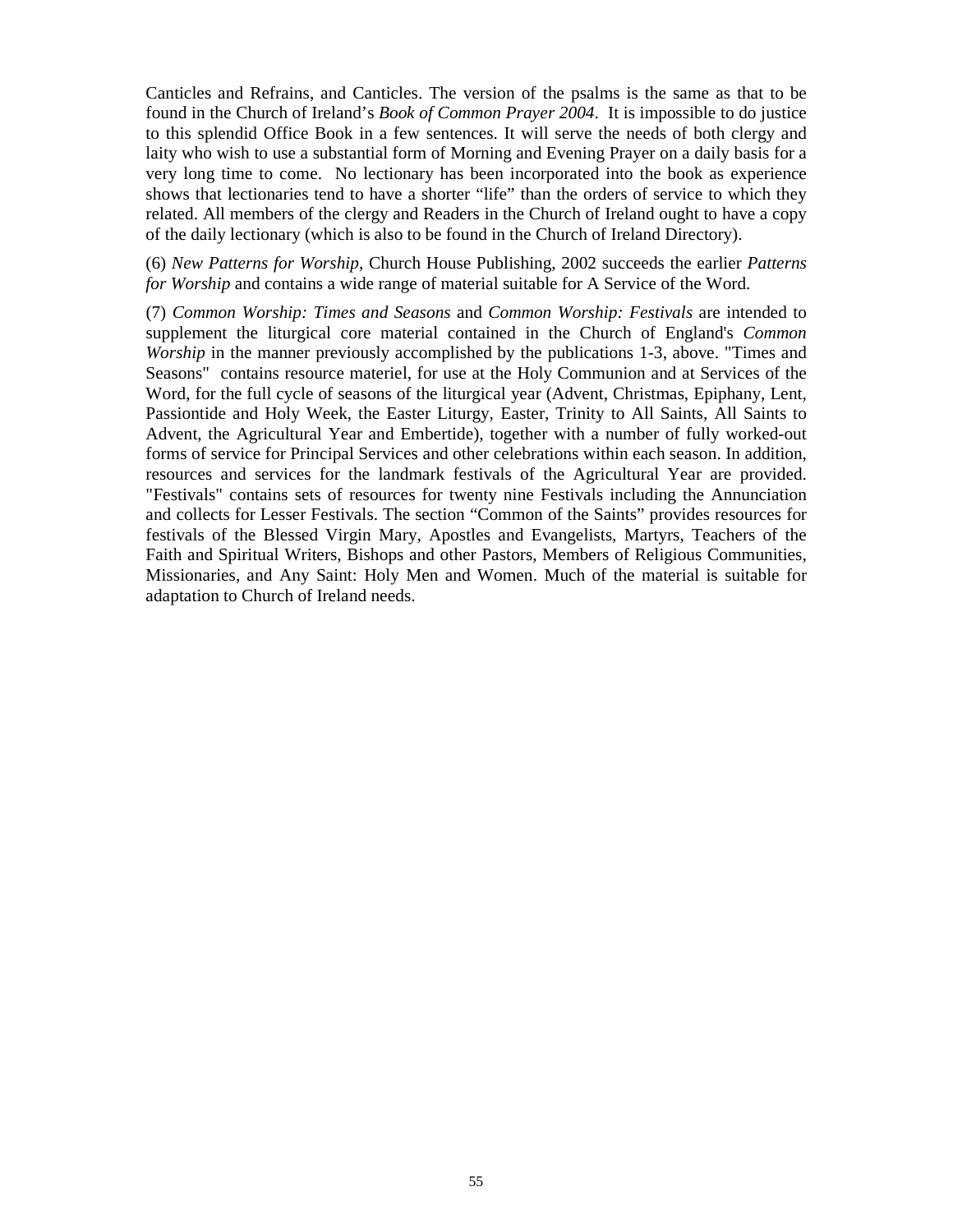Canticles and Refrains, and Canticles. The version of the psalms is the same as that to be found in the Church of Ireland's *Book of Common Prayer 2004*. It is impossible to do justice to this splendid Office Book in a few sentences. It will serve the needs of both clergy and laity who wish to use a substantial form of Morning and Evening Prayer on a daily basis for a very long time to come. No lectionary has been incorporated into the book as experience shows that lectionaries tend to have a shorter "life" than the orders of service to which they related. All members of the clergy and Readers in the Church of Ireland ought to have a copy of the daily lectionary (which is also to be found in the Church of Ireland Directory).

(6) *New Patterns for Worship*, Church House Publishing, 2002 succeeds the earlier *Patterns for Worship* and contains a wide range of material suitable for A Service of the Word.

(7) *Common Worship: Times and Seasons* and *Common Worship: Festivals* are intended to supplement the liturgical core material contained in the Church of England's *Common Worship* in the manner previously accomplished by the publications 1-3, above. "Times and Seasons" contains resource materiel, for use at the Holy Communion and at Services of the Word, for the full cycle of seasons of the liturgical year (Advent, Christmas, Epiphany, Lent, Passiontide and Holy Week, the Easter Liturgy, Easter, Trinity to All Saints, All Saints to Advent, the Agricultural Year and Embertide), together with a number of fully worked-out forms of service for Principal Services and other celebrations within each season. In addition, resources and services for the landmark festivals of the Agricultural Year are provided. "Festivals" contains sets of resources for twenty nine Festivals including the Annunciation and collects for Lesser Festivals. The section "Common of the Saints" provides resources for festivals of the Blessed Virgin Mary, Apostles and Evangelists, Martyrs, Teachers of the Faith and Spiritual Writers, Bishops and other Pastors, Members of Religious Communities, Missionaries, and Any Saint: Holy Men and Women. Much of the material is suitable for adaptation to Church of Ireland needs.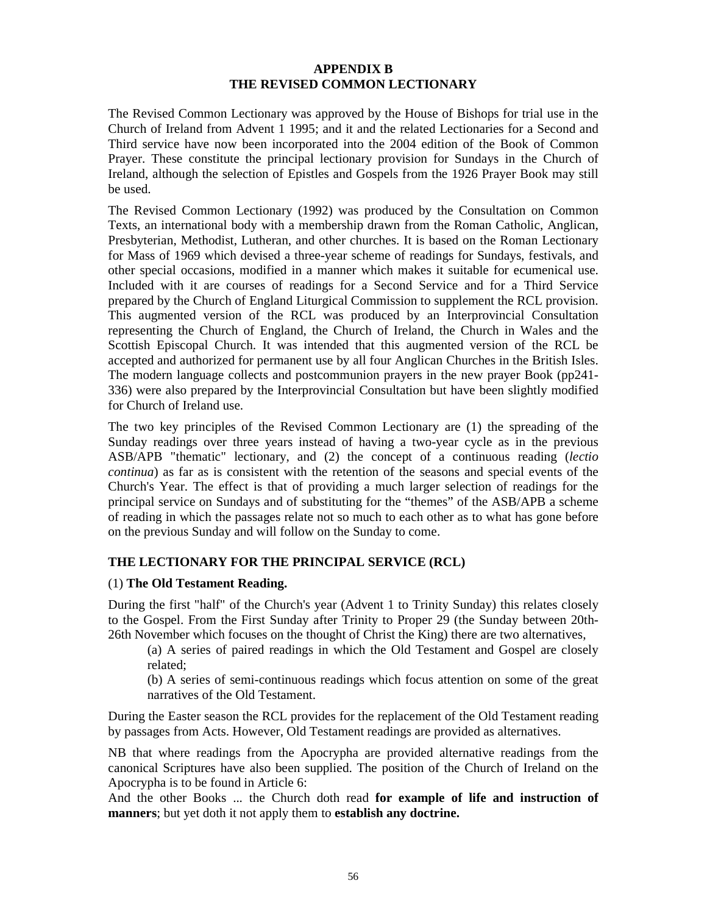# APPENDIX B
# THE REVISED COMMON LECTIONARY

The Revised Common Lectionary was approved by the House of Bishops for trial use in the Church of Ireland from Advent 1 1995; and it and the related Lectionaries for a Second and Third service have now been incorporated into the 2004 edition of the Book of Common Prayer. These constitute the principal lectionary provision for Sundays in the Church of Ireland, although the selection of Epistles and Gospels from the 1926 Prayer Book may still be used.

The Revised Common Lectionary (1992) was produced by the Consultation on Common Texts, an international body with a membership drawn from the Roman Catholic, Anglican, Presbyterian, Methodist, Lutheran, and other churches. It is based on the Roman Lectionary for Mass of 1969 which devised a three-year scheme of readings for Sundays, festivals, and other special occasions, modified in a manner which makes it suitable for ecumenical use. Included with it are courses of readings for a Second Service and for a Third Service prepared by the Church of England Liturgical Commission to supplement the RCL provision. This augmented version of the RCL was produced by an Interprovincial Consultation representing the Church of England, the Church of Ireland, the Church in Wales and the Scottish Episcopal Church. It was intended that this augmented version of the RCL be accepted and authorized for permanent use by all four Anglican Churches in the British Isles. The modern language collects and postcommunion prayers in the new prayer Book (pp241-336) were also prepared by the Interprovincial Consultation but have been slightly modified for Church of Ireland use.

The two key principles of the Revised Common Lectionary are (1) the spreading of the Sunday readings over three years instead of having a two-year cycle as in the previous ASB/APB "thematic" lectionary, and (2) the concept of a continuous reading (*lectio continua*) as far as is consistent with the retention of the seasons and special events of the Church's Year. The effect is that of providing a much larger selection of readings for the principal service on Sundays and of substituting for the "themes" of the ASB/APB a scheme of reading in which the passages relate not so much to each other as to what has gone before on the previous Sunday and will follow on the Sunday to come.

## THE LECTIONARY FOR THE PRINCIPAL SERVICE (RCL)

(1) **The Old Testament Reading.**

During the first "half" of the Church's year (Advent 1 to Trinity Sunday) this relates closely to the Gospel. From the First Sunday after Trinity to Proper 29 (the Sunday between 20th-26th November which focuses on the thought of Christ the King) there are two alternatives,

(a) A series of paired readings in which the Old Testament and Gospel are closely related;

(b) A series of semi-continuous readings which focus attention on some of the great narratives of the Old Testament.

During the Easter season the RCL provides for the replacement of the Old Testament reading by passages from Acts. However, Old Testament readings are provided as alternatives.

NB that where readings from the Apocrypha are provided alternative readings from the canonical Scriptures have also been supplied. The position of the Church of Ireland on the Apocrypha is to be found in Article 6:

And the other Books ... the Church doth read **for example of life and instruction of manners**; but yet doth it not apply them to **establish any doctrine.**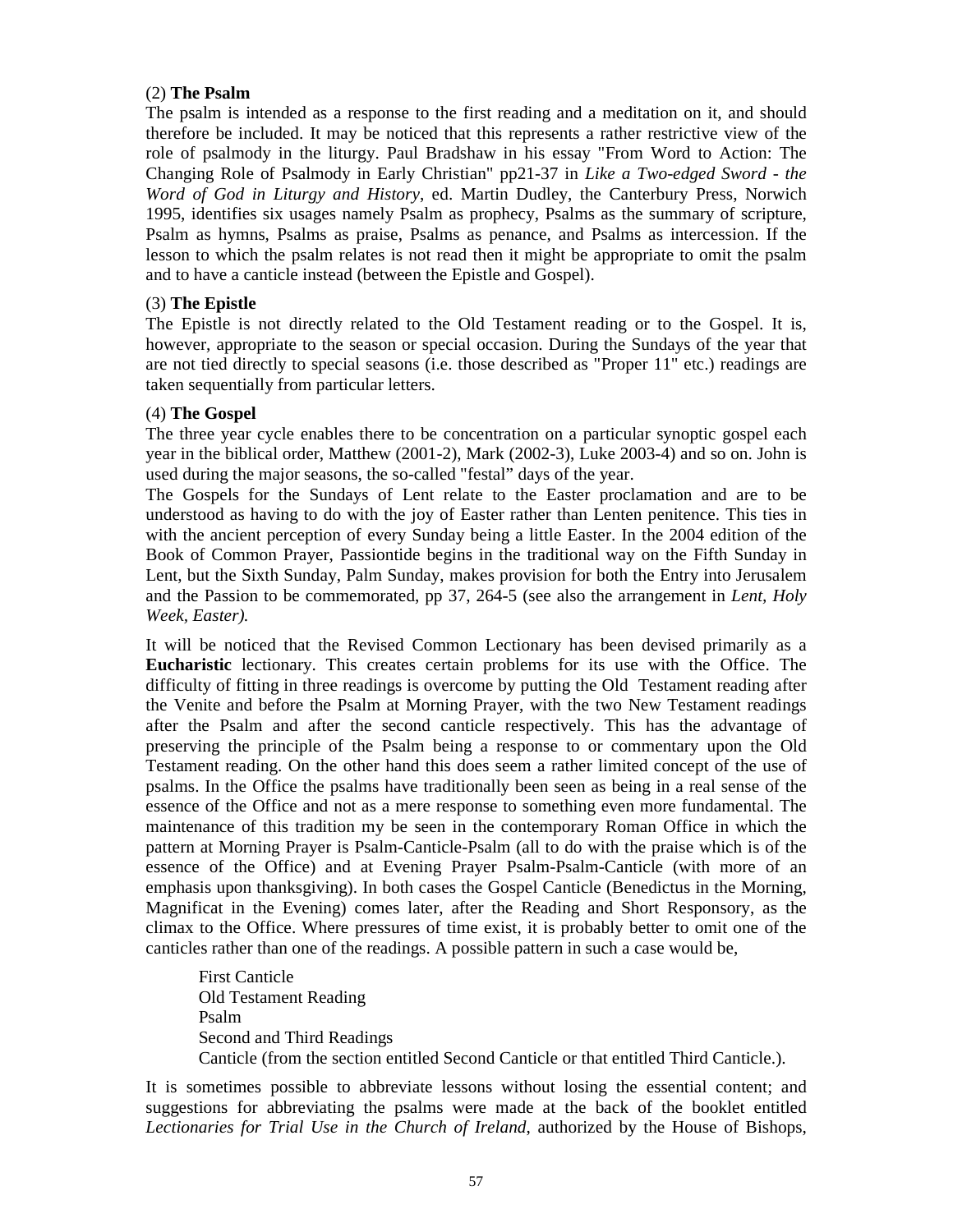(2) **The Psalm**

The psalm is intended as a response to the first reading and a meditation on it, and should therefore be included. It may be noticed that this represents a rather restrictive view of the role of psalmody in the liturgy. Paul Bradshaw in his essay "From Word to Action: The Changing Role of Psalmody in Early Christian" pp21-37 in *Like a Two-edged Sword - the Word of God in Liturgy and History*, ed. Martin Dudley, the Canterbury Press, Norwich 1995, identifies six usages namely Psalm as prophecy, Psalms as the summary of scripture, Psalm as hymns, Psalms as praise, Psalms as penance, and Psalms as intercession. If the lesson to which the psalm relates is not read then it might be appropriate to omit the psalm and to have a canticle instead (between the Epistle and Gospel).

(3) **The Epistle**

The Epistle is not directly related to the Old Testament reading or to the Gospel. It is, however, appropriate to the season or special occasion. During the Sundays of the year that are not tied directly to special seasons (i.e. those described as "Proper 11" etc.) readings are taken sequentially from particular letters.

(4) **The Gospel**

The three year cycle enables there to be concentration on a particular synoptic gospel each year in the biblical order, Matthew (2001-2), Mark (2002-3), Luke 2003-4) and so on. John is used during the major seasons, the so-called "festal" days of the year.

The Gospels for the Sundays of Lent relate to the Easter proclamation and are to be understood as having to do with the joy of Easter rather than Lenten penitence. This ties in with the ancient perception of every Sunday being a little Easter. In the 2004 edition of the Book of Common Prayer, Passiontide begins in the traditional way on the Fifth Sunday in Lent, but the Sixth Sunday, Palm Sunday, makes provision for both the Entry into Jerusalem and the Passion to be commemorated, pp 37, 264-5 (see also the arrangement in *Lent, Holy Week, Easter).*

It will be noticed that the Revised Common Lectionary has been devised primarily as a **Eucharistic** lectionary. This creates certain problems for its use with the Office. The difficulty of fitting in three readings is overcome by putting the Old Testament reading after the Venite and before the Psalm at Morning Prayer, with the two New Testament readings after the Psalm and after the second canticle respectively. This has the advantage of preserving the principle of the Psalm being a response to or commentary upon the Old Testament reading. On the other hand this does seem a rather limited concept of the use of psalms. In the Office the psalms have traditionally been seen as being in a real sense of the essence of the Office and not as a mere response to something even more fundamental. The maintenance of this tradition my be seen in the contemporary Roman Office in which the pattern at Morning Prayer is Psalm-Canticle-Psalm (all to do with the praise which is of the essence of the Office) and at Evening Prayer Psalm-Psalm-Canticle (with more of an emphasis upon thanksgiving). In both cases the Gospel Canticle (Benedictus in the Morning, Magnificat in the Evening) comes later, after the Reading and Short Responsory, as the climax to the Office. Where pressures of time exist, it is probably better to omit one of the canticles rather than one of the readings. A possible pattern in such a case would be,

First Canticle
Old Testament Reading
Psalm
Second and Third Readings
Canticle (from the section entitled Second Canticle or that entitled Third Canticle.).

It is sometimes possible to abbreviate lessons without losing the essential content; and suggestions for abbreviating the psalms were made at the back of the booklet entitled *Lectionaries for Trial Use in the Church of Ireland*, authorized by the House of Bishops,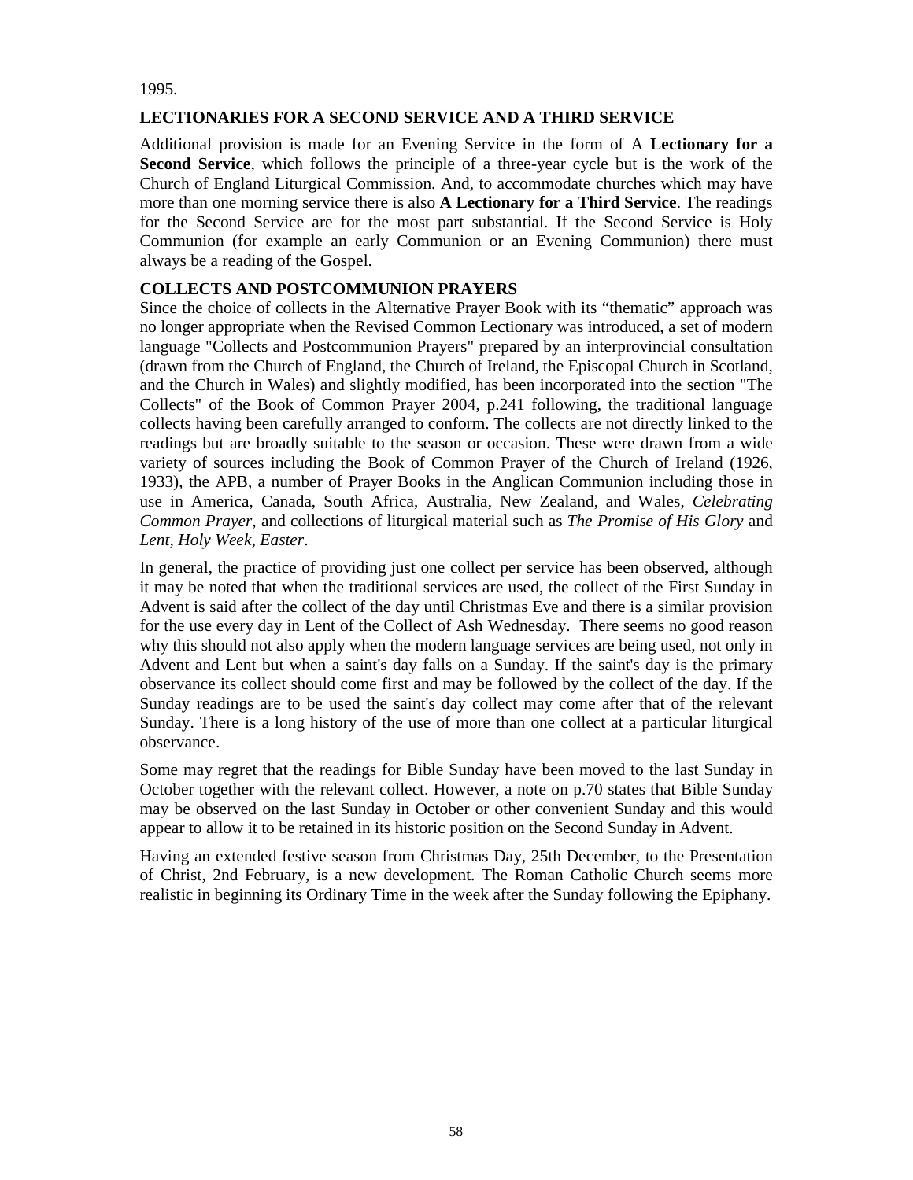1995.

## LECTIONARIES FOR A SECOND SERVICE AND A THIRD SERVICE

Additional provision is made for an Evening Service in the form of A **Lectionary for a Second Service**, which follows the principle of a three-year cycle but is the work of the Church of England Liturgical Commission. And, to accommodate churches which may have more than one morning service there is also **A Lectionary for a Third Service**. The readings for the Second Service are for the most part substantial. If the Second Service is Holy Communion (for example an early Communion or an Evening Communion) there must always be a reading of the Gospel.

## COLLECTS AND POSTCOMMUNION PRAYERS

Since the choice of collects in the Alternative Prayer Book with its "thematic" approach was no longer appropriate when the Revised Common Lectionary was introduced, a set of modern language "Collects and Postcommunion Prayers" prepared by an interprovincial consultation (drawn from the Church of England, the Church of Ireland, the Episcopal Church in Scotland, and the Church in Wales) and slightly modified, has been incorporated into the section "The Collects" of the Book of Common Prayer 2004, p.241 following, the traditional language collects having been carefully arranged to conform. The collects are not directly linked to the readings but are broadly suitable to the season or occasion. These were drawn from a wide variety of sources including the Book of Common Prayer of the Church of Ireland (1926, 1933), the APB, a number of Prayer Books in the Anglican Communion including those in use in America, Canada, South Africa, Australia, New Zealand, and Wales, *Celebrating Common Prayer*, and collections of liturgical material such as *The Promise of His Glory* and *Lent, Holy Week, Easter*.

In general, the practice of providing just one collect per service has been observed, although it may be noted that when the traditional services are used, the collect of the First Sunday in Advent is said after the collect of the day until Christmas Eve and there is a similar provision for the use every day in Lent of the Collect of Ash Wednesday. There seems no good reason why this should not also apply when the modern language services are being used, not only in Advent and Lent but when a saint's day falls on a Sunday. If the saint's day is the primary observance its collect should come first and may be followed by the collect of the day. If the Sunday readings are to be used the saint's day collect may come after that of the relevant Sunday. There is a long history of the use of more than one collect at a particular liturgical observance.

Some may regret that the readings for Bible Sunday have been moved to the last Sunday in October together with the relevant collect. However, a note on p.70 states that Bible Sunday may be observed on the last Sunday in October or other convenient Sunday and this would appear to allow it to be retained in its historic position on the Second Sunday in Advent.

Having an extended festive season from Christmas Day, 25th December, to the Presentation of Christ, 2nd February, is a new development. The Roman Catholic Church seems more realistic in beginning its Ordinary Time in the week after the Sunday following the Epiphany.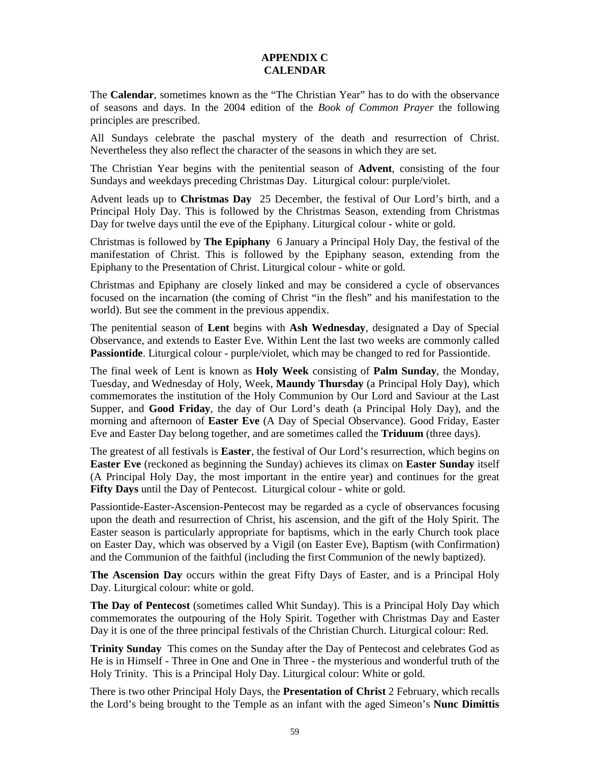# APPENDIX C
# CALENDAR

The **Calendar**, sometimes known as the "The Christian Year" has to do with the observance of seasons and days. In the 2004 edition of the *Book of Common Prayer* the following principles are prescribed.

All Sundays celebrate the paschal mystery of the death and resurrection of Christ. Nevertheless they also reflect the character of the seasons in which they are set.

The Christian Year begins with the penitential season of **Advent**, consisting of the four Sundays and weekdays preceding Christmas Day. Liturgical colour: purple/violet.

Advent leads up to **Christmas Day** 25 December, the festival of Our Lord's birth, and a Principal Holy Day. This is followed by the Christmas Season, extending from Christmas Day for twelve days until the eve of the Epiphany. Liturgical colour - white or gold.

Christmas is followed by **The Epiphany** 6 January a Principal Holy Day, the festival of the manifestation of Christ. This is followed by the Epiphany season, extending from the Epiphany to the Presentation of Christ. Liturgical colour - white or gold.

Christmas and Epiphany are closely linked and may be considered a cycle of observances focused on the incarnation (the coming of Christ "in the flesh" and his manifestation to the world). But see the comment in the previous appendix.

The penitential season of **Lent** begins with **Ash Wednesday**, designated a Day of Special Observance, and extends to Easter Eve. Within Lent the last two weeks are commonly called **Passiontide**. Liturgical colour - purple/violet, which may be changed to red for Passiontide.

The final week of Lent is known as **Holy Week** consisting of **Palm Sunday**, the Monday, Tuesday, and Wednesday of Holy, Week, **Maundy Thursday** (a Principal Holy Day), which commemorates the institution of the Holy Communion by Our Lord and Saviour at the Last Supper, and **Good Friday**, the day of Our Lord's death (a Principal Holy Day), and the morning and afternoon of **Easter Eve** (A Day of Special Observance). Good Friday, Easter Eve and Easter Day belong together, and are sometimes called the **Triduum** (three days).

The greatest of all festivals is **Easter**, the festival of Our Lord's resurrection, which begins on **Easter Eve** (reckoned as beginning the Sunday) achieves its climax on **Easter Sunday** itself (A Principal Holy Day, the most important in the entire year) and continues for the great **Fifty Days** until the Day of Pentecost. Liturgical colour - white or gold.

Passiontide-Easter-Ascension-Pentecost may be regarded as a cycle of observances focusing upon the death and resurrection of Christ, his ascension, and the gift of the Holy Spirit. The Easter season is particularly appropriate for baptisms, which in the early Church took place on Easter Day, which was observed by a Vigil (on Easter Eve), Baptism (with Confirmation) and the Communion of the faithful (including the first Communion of the newly baptized).

**The Ascension Day** occurs within the great Fifty Days of Easter, and is a Principal Holy Day. Liturgical colour: white or gold.

**The Day of Pentecost** (sometimes called Whit Sunday). This is a Principal Holy Day which commemorates the outpouring of the Holy Spirit. Together with Christmas Day and Easter Day it is one of the three principal festivals of the Christian Church. Liturgical colour: Red.

**Trinity Sunday** This comes on the Sunday after the Day of Pentecost and celebrates God as He is in Himself - Three in One and One in Three - the mysterious and wonderful truth of the Holy Trinity. This is a Principal Holy Day. Liturgical colour: White or gold.

There is two other Principal Holy Days, the **Presentation of Christ** 2 February, which recalls the Lord's being brought to the Temple as an infant with the aged Simeon's **Nunc Dimittis**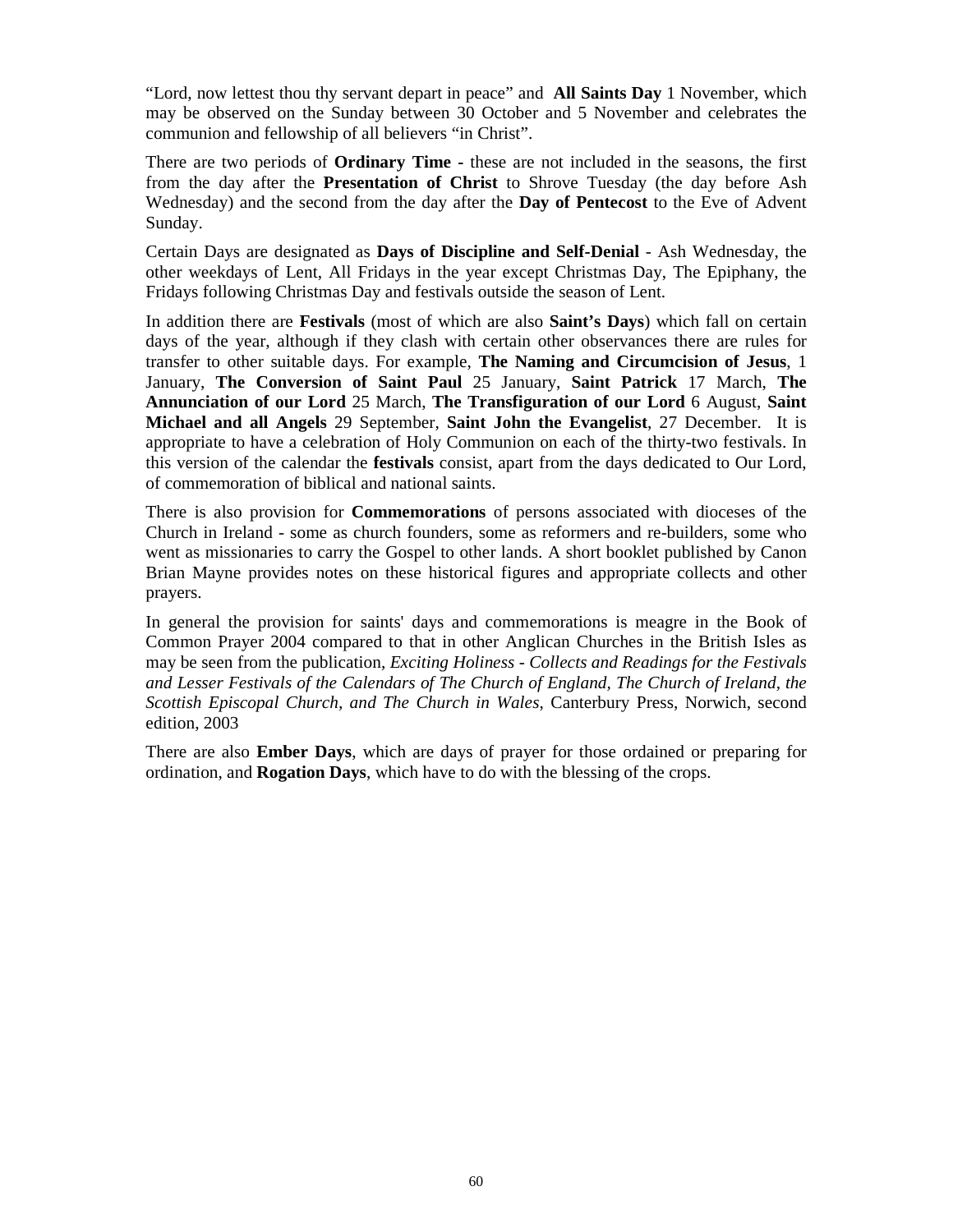"Lord, now lettest thou thy servant depart in peace" and **All Saints Day** 1 November, which may be observed on the Sunday between 30 October and 5 November and celebrates the communion and fellowship of all believers "in Christ".

There are two periods of **Ordinary Time -** these are not included in the seasons, the first from the day after the **Presentation of Christ** to Shrove Tuesday (the day before Ash Wednesday) and the second from the day after the **Day of Pentecost** to the Eve of Advent Sunday.

Certain Days are designated as **Days of Discipline and Self-Denial** - Ash Wednesday, the other weekdays of Lent, All Fridays in the year except Christmas Day, The Epiphany, the Fridays following Christmas Day and festivals outside the season of Lent.

In addition there are **Festivals** (most of which are also **Saint's Days**) which fall on certain days of the year, although if they clash with certain other observances there are rules for transfer to other suitable days. For example, **The Naming and Circumcision of Jesus**, 1 January, **The Conversion of Saint Paul** 25 January, **Saint Patrick** 17 March, **The Annunciation of our Lord** 25 March, **The Transfiguration of our Lord** 6 August, **Saint Michael and all Angels** 29 September, **Saint John the Evangelist**, 27 December. It is appropriate to have a celebration of Holy Communion on each of the thirty-two festivals. In this version of the calendar the **festivals** consist, apart from the days dedicated to Our Lord, of commemoration of biblical and national saints.

There is also provision for **Commemorations** of persons associated with dioceses of the Church in Ireland - some as church founders, some as reformers and re-builders, some who went as missionaries to carry the Gospel to other lands. A short booklet published by Canon Brian Mayne provides notes on these historical figures and appropriate collects and other prayers.

In general the provision for saints' days and commemorations is meagre in the Book of Common Prayer 2004 compared to that in other Anglican Churches in the British Isles as may be seen from the publication, *Exciting Holiness - Collects and Readings for the Festivals and Lesser Festivals of the Calendars of The Church of England, The Church of Ireland, the Scottish Episcopal Church, and The Church in Wales*, Canterbury Press, Norwich, second edition, 2003

There are also **Ember Days**, which are days of prayer for those ordained or preparing for ordination, and **Rogation Days**, which have to do with the blessing of the crops.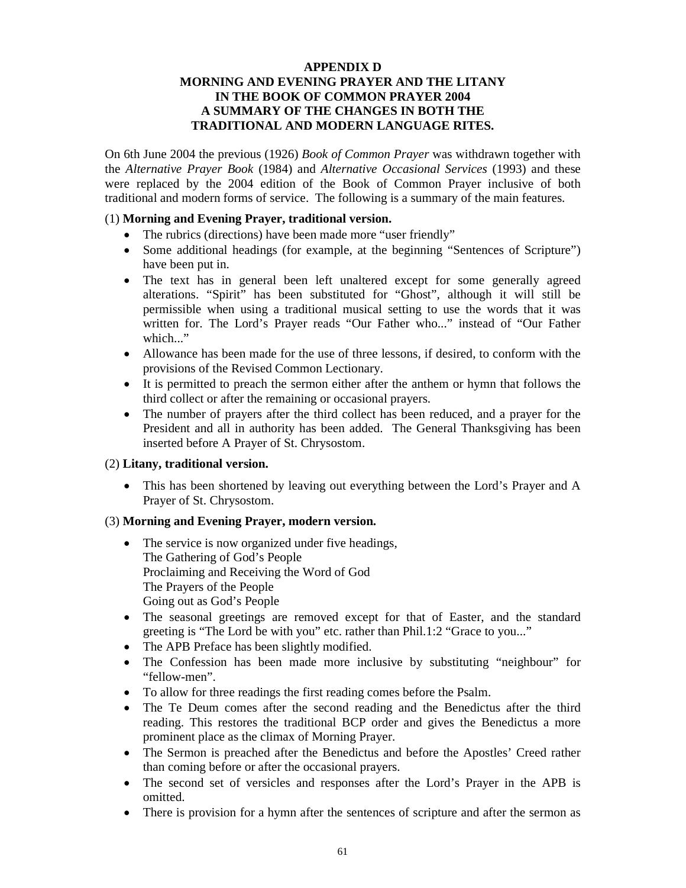## APPENDIX D
## MORNING AND EVENING PRAYER AND THE LITANY IN THE BOOK OF COMMON PRAYER 2004 A SUMMARY OF THE CHANGES IN BOTH THE TRADITIONAL AND MODERN LANGUAGE RITES.

On 6th June 2004 the previous (1926) *Book of Common Prayer* was withdrawn together with the *Alternative Prayer Book* (1984) and *Alternative Occasional Services* (1993) and these were replaced by the 2004 edition of the Book of Common Prayer inclusive of both traditional and modern forms of service. The following is a summary of the main features.

(1) **Morning and Evening Prayer, traditional version.**

- The rubrics (directions) have been made more "user friendly"
- Some additional headings (for example, at the beginning "Sentences of Scripture") have been put in.
- The text has in general been left unaltered except for some generally agreed alterations. "Spirit" has been substituted for "Ghost", although it will still be permissible when using a traditional musical setting to use the words that it was written for. The Lord's Prayer reads "Our Father who..." instead of "Our Father which..."
- Allowance has been made for the use of three lessons, if desired, to conform with the provisions of the Revised Common Lectionary.
- It is permitted to preach the sermon either after the anthem or hymn that follows the third collect or after the remaining or occasional prayers.
- The number of prayers after the third collect has been reduced, and a prayer for the President and all in authority has been added. The General Thanksgiving has been inserted before A Prayer of St. Chrysostom.

(2) **Litany, traditional version.**

- This has been shortened by leaving out everything between the Lord's Prayer and A Prayer of St. Chrysostom.

(3) **Morning and Evening Prayer, modern version.**

- The service is now organized under five headings,
  The Gathering of God's People
  Proclaiming and Receiving the Word of God
  The Prayers of the People
  Going out as God's People
- The seasonal greetings are removed except for that of Easter, and the standard greeting is "The Lord be with you" etc. rather than Phil.1:2 "Grace to you..."
- The APB Preface has been slightly modified.
- The Confession has been made more inclusive by substituting "neighbour" for "fellow-men".
- To allow for three readings the first reading comes before the Psalm.
- The Te Deum comes after the second reading and the Benedictus after the third reading. This restores the traditional BCP order and gives the Benedictus a more prominent place as the climax of Morning Prayer.
- The Sermon is preached after the Benedictus and before the Apostles' Creed rather than coming before or after the occasional prayers.
- The second set of versicles and responses after the Lord's Prayer in the APB is omitted.
- There is provision for a hymn after the sentences of scripture and after the sermon as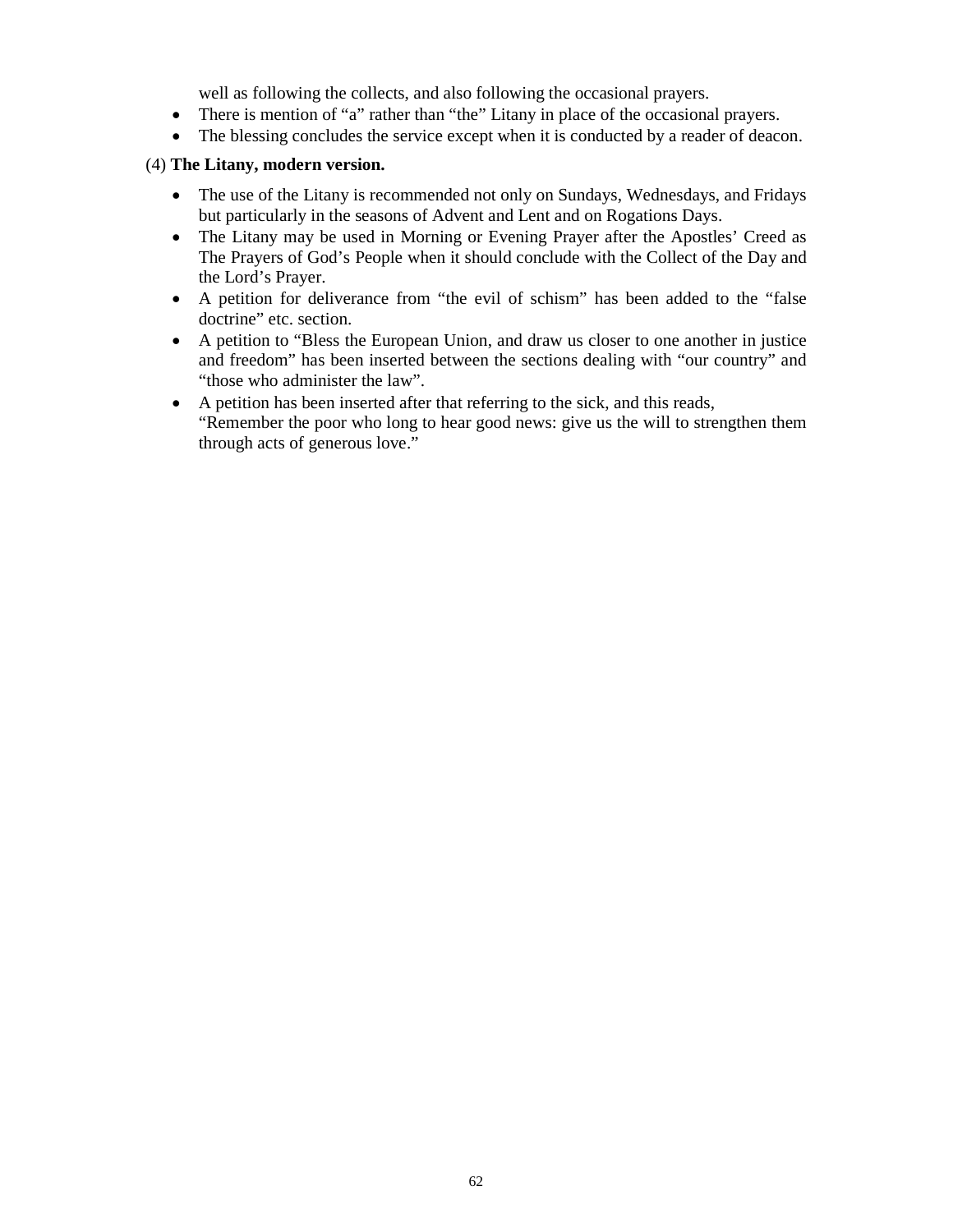well as following the collects, and also following the occasional prayers.

- There is mention of "a" rather than "the" Litany in place of the occasional prayers.
- The blessing concludes the service except when it is conducted by a reader of deacon.

(4) **The Litany, modern version.**

- The use of the Litany is recommended not only on Sundays, Wednesdays, and Fridays but particularly in the seasons of Advent and Lent and on Rogations Days.
- The Litany may be used in Morning or Evening Prayer after the Apostles' Creed as The Prayers of God's People when it should conclude with the Collect of the Day and the Lord's Prayer.
- A petition for deliverance from "the evil of schism" has been added to the "false doctrine" etc. section.
- A petition to "Bless the European Union, and draw us closer to one another in justice and freedom" has been inserted between the sections dealing with "our country" and "those who administer the law".
- A petition has been inserted after that referring to the sick, and this reads, "Remember the poor who long to hear good news: give us the will to strengthen them through acts of generous love."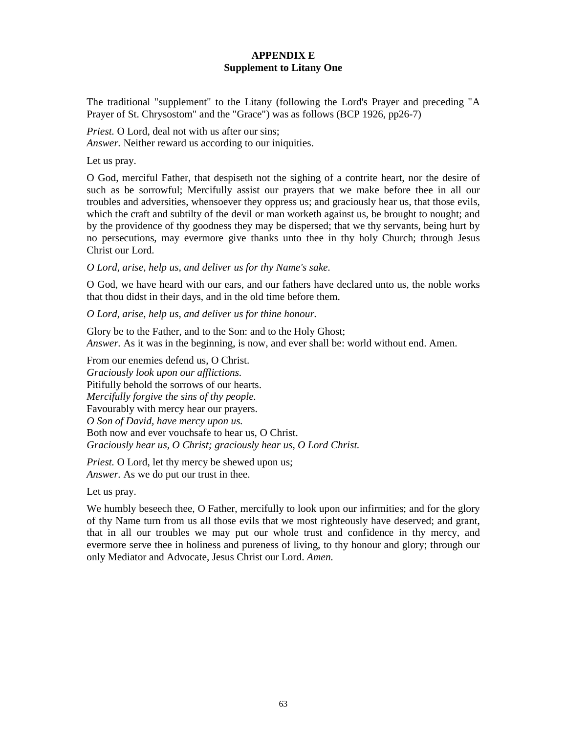# APPENDIX E
## Supplement to Litany One

The traditional "supplement" to the Litany (following the Lord's Prayer and preceding "A Prayer of St. Chrysostom" and the "Grace") was as follows (BCP 1926, pp26-7)

*Priest.* O Lord, deal not with us after our sins;
*Answer.* Neither reward us according to our iniquities.

Let us pray.

O God, merciful Father, that despiseth not the sighing of a contrite heart, nor the desire of such as be sorrowful; Mercifully assist our prayers that we make before thee in all our troubles and adversities, whensoever they oppress us; and graciously hear us, that those evils, which the craft and subtilty of the devil or man worketh against us, be brought to nought; and by the providence of thy goodness they may be dispersed; that we thy servants, being hurt by no persecutions, may evermore give thanks unto thee in thy holy Church; through Jesus Christ our Lord.

*O Lord, arise, help us, and deliver us for thy Name's sake.*

O God, we have heard with our ears, and our fathers have declared unto us, the noble works that thou didst in their days, and in the old time before them.

*O Lord, arise, help us, and deliver us for thine honour.*

Glory be to the Father, and to the Son: and to the Holy Ghost;
*Answer.* As it was in the beginning, is now, and ever shall be: world without end. Amen.

From our enemies defend us, O Christ.
*Graciously look upon our afflictions.*
Pitifully behold the sorrows of our hearts.
*Mercifully forgive the sins of thy people.*
Favourably with mercy hear our prayers.
*O Son of David, have mercy upon us.*
Both now and ever vouchsafe to hear us, O Christ.
*Graciously hear us, O Christ; graciously hear us, O Lord Christ.*

*Priest.* O Lord, let thy mercy be shewed upon us;
*Answer.* As we do put our trust in thee.

Let us pray.

We humbly beseech thee, O Father, mercifully to look upon our infirmities; and for the glory of thy Name turn from us all those evils that we most righteously have deserved; and grant, that in all our troubles we may put our whole trust and confidence in thy mercy, and evermore serve thee in holiness and pureness of living, to thy honour and glory; through our only Mediator and Advocate, Jesus Christ our Lord. *Amen.*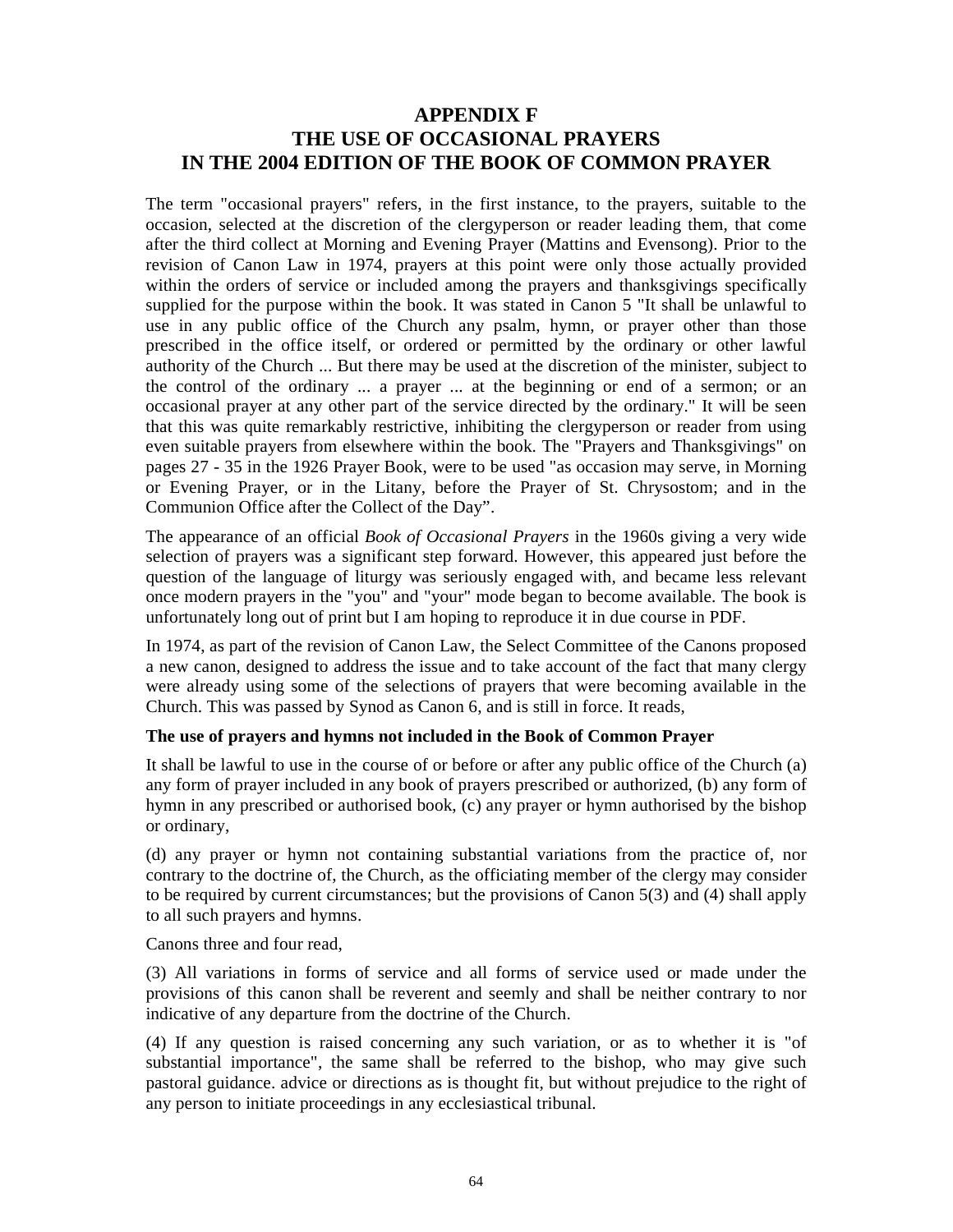# APPENDIX F
# THE USE OF OCCASIONAL PRAYERS IN THE 2004 EDITION OF THE BOOK OF COMMON PRAYER

The term "occasional prayers" refers, in the first instance, to the prayers, suitable to the occasion, selected at the discretion of the clergyperson or reader leading them, that come after the third collect at Morning and Evening Prayer (Mattins and Evensong). Prior to the revision of Canon Law in 1974, prayers at this point were only those actually provided within the orders of service or included among the prayers and thanksgivings specifically supplied for the purpose within the book. It was stated in Canon 5 "It shall be unlawful to use in any public office of the Church any psalm, hymn, or prayer other than those prescribed in the office itself, or ordered or permitted by the ordinary or other lawful authority of the Church ... But there may be used at the discretion of the minister, subject to the control of the ordinary ... a prayer ... at the beginning or end of a sermon; or an occasional prayer at any other part of the service directed by the ordinary." It will be seen that this was quite remarkably restrictive, inhibiting the clergyperson or reader from using even suitable prayers from elsewhere within the book. The "Prayers and Thanksgivings" on pages 27 - 35 in the 1926 Prayer Book, were to be used "as occasion may serve, in Morning or Evening Prayer, or in the Litany, before the Prayer of St. Chrysostom; and in the Communion Office after the Collect of the Day".

The appearance of an official *Book of Occasional Prayers* in the 1960s giving a very wide selection of prayers was a significant step forward. However, this appeared just before the question of the language of liturgy was seriously engaged with, and became less relevant once modern prayers in the "you" and "your" mode began to become available. The book is unfortunately long out of print but I am hoping to reproduce it in due course in PDF.

In 1974, as part of the revision of Canon Law, the Select Committee of the Canons proposed a new canon, designed to address the issue and to take account of the fact that many clergy were already using some of the selections of prayers that were becoming available in the Church. This was passed by Synod as Canon 6, and is still in force. It reads,

**The use of prayers and hymns not included in the Book of Common Prayer**

It shall be lawful to use in the course of or before or after any public office of the Church (a) any form of prayer included in any book of prayers prescribed or authorized, (b) any form of hymn in any prescribed or authorised book, (c) any prayer or hymn authorised by the bishop or ordinary,

(d) any prayer or hymn not containing substantial variations from the practice of, nor contrary to the doctrine of, the Church, as the officiating member of the clergy may consider to be required by current circumstances; but the provisions of Canon 5(3) and (4) shall apply to all such prayers and hymns.

Canons three and four read,

(3) All variations in forms of service and all forms of service used or made under the provisions of this canon shall be reverent and seemly and shall be neither contrary to nor indicative of any departure from the doctrine of the Church.

(4) If any question is raised concerning any such variation, or as to whether it is "of substantial importance", the same shall be referred to the bishop, who may give such pastoral guidance. advice or directions as is thought fit, but without prejudice to the right of any person to initiate proceedings in any ecclesiastical tribunal.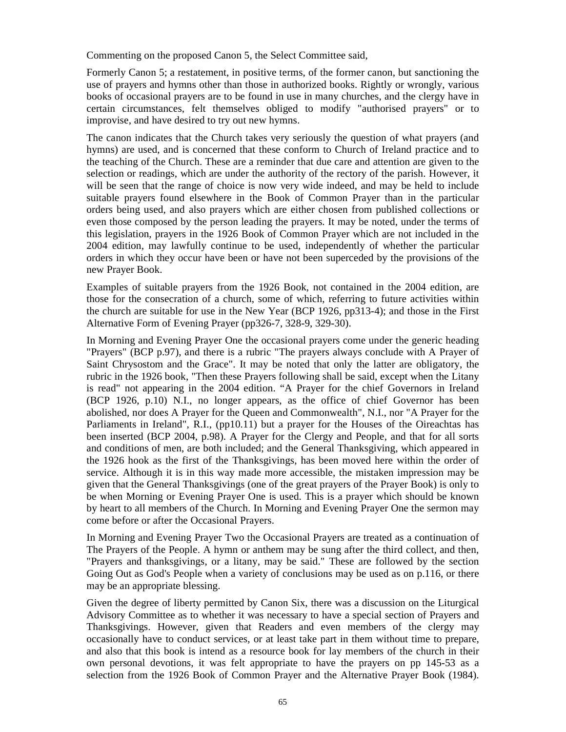Commenting on the proposed Canon 5, the Select Committee said,

Formerly Canon 5; a restatement, in positive terms, of the former canon, but sanctioning the use of prayers and hymns other than those in authorized books. Rightly or wrongly, various books of occasional prayers are to be found in use in many churches, and the clergy have in certain circumstances, felt themselves obliged to modify "authorised prayers" or to improvise, and have desired to try out new hymns.

The canon indicates that the Church takes very seriously the question of what prayers (and hymns) are used, and is concerned that these conform to Church of Ireland practice and to the teaching of the Church. These are a reminder that due care and attention are given to the selection or readings, which are under the authority of the rectory of the parish. However, it will be seen that the range of choice is now very wide indeed, and may be held to include suitable prayers found elsewhere in the Book of Common Prayer than in the particular orders being used, and also prayers which are either chosen from published collections or even those composed by the person leading the prayers. It may be noted, under the terms of this legislation, prayers in the 1926 Book of Common Prayer which are not included in the 2004 edition, may lawfully continue to be used, independently of whether the particular orders in which they occur have been or have not been superceded by the provisions of the new Prayer Book.

Examples of suitable prayers from the 1926 Book, not contained in the 2004 edition, are those for the consecration of a church, some of which, referring to future activities within the church are suitable for use in the New Year (BCP 1926, pp313-4); and those in the First Alternative Form of Evening Prayer (pp326-7, 328-9, 329-30).

In Morning and Evening Prayer One the occasional prayers come under the generic heading "Prayers" (BCP p.97), and there is a rubric "The prayers always conclude with A Prayer of Saint Chrysostom and the Grace". It may be noted that only the latter are obligatory, the rubric in the 1926 book, "Then these Prayers following shall be said, except when the Litany is read" not appearing in the 2004 edition. "A Prayer for the chief Governors in Ireland (BCP 1926, p.10) N.I., no longer appears, as the office of chief Governor has been abolished, nor does A Prayer for the Queen and Commonwealth", N.I., nor "A Prayer for the Parliaments in Ireland", R.I., (pp10.11) but a prayer for the Houses of the Oireachtas has been inserted (BCP 2004, p.98). A Prayer for the Clergy and People, and that for all sorts and conditions of men, are both included; and the General Thanksgiving, which appeared in the 1926 hook as the first of the Thanksgivings, has been moved here within the order of service. Although it is in this way made more accessible, the mistaken impression may be given that the General Thanksgivings (one of the great prayers of the Prayer Book) is only to be when Morning or Evening Prayer One is used. This is a prayer which should be known by heart to all members of the Church. In Morning and Evening Prayer One the sermon may come before or after the Occasional Prayers.

In Morning and Evening Prayer Two the Occasional Prayers are treated as a continuation of The Prayers of the People. A hymn or anthem may be sung after the third collect, and then, "Prayers and thanksgivings, or a litany, may be said." These are followed by the section Going Out as God's People when a variety of conclusions may be used as on p.116, or there may be an appropriate blessing.

Given the degree of liberty permitted by Canon Six, there was a discussion on the Liturgical Advisory Committee as to whether it was necessary to have a special section of Prayers and Thanksgivings. However, given that Readers and even members of the clergy may occasionally have to conduct services, or at least take part in them without time to prepare, and also that this book is intend as a resource book for lay members of the church in their own personal devotions, it was felt appropriate to have the prayers on pp 145-53 as a selection from the 1926 Book of Common Prayer and the Alternative Prayer Book (1984).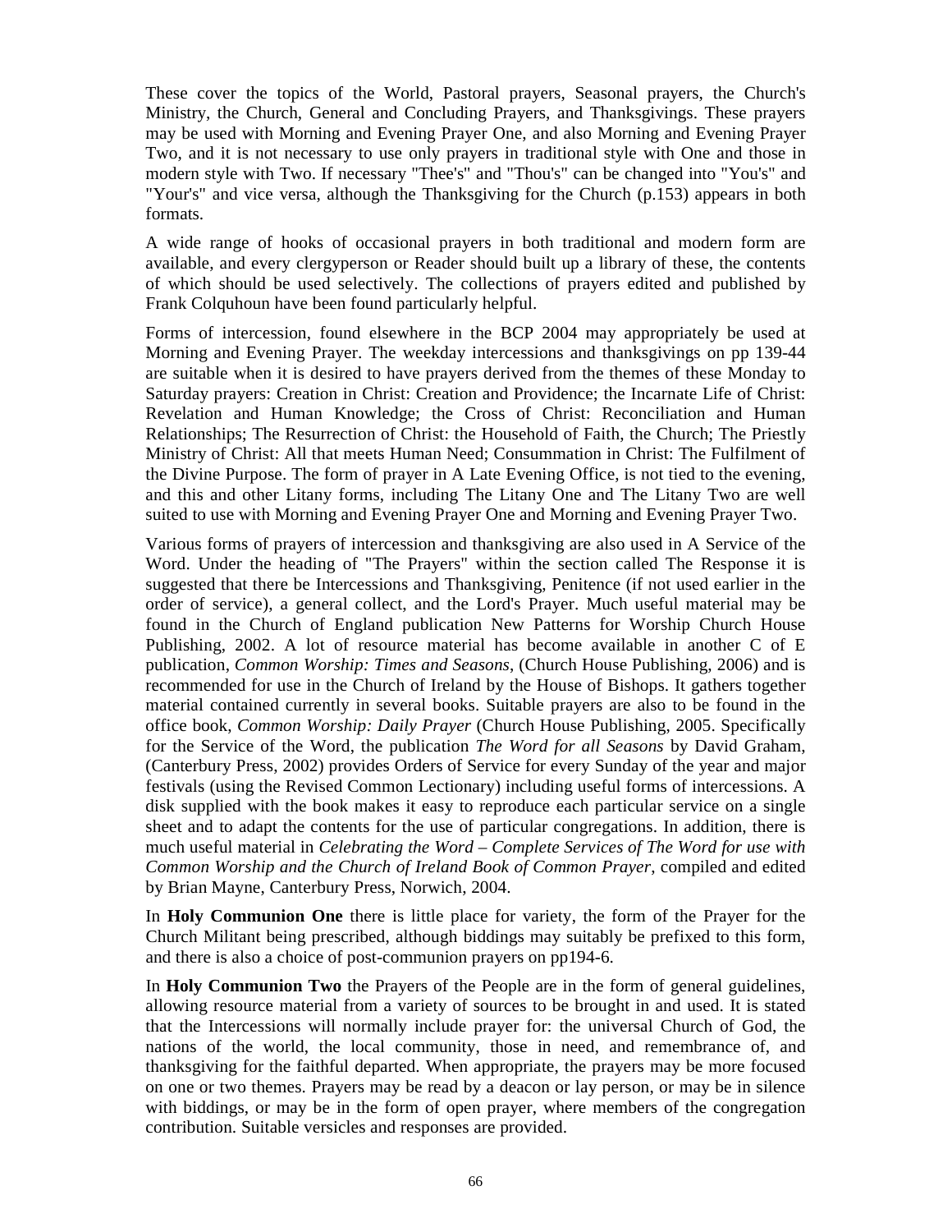These cover the topics of the World, Pastoral prayers, Seasonal prayers, the Church's Ministry, the Church, General and Concluding Prayers, and Thanksgivings. These prayers may be used with Morning and Evening Prayer One, and also Morning and Evening Prayer Two, and it is not necessary to use only prayers in traditional style with One and those in modern style with Two. If necessary "Thee's" and "Thou's" can be changed into "You's" and "Your's" and vice versa, although the Thanksgiving for the Church (p.153) appears in both formats.

A wide range of hooks of occasional prayers in both traditional and modern form are available, and every clergyperson or Reader should built up a library of these, the contents of which should be used selectively. The collections of prayers edited and published by Frank Colquhoun have been found particularly helpful.

Forms of intercession, found elsewhere in the BCP 2004 may appropriately be used at Morning and Evening Prayer. The weekday intercessions and thanksgivings on pp 139-44 are suitable when it is desired to have prayers derived from the themes of these Monday to Saturday prayers: Creation in Christ: Creation and Providence; the Incarnate Life of Christ: Revelation and Human Knowledge; the Cross of Christ: Reconciliation and Human Relationships; The Resurrection of Christ: the Household of Faith, the Church; The Priestly Ministry of Christ: All that meets Human Need; Consummation in Christ: The Fulfilment of the Divine Purpose. The form of prayer in A Late Evening Office, is not tied to the evening, and this and other Litany forms, including The Litany One and The Litany Two are well suited to use with Morning and Evening Prayer One and Morning and Evening Prayer Two.

Various forms of prayers of intercession and thanksgiving are also used in A Service of the Word. Under the heading of "The Prayers" within the section called The Response it is suggested that there be Intercessions and Thanksgiving, Penitence (if not used earlier in the order of service), a general collect, and the Lord's Prayer. Much useful material may be found in the Church of England publication New Patterns for Worship Church House Publishing, 2002. A lot of resource material has become available in another C of E publication, *Common Worship: Times and Seasons*, (Church House Publishing, 2006) and is recommended for use in the Church of Ireland by the House of Bishops. It gathers together material contained currently in several books. Suitable prayers are also to be found in the office book, *Common Worship: Daily Prayer* (Church House Publishing, 2005. Specifically for the Service of the Word, the publication *The Word for all Seasons* by David Graham, (Canterbury Press, 2002) provides Orders of Service for every Sunday of the year and major festivals (using the Revised Common Lectionary) including useful forms of intercessions. A disk supplied with the book makes it easy to reproduce each particular service on a single sheet and to adapt the contents for the use of particular congregations. In addition, there is much useful material in *Celebrating the Word – Complete Services of The Word for use with Common Worship and the Church of Ireland Book of Common Prayer*, compiled and edited by Brian Mayne, Canterbury Press, Norwich, 2004.

In **Holy Communion One** there is little place for variety, the form of the Prayer for the Church Militant being prescribed, although biddings may suitably be prefixed to this form, and there is also a choice of post-communion prayers on pp194-6.

In **Holy Communion Two** the Prayers of the People are in the form of general guidelines, allowing resource material from a variety of sources to be brought in and used. It is stated that the Intercessions will normally include prayer for: the universal Church of God, the nations of the world, the local community, those in need, and remembrance of, and thanksgiving for the faithful departed. When appropriate, the prayers may be more focused on one or two themes. Prayers may be read by a deacon or lay person, or may be in silence with biddings, or may be in the form of open prayer, where members of the congregation contribution. Suitable versicles and responses are provided.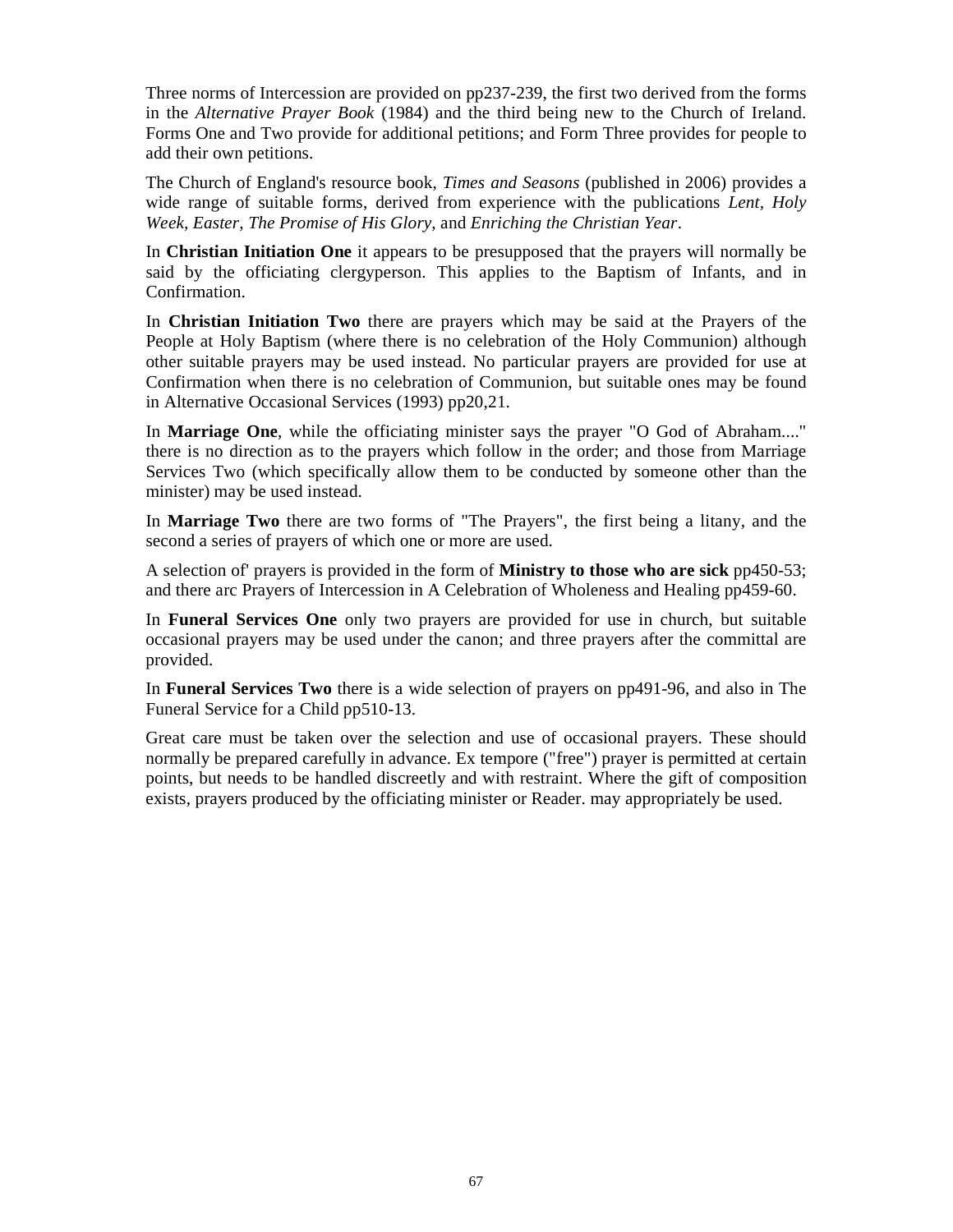Three norms of Intercession are provided on pp237-239, the first two derived from the forms in the *Alternative Prayer Book* (1984) and the third being new to the Church of Ireland. Forms One and Two provide for additional petitions; and Form Three provides for people to add their own petitions.

The Church of England's resource book, *Times and Seasons* (published in 2006) provides a wide range of suitable forms, derived from experience with the publications *Lent, Holy Week, Easter*, *The Promise of His Glory*, and *Enriching the Christian Year*.

In **Christian Initiation One** it appears to be presupposed that the prayers will normally be said by the officiating clergyperson. This applies to the Baptism of Infants, and in Confirmation.

In **Christian Initiation Two** there are prayers which may be said at the Prayers of the People at Holy Baptism (where there is no celebration of the Holy Communion) although other suitable prayers may be used instead. No particular prayers are provided for use at Confirmation when there is no celebration of Communion, but suitable ones may be found in Alternative Occasional Services (1993) pp20,21.

In **Marriage One**, while the officiating minister says the prayer "O God of Abraham...." there is no direction as to the prayers which follow in the order; and those from Marriage Services Two (which specifically allow them to be conducted by someone other than the minister) may be used instead.

In **Marriage Two** there are two forms of "The Prayers", the first being a litany, and the second a series of prayers of which one or more are used.

A selection of' prayers is provided in the form of **Ministry to those who are sick** pp450-53; and there arc Prayers of Intercession in A Celebration of Wholeness and Healing pp459-60.

In **Funeral Services One** only two prayers are provided for use in church, but suitable occasional prayers may be used under the canon; and three prayers after the committal are provided.

In **Funeral Services Two** there is a wide selection of prayers on pp491-96, and also in The Funeral Service for a Child pp510-13.

Great care must be taken over the selection and use of occasional prayers. These should normally be prepared carefully in advance. Ex tempore ("free") prayer is permitted at certain points, but needs to be handled discreetly and with restraint. Where the gift of composition exists, prayers produced by the officiating minister or Reader. may appropriately be used.